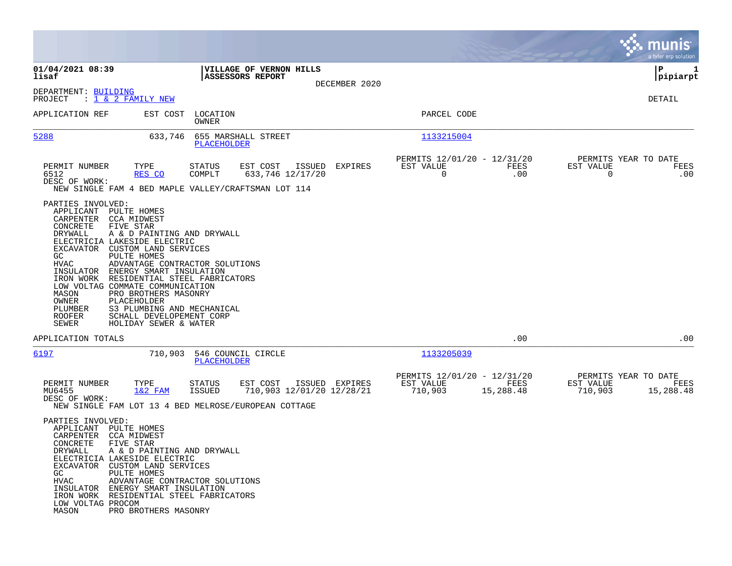01/04/2021 08:39
lisaf

**VILLAGE OF VERNON HILLS**
**ASSESSORS REPORT**

DECEMBER 2020

P 1
pipiarpt

DEPARTMENT: BUILDING
PROJECT : 1 & 2 FAMILY NEW

DETAIL

| APPLICATION REF | EST COST | LOCATION / OWNER | PARCEL CODE |
|---|---|---|---|
| 5288 | 633,746 | 655 MARSHALL STREET / PLACEHOLDER | 1133215004 |

| PERMIT NUMBER | TYPE | STATUS | EST COST | ISSUED | EXPIRES | PERMITS 12/01/20 - 12/31/20 EST VALUE | FEES | PERMITS YEAR TO DATE EST VALUE | FEES |
|---|---|---|---|---|---|---|---|---|---|
| 6512 | RES CO | COMPLT | 633,746 | 12/17/20 | | 0 | .00 | 0 | .00 |

DESC OF WORK:
NEW SINGLE FAM 4 BED MAPLE VALLEY/CRAFTSMAN LOT 114

PARTIES INVOLVED:

| Role | Party |
|---|---|
| APPLICANT | PULTE HOMES |
| CARPENTER | CCA MIDWEST |
| CONCRETE | FIVE STAR |
| DRYWALL | A & D PAINTING AND DRYWALL |
| ELECTRICIA | LAKESIDE ELECTRIC |
| EXCAVATOR | CUSTOM LAND SERVICES |
| GC | PULTE HOMES |
| HVAC | ADVANTAGE CONTRACTOR SOLUTIONS |
| INSULATOR | ENERGY SMART INSULATION |
| IRON WORK | RESIDENTIAL STEEL FABRICATORS |
| LOW VOLTAG | COMMATE COMMUNICATION |
| MASON | PRO BROTHERS MASONRY |
| OWNER | PLACEHOLDER |
| PLUMBER | S3 PLUMBING AND MECHANICAL |
| ROOFER | SCHALL DEVELOPEMENT CORP |
| SEWER | HOLIDAY SEWER & WATER |

APPLICATION TOTALS .00 .00

| APPLICATION REF | EST COST | LOCATION / OWNER | PARCEL CODE |
|---|---|---|---|
| 6197 | 710,903 | 546 COUNCIL CIRCLE / PLACEHOLDER | 1133205039 |

| PERMIT NUMBER | TYPE | STATUS | EST COST | ISSUED | EXPIRES | PERMITS 12/01/20 - 12/31/20 EST VALUE | FEES | PERMITS YEAR TO DATE EST VALUE | FEES |
|---|---|---|---|---|---|---|---|---|---|
| MU6455 | 1&2 FAM | ISSUED | 710,903 | 12/01/20 | 12/28/21 | 710,903 | 15,288.48 | 710,903 | 15,288.48 |

DESC OF WORK:
NEW SINGLE FAM LOT 13 4 BED MELROSE/EUROPEAN COTTAGE

PARTIES INVOLVED:

| Role | Party |
|---|---|
| APPLICANT | PULTE HOMES |
| CARPENTER | CCA MIDWEST |
| CONCRETE | FIVE STAR |
| DRYWALL | A & D PAINTING AND DRYWALL |
| ELECTRICIA | LAKESIDE ELECTRIC |
| EXCAVATOR | CUSTOM LAND SERVICES |
| GC | PULTE HOMES |
| HVAC | ADVANTAGE CONTRACTOR SOLUTIONS |
| INSULATOR | ENERGY SMART INSULATION |
| IRON WORK | RESIDENTIAL STEEL FABRICATORS |
| LOW VOLTAG | PROCOM |
| MASON | PRO BROTHERS MASONRY |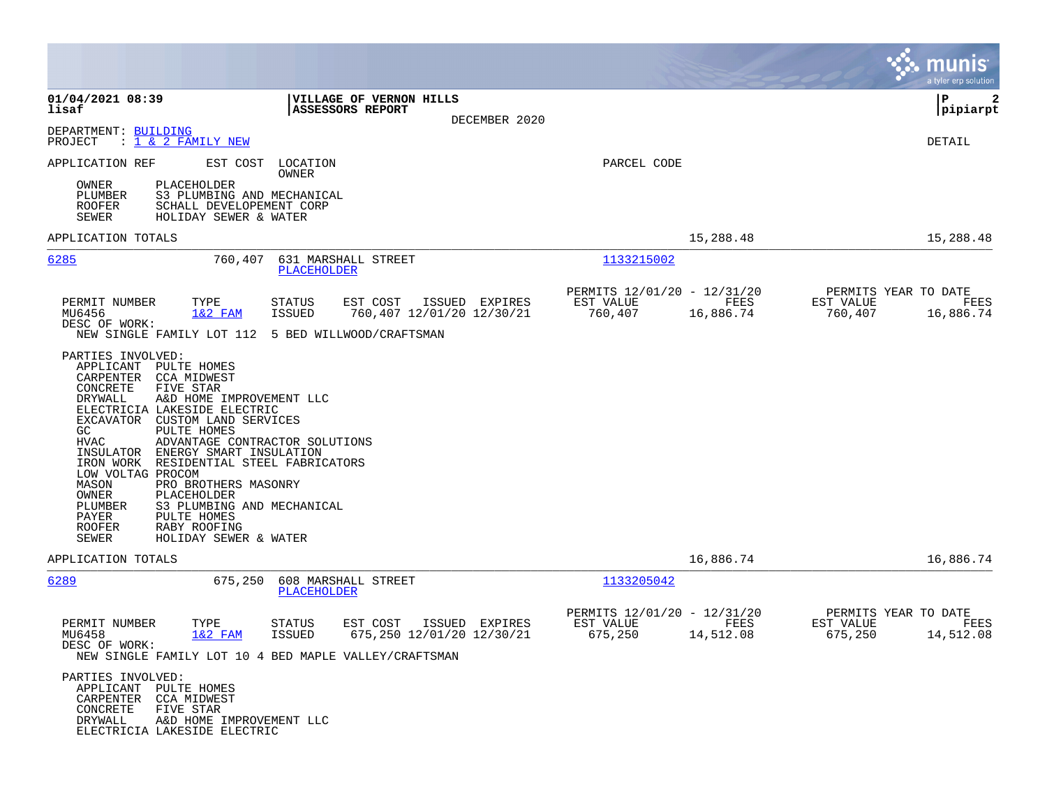01/04/2021 08:39
lisaf

**VILLAGE OF VERNON HILLS**
**ASSESSORS REPORT**
DECEMBER 2020

P 2
pipiarpt

DEPARTMENT: BUILDING
PROJECT : 1 & 2 FAMILY NEW

DETAIL

APPLICATION REF | EST COST | LOCATION / OWNER | PARCEL CODE

OWNER PLACEHOLDER
PLUMBER S3 PLUMBING AND MECHANICAL
ROOFER SCHALL DEVELOPEMENT CORP
SEWER HOLIDAY SEWER & WATER

APPLICATION TOTALS 15,288.48 15,288.48

---

**6285** 760,407 631 MARSHALL STREET
PLACEHOLDER
1133215002

| PERMIT NUMBER | TYPE | STATUS | EST COST | ISSUED | EXPIRES | PERMITS 12/01/20 - 12/31/20 EST VALUE | FEES | PERMITS YEAR TO DATE EST VALUE | FEES |
|---|---|---|---|---|---|---|---|---|---|
| MU6456 | 1&2 FAM | ISSUED | 760,407 | 12/01/20 | 12/30/21 | 760,407 | 16,886.74 | 760,407 | 16,886.74 |

DESC OF WORK:
NEW SINGLE FAMILY LOT 112 5 BED WILLWOOD/CRAFTSMAN

PARTIES INVOLVED:
APPLICANT PULTE HOMES
CARPENTER CCA MIDWEST
CONCRETE FIVE STAR
DRYWALL A&D HOME IMPROVEMENT LLC
ELECTRICIA LAKESIDE ELECTRIC
EXCAVATOR CUSTOM LAND SERVICES
GC PULTE HOMES
HVAC ADVANTAGE CONTRACTOR SOLUTIONS
INSULATOR ENERGY SMART INSULATION
IRON WORK RESIDENTIAL STEEL FABRICATORS
LOW VOLTAG PROCOM
MASON PRO BROTHERS MASONRY
OWNER PLACEHOLDER
PLUMBER S3 PLUMBING AND MECHANICAL
PAYER PULTE HOMES
ROOFER RABY ROOFING
SEWER HOLIDAY SEWER & WATER

APPLICATION TOTALS 16,886.74 16,886.74

---

**6289** 675,250 608 MARSHALL STREET
PLACEHOLDER
1133205042

| PERMIT NUMBER | TYPE | STATUS | EST COST | ISSUED | EXPIRES | PERMITS 12/01/20 - 12/31/20 EST VALUE | FEES | PERMITS YEAR TO DATE EST VALUE | FEES |
|---|---|---|---|---|---|---|---|---|---|
| MU6458 | 1&2 FAM | ISSUED | 675,250 | 12/01/20 | 12/30/21 | 675,250 | 14,512.08 | 675,250 | 14,512.08 |

DESC OF WORK:
NEW SINGLE FAMILY LOT 10 4 BED MAPLE VALLEY/CRAFTSMAN

PARTIES INVOLVED:
APPLICANT PULTE HOMES
CARPENTER CCA MIDWEST
CONCRETE FIVE STAR
DRYWALL A&D HOME IMPROVEMENT LLC
ELECTRICIA LAKESIDE ELECTRIC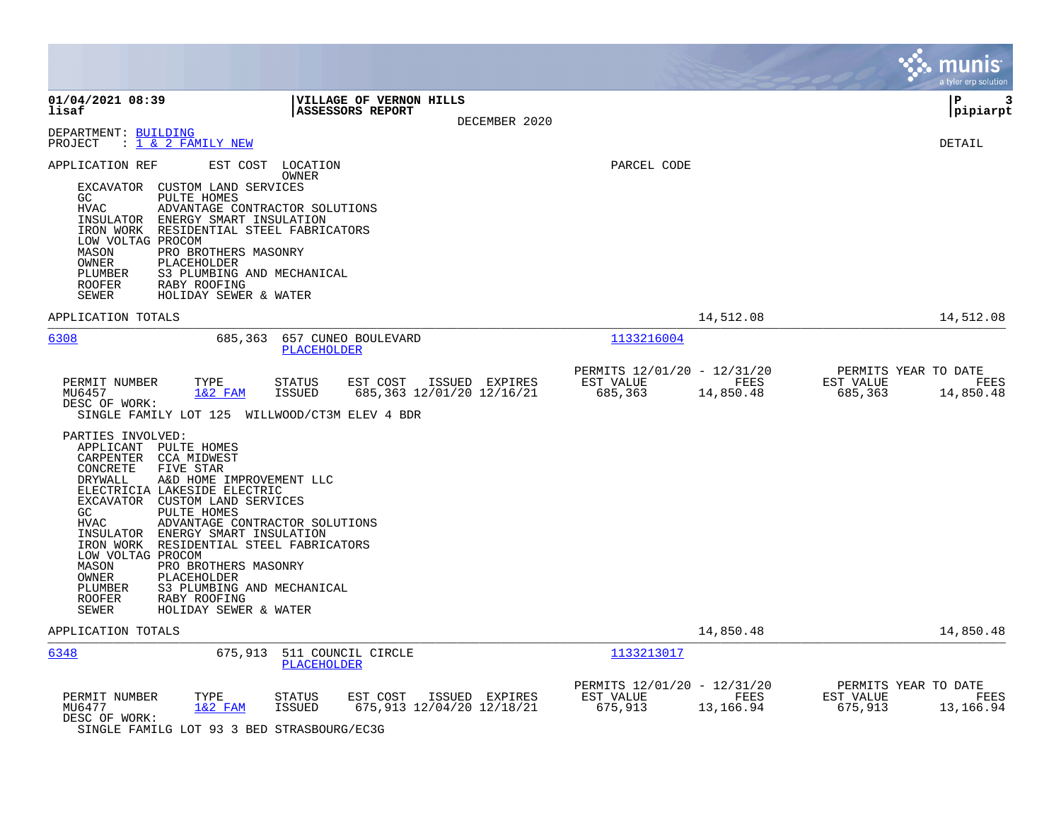**01/04/2021 08:39**
**lisaf**

**VILLAGE OF VERNON HILLS**
**ASSESSORS REPORT**

DECEMBER 2020

**P 3**
**pipiarpt**

DEPARTMENT: BUILDING
PROJECT : 1 & 2 FAMILY NEW

DETAIL

APPLICATION REF &nbsp;&nbsp; EST COST &nbsp;&nbsp; LOCATION / OWNER &nbsp;&nbsp; PARCEL CODE

| Role | Party |
|---|---|
| EXCAVATOR | CUSTOM LAND SERVICES |
| GC | PULTE HOMES |
| HVAC | ADVANTAGE CONTRACTOR SOLUTIONS |
| INSULATOR | ENERGY SMART INSULATION |
| IRON WORK | RESIDENTIAL STEEL FABRICATORS |
| LOW VOLTAG | PROCOM |
| MASON | PRO BROTHERS MASONRY |
| OWNER | PLACEHOLDER |
| PLUMBER | S3 PLUMBING AND MECHANICAL |
| ROOFER | RABY ROOFING |
| SEWER | HOLIDAY SEWER & WATER |

APPLICATION TOTALS &nbsp;&nbsp; 14,512.08 &nbsp;&nbsp; 14,512.08

---

**6308** &nbsp;&nbsp; 685,363 &nbsp;&nbsp; 657 CUNEO BOULEVARD &nbsp;&nbsp; PLACEHOLDER &nbsp;&nbsp; 1133216004

| PERMIT NUMBER | TYPE | STATUS | EST COST | ISSUED | EXPIRES | PERMITS 12/01/20 - 12/31/20 EST VALUE | FEES | PERMITS YEAR TO DATE EST VALUE | FEES |
|---|---|---|---|---|---|---|---|---|---|
| MU6457 | 1&2 FAM | ISSUED | 685,363 | 12/01/20 | 12/16/21 | 685,363 | 14,850.48 | 685,363 | 14,850.48 |

DESC OF WORK:
SINGLE FAMILY LOT 125 WILLWOOD/CT3M ELEV 4 BDR

PARTIES INVOLVED:

| Role | Party |
|---|---|
| APPLICANT | PULTE HOMES |
| CARPENTER | CCA MIDWEST |
| CONCRETE | FIVE STAR |
| DRYWALL | A&D HOME IMPROVEMENT LLC |
| ELECTRICIA | LAKESIDE ELECTRIC |
| EXCAVATOR | CUSTOM LAND SERVICES |
| GC | PULTE HOMES |
| HVAC | ADVANTAGE CONTRACTOR SOLUTIONS |
| INSULATOR | ENERGY SMART INSULATION |
| IRON WORK | RESIDENTIAL STEEL FABRICATORS |
| LOW VOLTAG | PROCOM |
| MASON | PRO BROTHERS MASONRY |
| OWNER | PLACEHOLDER |
| PLUMBER | S3 PLUMBING AND MECHANICAL |
| ROOFER | RABY ROOFING |
| SEWER | HOLIDAY SEWER & WATER |

APPLICATION TOTALS &nbsp;&nbsp; 14,850.48 &nbsp;&nbsp; 14,850.48

---

**6348** &nbsp;&nbsp; 675,913 &nbsp;&nbsp; 511 COUNCIL CIRCLE &nbsp;&nbsp; PLACEHOLDER &nbsp;&nbsp; 1133213017

| PERMIT NUMBER | TYPE | STATUS | EST COST | ISSUED | EXPIRES | PERMITS 12/01/20 - 12/31/20 EST VALUE | FEES | PERMITS YEAR TO DATE EST VALUE | FEES |
|---|---|---|---|---|---|---|---|---|---|
| MU6477 | 1&2 FAM | ISSUED | 675,913 | 12/04/20 | 12/18/21 | 675,913 | 13,166.94 | 675,913 | 13,166.94 |

DESC OF WORK:
SINGLE FAMILG LOT 93 3 BED STRASBOURG/EC3G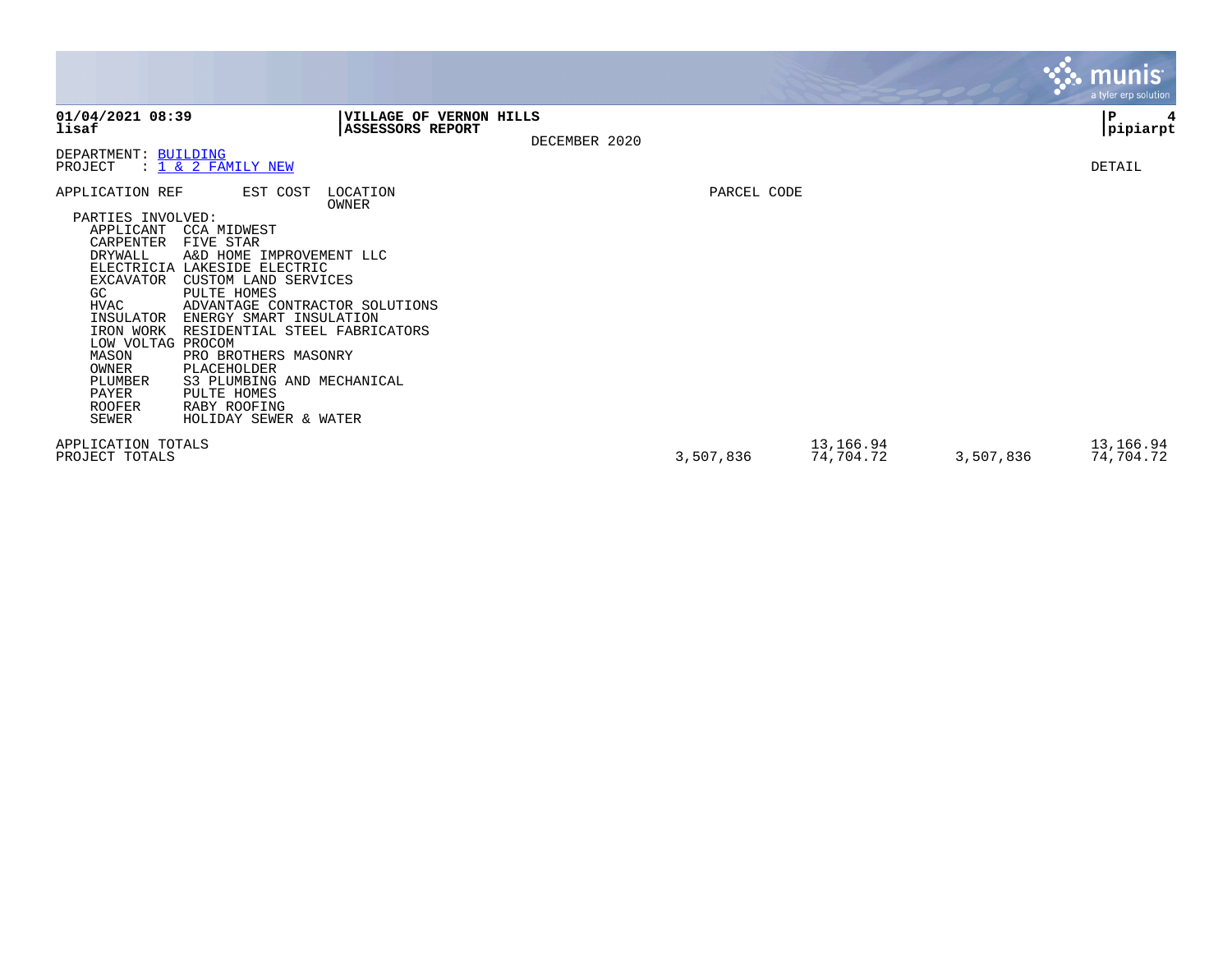**01/04/2021 08:39**
**lisaf**

**VILLAGE OF VERNON HILLS**
**ASSESSORS REPORT**

DECEMBER 2020

**P 4**
**pipiarpt**

DEPARTMENT: BUILDING
PROJECT : 1 & 2 FAMILY NEW

DETAIL

| APPLICATION REF | EST COST | LOCATION / OWNER | PARCEL CODE |
|---|---|---|---|

PARTIES INVOLVED:

| Role | Party |
|---|---|
| APPLICANT | CCA MIDWEST |
| CARPENTER | FIVE STAR |
| DRYWALL | A&D HOME IMPROVEMENT LLC |
| ELECTRICIA | LAKESIDE ELECTRIC |
| EXCAVATOR | CUSTOM LAND SERVICES |
| GC | PULTE HOMES |
| HVAC | ADVANTAGE CONTRACTOR SOLUTIONS |
| INSULATOR | ENERGY SMART INSULATION |
| IRON WORK | RESIDENTIAL STEEL FABRICATORS |
| LOW VOLTAG | PROCOM |
| MASON | PRO BROTHERS MASONRY |
| OWNER | PLACEHOLDER |
| PLUMBER | S3 PLUMBING AND MECHANICAL |
| PAYER | PULTE HOMES |
| ROOFER | RABY ROOFING |
| SEWER | HOLIDAY SEWER & WATER |

| | | | | |
|---|---|---|---|---|
| APPLICATION TOTALS | | 13,166.94 | | 13,166.94 |
| PROJECT TOTALS | 3,507,836 | 74,704.72 | 3,507,836 | 74,704.72 |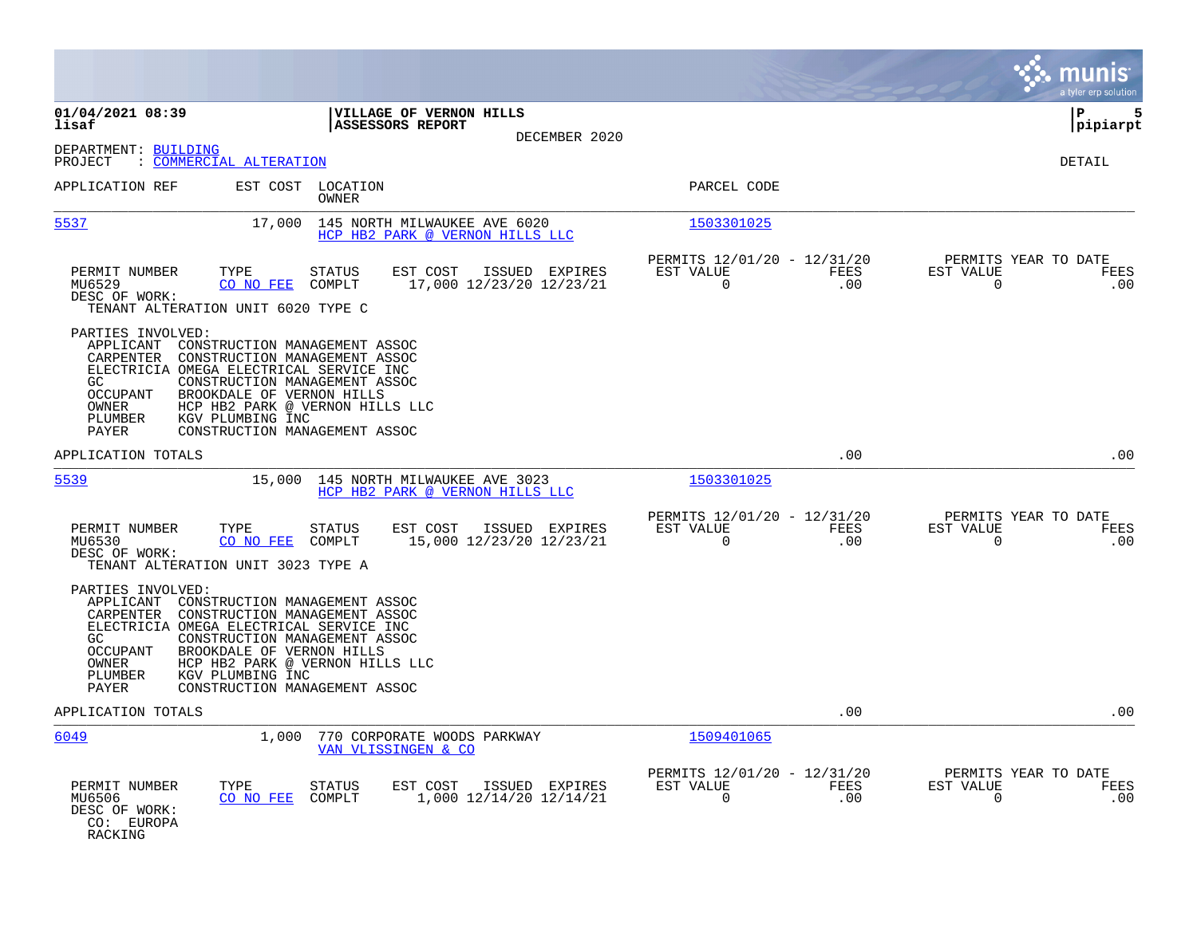**01/04/2021 08:39**
**lisaf**

**VILLAGE OF VERNON HILLS**
**ASSESSORS REPORT**
DECEMBER 2020

**P 5**
**pipiarpt**

DEPARTMENT: BUILDING
PROJECT : COMMERCIAL ALTERATION

DETAIL

| APPLICATION REF | EST COST | LOCATION / OWNER | PARCEL CODE |
|---|---|---|---|
| 5537 | 17,000 | 145 NORTH MILWAUKEE AVE 6020 / HCP HB2 PARK @ VERNON HILLS LLC | 1503301025 |

| PERMIT NUMBER | TYPE | STATUS | EST COST | ISSUED | EXPIRES | PERMITS 12/01/20 - 12/31/20 EST VALUE | FEES | PERMITS YEAR TO DATE EST VALUE | FEES |
|---|---|---|---|---|---|---|---|---|---|
| MU6529 | CO NO FEE | COMPLT | 17,000 | 12/23/20 | 12/23/21 | 0 | .00 | 0 | .00 |

DESC OF WORK:
TENANT ALTERATION UNIT 6020 TYPE C

PARTIES INVOLVED:
- APPLICANT CONSTRUCTION MANAGEMENT ASSOC
- CARPENTER CONSTRUCTION MANAGEMENT ASSOC
- ELECTRICIA OMEGA ELECTRICAL SERVICE INC
- GC CONSTRUCTION MANAGEMENT ASSOC
- OCCUPANT BROOKDALE OF VERNON HILLS
- OWNER HCP HB2 PARK @ VERNON HILLS LLC
- PLUMBER KGV PLUMBING INC
- PAYER CONSTRUCTION MANAGEMENT ASSOC

APPLICATION TOTALS .00 .00

| APPLICATION REF | EST COST | LOCATION / OWNER | PARCEL CODE |
|---|---|---|---|
| 5539 | 15,000 | 145 NORTH MILWAUKEE AVE 3023 / HCP HB2 PARK @ VERNON HILLS LLC | 1503301025 |

| PERMIT NUMBER | TYPE | STATUS | EST COST | ISSUED | EXPIRES | PERMITS 12/01/20 - 12/31/20 EST VALUE | FEES | PERMITS YEAR TO DATE EST VALUE | FEES |
|---|---|---|---|---|---|---|---|---|---|
| MU6530 | CO NO FEE | COMPLT | 15,000 | 12/23/20 | 12/23/21 | 0 | .00 | 0 | .00 |

DESC OF WORK:
TENANT ALTERATION UNIT 3023 TYPE A

PARTIES INVOLVED:
- APPLICANT CONSTRUCTION MANAGEMENT ASSOC
- CARPENTER CONSTRUCTION MANAGEMENT ASSOC
- ELECTRICIA OMEGA ELECTRICAL SERVICE INC
- GC CONSTRUCTION MANAGEMENT ASSOC
- OCCUPANT BROOKDALE OF VERNON HILLS
- OWNER HCP HB2 PARK @ VERNON HILLS LLC
- PLUMBER KGV PLUMBING INC
- PAYER CONSTRUCTION MANAGEMENT ASSOC

APPLICATION TOTALS .00 .00

| APPLICATION REF | EST COST | LOCATION / OWNER | PARCEL CODE |
|---|---|---|---|
| 6049 | 1,000 | 770 CORPORATE WOODS PARKWAY / VAN VLISSINGEN & CO | 1509401065 |

| PERMIT NUMBER | TYPE | STATUS | EST COST | ISSUED | EXPIRES | PERMITS 12/01/20 - 12/31/20 EST VALUE | FEES | PERMITS YEAR TO DATE EST VALUE | FEES |
|---|---|---|---|---|---|---|---|---|---|
| MU6506 | CO NO FEE | COMPLT | 1,000 | 12/14/20 | 12/14/21 | 0 | .00 | 0 | .00 |

DESC OF WORK:
CO: EUROPA
RACKING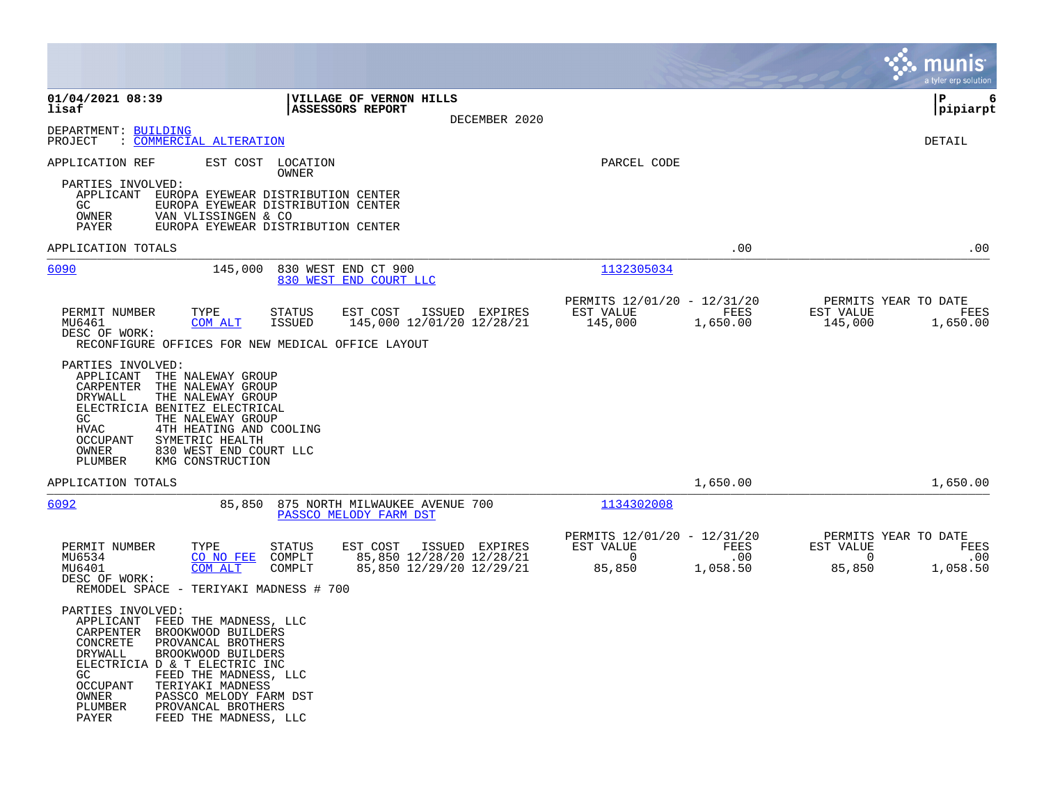01/04/2021 08:39
lisaf

**VILLAGE OF VERNON HILLS**
**ASSESSORS REPORT**
DECEMBER 2020

pipiarpt

DEPARTMENT: BUILDING
PROJECT : COMMERCIAL ALTERATION

DETAIL

APPLICATION REF | EST COST | LOCATION / OWNER | PARCEL CODE

PARTIES INVOLVED:
- APPLICANT EUROPA EYEWEAR DISTRIBUTION CENTER
- GC EUROPA EYEWEAR DISTRIBUTION CENTER
- OWNER VAN VLISSINGEN & CO
- PAYER EUROPA EYEWEAR DISTRIBUTION CENTER

APPLICATION TOTALS .00 .00

---

**6090** 145,000 830 WEST END CT 900 — 830 WEST END COURT LLC — Parcel 1132305034

| PERMIT NUMBER | TYPE | STATUS | EST COST | ISSUED | EXPIRES | PERMITS 12/01/20 - 12/31/20 EST VALUE | FEES | PERMITS YEAR TO DATE EST VALUE | FEES |
|---|---|---|---|---|---|---|---|---|---|
| MU6461 | COM ALT | ISSUED | 145,000 | 12/01/20 | 12/28/21 | 145,000 | 1,650.00 | 145,000 | 1,650.00 |

DESC OF WORK:
RECONFIGURE OFFICES FOR NEW MEDICAL OFFICE LAYOUT

PARTIES INVOLVED:
- APPLICANT THE NALEWAY GROUP
- CARPENTER THE NALEWAY GROUP
- DRYWALL THE NALEWAY GROUP
- ELECTRICIA BENITEZ ELECTRICAL
- GC THE NALEWAY GROUP
- HVAC 4TH HEATING AND COOLING
- OCCUPANT SYMETRIC HEALTH
- OWNER 830 WEST END COURT LLC
- PLUMBER KMG CONSTRUCTION

APPLICATION TOTALS 1,650.00 1,650.00

---

**6092** 85,850 875 NORTH MILWAUKEE AVENUE 700 — PASSCO MELODY FARM DST — Parcel 1134302008

| PERMIT NUMBER | TYPE | STATUS | EST COST | ISSUED | EXPIRES | PERMITS 12/01/20 - 12/31/20 EST VALUE | FEES | PERMITS YEAR TO DATE EST VALUE | FEES |
|---|---|---|---|---|---|---|---|---|---|
| MU6534 | CO NO FEE | COMPLT | 85,850 | 12/28/20 | 12/28/21 | 0 | .00 | 0 | .00 |
| MU6401 | COM ALT | COMPLT | 85,850 | 12/29/20 | 12/29/21 | 85,850 | 1,058.50 | 85,850 | 1,058.50 |

DESC OF WORK:
REMODEL SPACE - TERIYAKI MADNESS # 700

PARTIES INVOLVED:
- APPLICANT FEED THE MADNESS, LLC
- CARPENTER BROOKWOOD BUILDERS
- CONCRETE PROVANCAL BROTHERS
- DRYWALL BROOKWOOD BUILDERS
- ELECTRICIA D & T ELECTRIC INC
- GC FEED THE MADNESS, LLC
- OCCUPANT TERIYAKI MADNESS
- OWNER PASSCO MELODY FARM DST
- PLUMBER PROVANCAL BROTHERS
- PAYER FEED THE MADNESS, LLC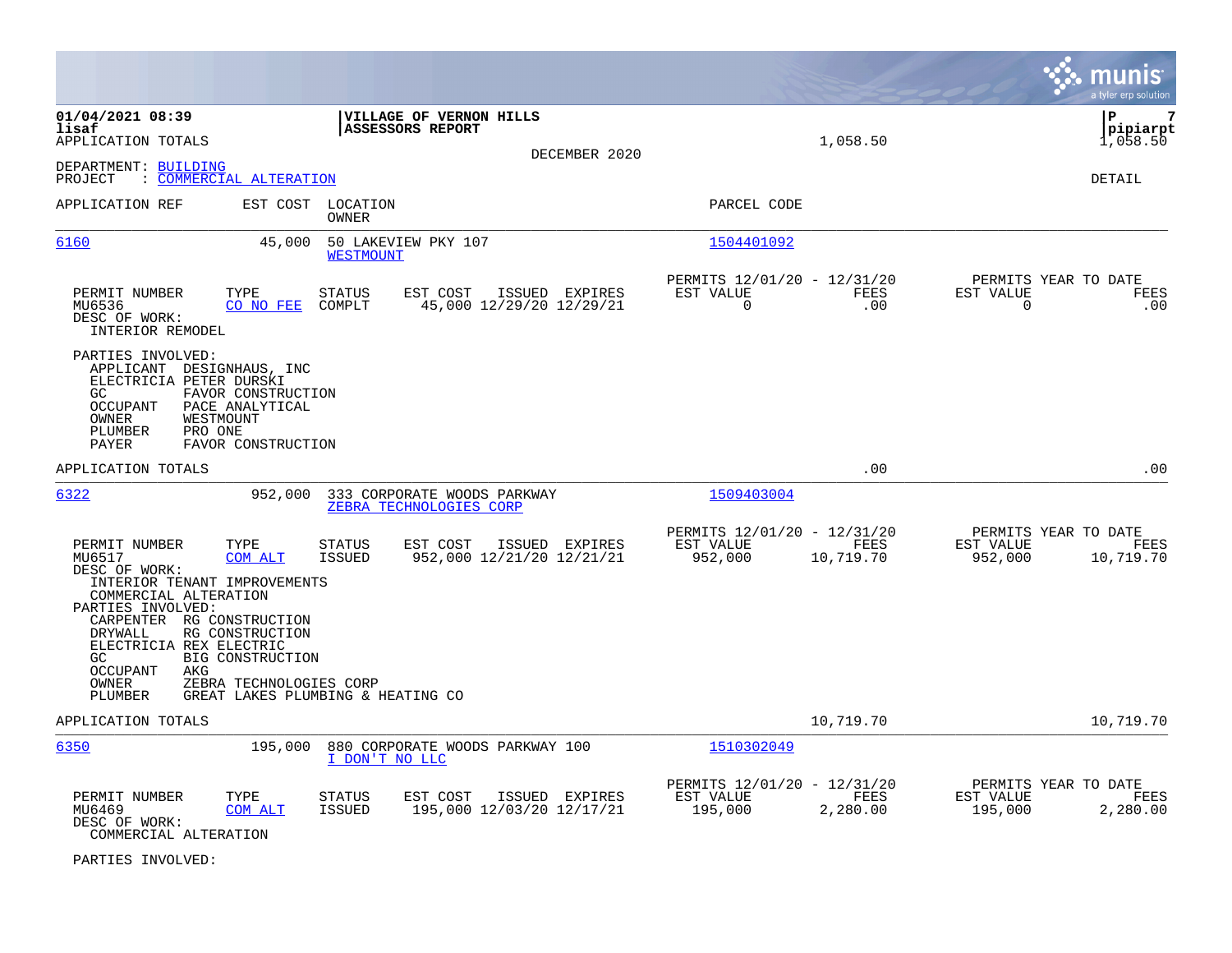01/04/2021 08:39
lisaf

**VILLAGE OF VERNON HILLS**
**ASSESSORS REPORT**

APPLICATION TOTALS 1,058.50 1,058.50

DECEMBER 2020

DEPARTMENT: BUILDING
PROJECT : COMMERCIAL ALTERATION

DETAIL

| APPLICATION REF | EST COST | LOCATION / OWNER | PARCEL CODE |
|---|---|---|---|
| 6160 | 45,000 | 50 LAKEVIEW PKY 107 / WESTMOUNT | 1504401092 |

| PERMIT NUMBER | TYPE | STATUS | EST COST | ISSUED | EXPIRES | PERMITS 12/01/20 - 12/31/20 EST VALUE | FEES | PERMITS YEAR TO DATE EST VALUE | FEES |
|---|---|---|---|---|---|---|---|---|---|
| MU6536 | CO NO FEE | COMPLT | 45,000 | 12/29/20 | 12/29/21 | 0 | .00 | 0 | .00 |

DESC OF WORK:
INTERIOR REMODEL

PARTIES INVOLVED:
- APPLICANT DESIGNHAUS, INC
- ELECTRICIA PETER DURSKI
- GC FAVOR CONSTRUCTION
- OCCUPANT PACE ANALYTICAL
- OWNER WESTMOUNT
- PLUMBER PRO ONE
- PAYER FAVOR CONSTRUCTION

APPLICATION TOTALS .00 .00

| APPLICATION REF | EST COST | LOCATION / OWNER | PARCEL CODE |
|---|---|---|---|
| 6322 | 952,000 | 333 CORPORATE WOODS PARKWAY / ZEBRA TECHNOLOGIES CORP | 1509403004 |

| PERMIT NUMBER | TYPE | STATUS | EST COST | ISSUED | EXPIRES | PERMITS 12/01/20 - 12/31/20 EST VALUE | FEES | PERMITS YEAR TO DATE EST VALUE | FEES |
|---|---|---|---|---|---|---|---|---|---|
| MU6517 | COM ALT | ISSUED | 952,000 | 12/21/20 | 12/21/21 | 952,000 | 10,719.70 | 952,000 | 10,719.70 |

DESC OF WORK:
INTERIOR TENANT IMPROVEMENTS
COMMERCIAL ALTERATION

PARTIES INVOLVED:
- CARPENTER RG CONSTRUCTION
- DRYWALL RG CONSTRUCTION
- ELECTRICIA REX ELECTRIC
- GC BIG CONSTRUCTION
- OCCUPANT AKG
- OWNER ZEBRA TECHNOLOGIES CORP
- PLUMBER GREAT LAKES PLUMBING & HEATING CO

APPLICATION TOTALS 10,719.70 10,719.70

| APPLICATION REF | EST COST | LOCATION / OWNER | PARCEL CODE |
|---|---|---|---|
| 6350 | 195,000 | 880 CORPORATE WOODS PARKWAY 100 / I DON'T NO LLC | 1510302049 |

| PERMIT NUMBER | TYPE | STATUS | EST COST | ISSUED | EXPIRES | PERMITS 12/01/20 - 12/31/20 EST VALUE | FEES | PERMITS YEAR TO DATE EST VALUE | FEES |
|---|---|---|---|---|---|---|---|---|---|
| MU6469 | COM ALT | ISSUED | 195,000 | 12/03/20 | 12/17/21 | 195,000 | 2,280.00 | 195,000 | 2,280.00 |

DESC OF WORK:
COMMERCIAL ALTERATION

PARTIES INVOLVED: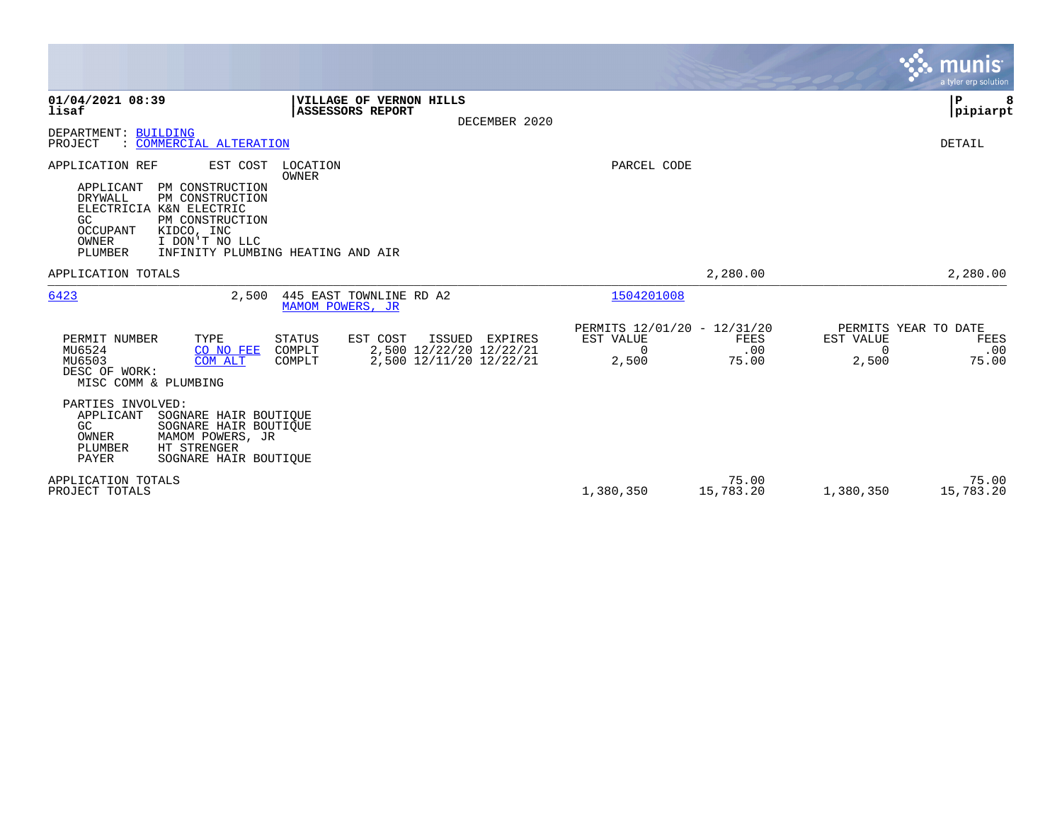**01/04/2021 08:39** | **VILLAGE OF VERNON HILLS**
**lisaf** | **ASSESSORS REPORT**

DECEMBER 2020

DEPARTMENT: BUILDING
PROJECT : COMMERCIAL ALTERATION

DETAIL

APPLICATION REF | EST COST | LOCATION / OWNER | PARCEL CODE

- APPLICANT PM CONSTRUCTION
- DRYWALL PM CONSTRUCTION
- ELECTRICIA K&N ELECTRIC
- GC PM CONSTRUCTION
- OCCUPANT KIDCO, INC
- OWNER I DON'T NO LLC
- PLUMBER INFINITY PLUMBING HEATING AND AIR

APPLICATION TOTALS — 2,280.00 — 2,280.00

---

**6423** | 2,500 | 445 EAST TOWNLINE RD A2 / MAMOM POWERS, JR | 1504201008

| PERMIT NUMBER | TYPE | STATUS | EST COST | ISSUED | EXPIRES | PERMITS 12/01/20 - 12/31/20 EST VALUE | FEES | PERMITS YEAR TO DATE EST VALUE | FEES |
|---|---|---|---|---|---|---|---|---|---|
| MU6524 | CO NO FEE | COMPLT | 2,500 | 12/22/20 | 12/22/21 | 0 | .00 | 0 | .00 |
| MU6503 | COM ALT | COMPLT | 2,500 | 12/11/20 | 12/22/21 | 2,500 | 75.00 | 2,500 | 75.00 |

DESC OF WORK:
MISC COMM & PLUMBING

PARTIES INVOLVED:
- APPLICANT SOGNARE HAIR BOUTIQUE
- GC SOGNARE HAIR BOUTIQUE
- OWNER MAMOM POWERS, JR
- PLUMBER HT STRENGER
- PAYER SOGNARE HAIR BOUTIQUE

| | EST VALUE | FEES | EST VALUE (YTD) | FEES (YTD) |
|---|---|---|---|---|
| APPLICATION TOTALS | | 75.00 | | 75.00 |
| PROJECT TOTALS | 1,380,350 | 15,783.20 | 1,380,350 | 15,783.20 |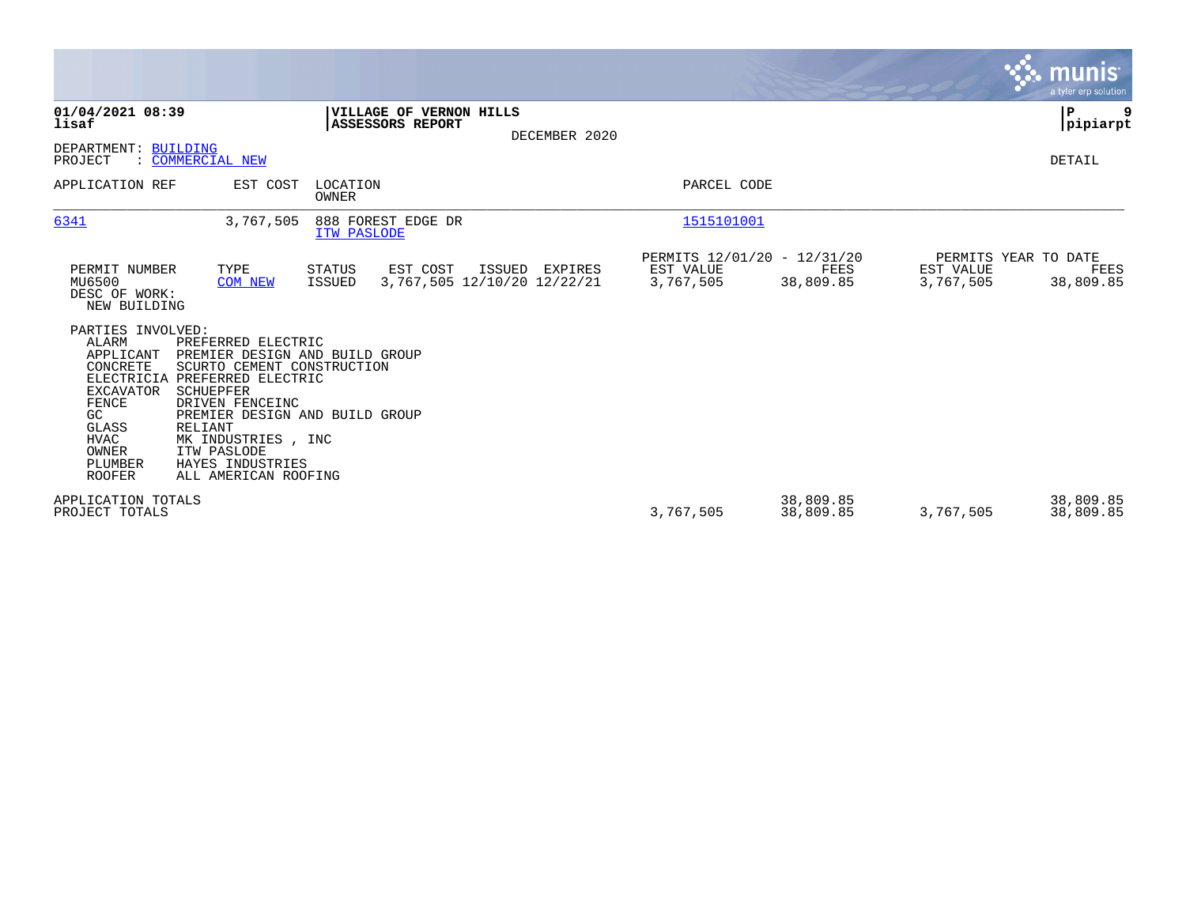**01/04/2021 08:39**
**lisaf**

**VILLAGE OF VERNON HILLS**
**ASSESSORS REPORT**

DECEMBER 2020

**pipiarpt**

DEPARTMENT: BUILDING
PROJECT : COMMERCIAL NEW

DETAIL

| APPLICATION REF | EST COST | LOCATION / OWNER | PARCEL CODE |
|---|---|---|---|
| 6341 | 3,767,505 | 888 FOREST EDGE DR / ITW PASLODE | 1515101001 |

| PERMIT NUMBER | TYPE | STATUS | EST COST | ISSUED | EXPIRES | PERMITS 12/01/20 - 12/31/20 EST VALUE | FEES | PERMITS YEAR TO DATE EST VALUE | FEES |
|---|---|---|---|---|---|---|---|---|---|
| MU6500 | COM NEW | ISSUED | 3,767,505 | 12/10/20 | 12/22/21 | 3,767,505 | 38,809.85 | 3,767,505 | 38,809.85 |

DESC OF WORK:
NEW BUILDING

PARTIES INVOLVED:

| Role | Party |
|---|---|
| ALARM | PREFERRED ELECTRIC |
| APPLICANT | PREMIER DESIGN AND BUILD GROUP |
| CONCRETE | SCURTO CEMENT CONSTRUCTION |
| ELECTRICIA | PREFERRED ELECTRIC |
| EXCAVATOR | SCHUEPFER |
| FENCE | DRIVEN FENCEINC |
| GC | PREMIER DESIGN AND BUILD GROUP |
| GLASS | RELIANT |
| HVAC | MK INDUSTRIES , INC |
| OWNER | ITW PASLODE |
| PLUMBER | HAYES INDUSTRIES |
| ROOFER | ALL AMERICAN ROOFING |

| | EST VALUE | FEES | EST VALUE (YTD) | FEES (YTD) |
|---|---|---|---|---|
| APPLICATION TOTALS | | 38,809.85 | | 38,809.85 |
| PROJECT TOTALS | 3,767,505 | 38,809.85 | 3,767,505 | 38,809.85 |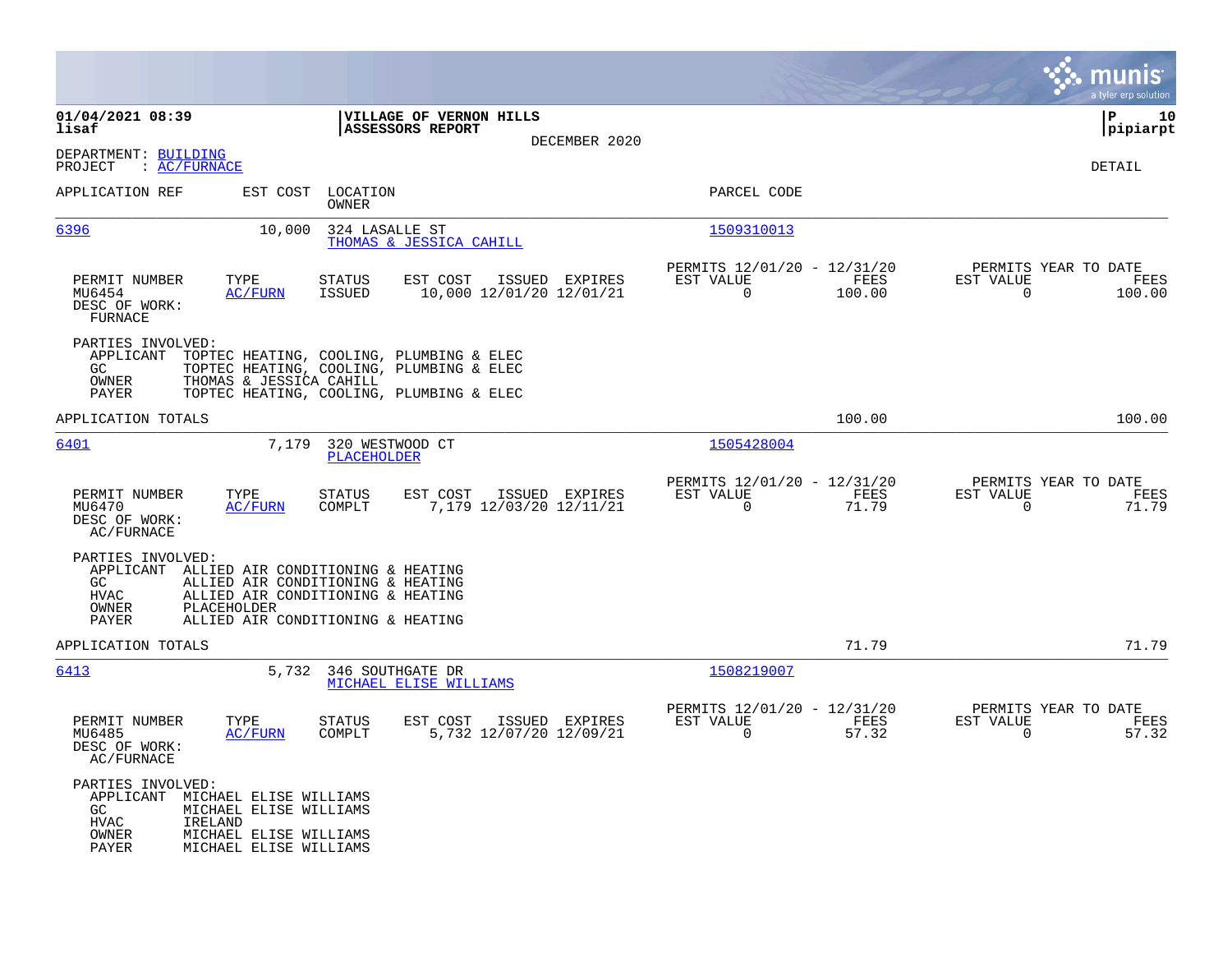**VILLAGE OF VERNON HILLS**
**ASSESSORS REPORT**
DECEMBER 2020

01/04/2021 08:39
lisaf

P 10
pipiarpt

DEPARTMENT: BUILDING
PROJECT : AC/FURNACE

DETAIL

| APPLICATION REF | EST COST | LOCATION / OWNER | PARCEL CODE |
|---|---|---|---|
| 6396 | 10,000 | 324 LASALLE ST / THOMAS & JESSICA CAHILL | 1509310013 |

| PERMIT NUMBER | TYPE | STATUS | EST COST | ISSUED | EXPIRES | PERMITS 12/01/20 - 12/31/20 EST VALUE | FEES | PERMITS YEAR TO DATE EST VALUE | FEES |
|---|---|---|---|---|---|---|---|---|---|
| MU6454 | AC/FURN | ISSUED | 10,000 | 12/01/20 | 12/01/21 | 0 | 100.00 | 0 | 100.00 |

DESC OF WORK:
FURNACE

PARTIES INVOLVED:
- APPLICANT TOPTEC HEATING, COOLING, PLUMBING & ELEC
- GC TOPTEC HEATING, COOLING, PLUMBING & ELEC
- OWNER THOMAS & JESSICA CAHILL
- PAYER TOPTEC HEATING, COOLING, PLUMBING & ELEC

APPLICATION TOTALS — 100.00 — 100.00

| APPLICATION REF | EST COST | LOCATION / OWNER | PARCEL CODE |
|---|---|---|---|
| 6401 | 7,179 | 320 WESTWOOD CT / PLACEHOLDER | 1505428004 |

| PERMIT NUMBER | TYPE | STATUS | EST COST | ISSUED | EXPIRES | PERMITS 12/01/20 - 12/31/20 EST VALUE | FEES | PERMITS YEAR TO DATE EST VALUE | FEES |
|---|---|---|---|---|---|---|---|---|---|
| MU6470 | AC/FURN | COMPLT | 7,179 | 12/03/20 | 12/11/21 | 0 | 71.79 | 0 | 71.79 |

DESC OF WORK:
AC/FURNACE

PARTIES INVOLVED:
- APPLICANT ALLIED AIR CONDITIONING & HEATING
- GC ALLIED AIR CONDITIONING & HEATING
- HVAC ALLIED AIR CONDITIONING & HEATING
- OWNER PLACEHOLDER
- PAYER ALLIED AIR CONDITIONING & HEATING

APPLICATION TOTALS — 71.79 — 71.79

| APPLICATION REF | EST COST | LOCATION / OWNER | PARCEL CODE |
|---|---|---|---|
| 6413 | 5,732 | 346 SOUTHGATE DR / MICHAEL ELISE WILLIAMS | 1508219007 |

| PERMIT NUMBER | TYPE | STATUS | EST COST | ISSUED | EXPIRES | PERMITS 12/01/20 - 12/31/20 EST VALUE | FEES | PERMITS YEAR TO DATE EST VALUE | FEES |
|---|---|---|---|---|---|---|---|---|---|
| MU6485 | AC/FURN | COMPLT | 5,732 | 12/07/20 | 12/09/21 | 0 | 57.32 | 0 | 57.32 |

DESC OF WORK:
AC/FURNACE

PARTIES INVOLVED:
- APPLICANT MICHAEL ELISE WILLIAMS
- GC MICHAEL ELISE WILLIAMS
- HVAC IRELAND
- OWNER MICHAEL ELISE WILLIAMS
- PAYER MICHAEL ELISE WILLIAMS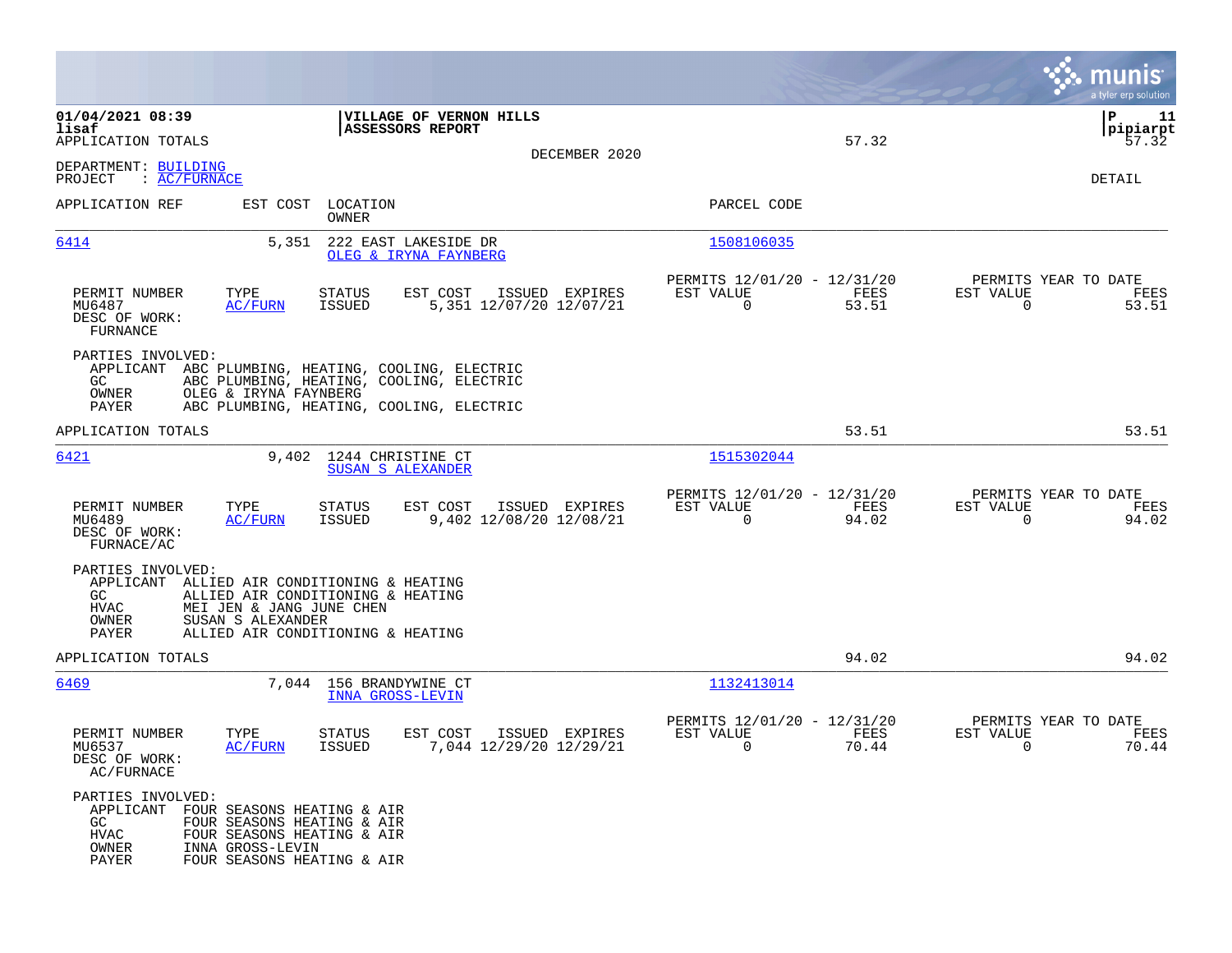01/04/2021 08:39
lisaf
APPLICATION TOTALS

**VILLAGE OF VERNON HILLS**
**ASSESSORS REPORT**

DECEMBER 2020

57.32

P 11
pipiarpt
57.32

DEPARTMENT: BUILDING
PROJECT : AC/FURNACE

DETAIL

| APPLICATION REF | EST COST | LOCATION / OWNER | PARCEL CODE |
|---|---|---|---|
| 6414 | 5,351 | 222 EAST LAKESIDE DR / OLEG & IRYNA FAYNBERG | 1508106035 |

| PERMIT NUMBER | TYPE | STATUS | EST COST | ISSUED | EXPIRES | PERMITS 12/01/20 - 12/31/20 EST VALUE | FEES | PERMITS YEAR TO DATE EST VALUE | FEES |
|---|---|---|---|---|---|---|---|---|---|
| MU6487 | AC/FURN | ISSUED | 5,351 | 12/07/20 | 12/07/21 | 0 | 53.51 | 0 | 53.51 |

DESC OF WORK:
FURNACE

PARTIES INVOLVED:
- APPLICANT ABC PLUMBING, HEATING, COOLING, ELECTRIC
- GC ABC PLUMBING, HEATING, COOLING, ELECTRIC
- OWNER OLEG & IRYNA FAYNBERG
- PAYER ABC PLUMBING, HEATING, COOLING, ELECTRIC

APPLICATION TOTALS 53.51 53.51

| APPLICATION REF | EST COST | LOCATION / OWNER | PARCEL CODE |
|---|---|---|---|
| 6421 | 9,402 | 1244 CHRISTINE CT / SUSAN S ALEXANDER | 1515302044 |

| PERMIT NUMBER | TYPE | STATUS | EST COST | ISSUED | EXPIRES | PERMITS 12/01/20 - 12/31/20 EST VALUE | FEES | PERMITS YEAR TO DATE EST VALUE | FEES |
|---|---|---|---|---|---|---|---|---|---|
| MU6489 | AC/FURN | ISSUED | 9,402 | 12/08/20 | 12/08/21 | 0 | 94.02 | 0 | 94.02 |

DESC OF WORK:
FURNACE/AC

PARTIES INVOLVED:
- APPLICANT ALLIED AIR CONDITIONING & HEATING
- GC ALLIED AIR CONDITIONING & HEATING
- HVAC MEI JEN & JANG JUNE CHEN
- OWNER SUSAN S ALEXANDER
- PAYER ALLIED AIR CONDITIONING & HEATING

APPLICATION TOTALS 94.02 94.02

| APPLICATION REF | EST COST | LOCATION / OWNER | PARCEL CODE |
|---|---|---|---|
| 6469 | 7,044 | 156 BRANDYWINE CT / INNA GROSS-LEVIN | 1132413014 |

| PERMIT NUMBER | TYPE | STATUS | EST COST | ISSUED | EXPIRES | PERMITS 12/01/20 - 12/31/20 EST VALUE | FEES | PERMITS YEAR TO DATE EST VALUE | FEES |
|---|---|---|---|---|---|---|---|---|---|
| MU6537 | AC/FURN | ISSUED | 7,044 | 12/29/20 | 12/29/21 | 0 | 70.44 | 0 | 70.44 |

DESC OF WORK:
AC/FURNACE

PARTIES INVOLVED:
- APPLICANT FOUR SEASONS HEATING & AIR
- GC FOUR SEASONS HEATING & AIR
- HVAC FOUR SEASONS HEATING & AIR
- OWNER INNA GROSS-LEVIN
- PAYER FOUR SEASONS HEATING & AIR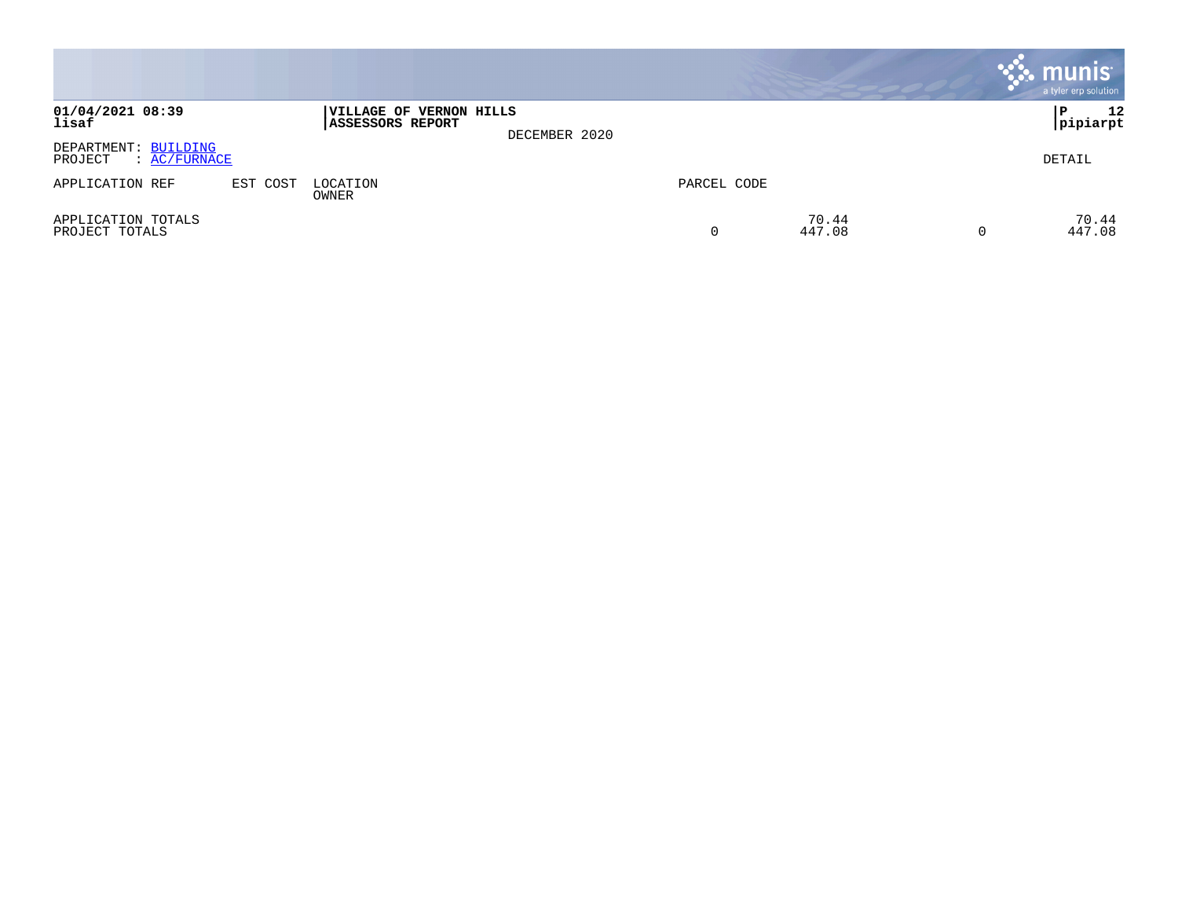**01/04/2021 08:39**
**lisaf**

**VILLAGE OF VERNON HILLS**
**ASSESSORS REPORT**

DECEMBER 2020

**P 12**
**pipiarpt**

DEPARTMENT: BUILDING
PROJECT : AC/FURNACE

DETAIL

| APPLICATION REF | EST COST | LOCATION<br>OWNER | PARCEL CODE | | | |
|---|---|---|---|---|---|---|
| APPLICATION TOTALS | | | | 70.44 | | 70.44 |
| PROJECT TOTALS | | | 0 | 447.08 | 0 | 447.08 |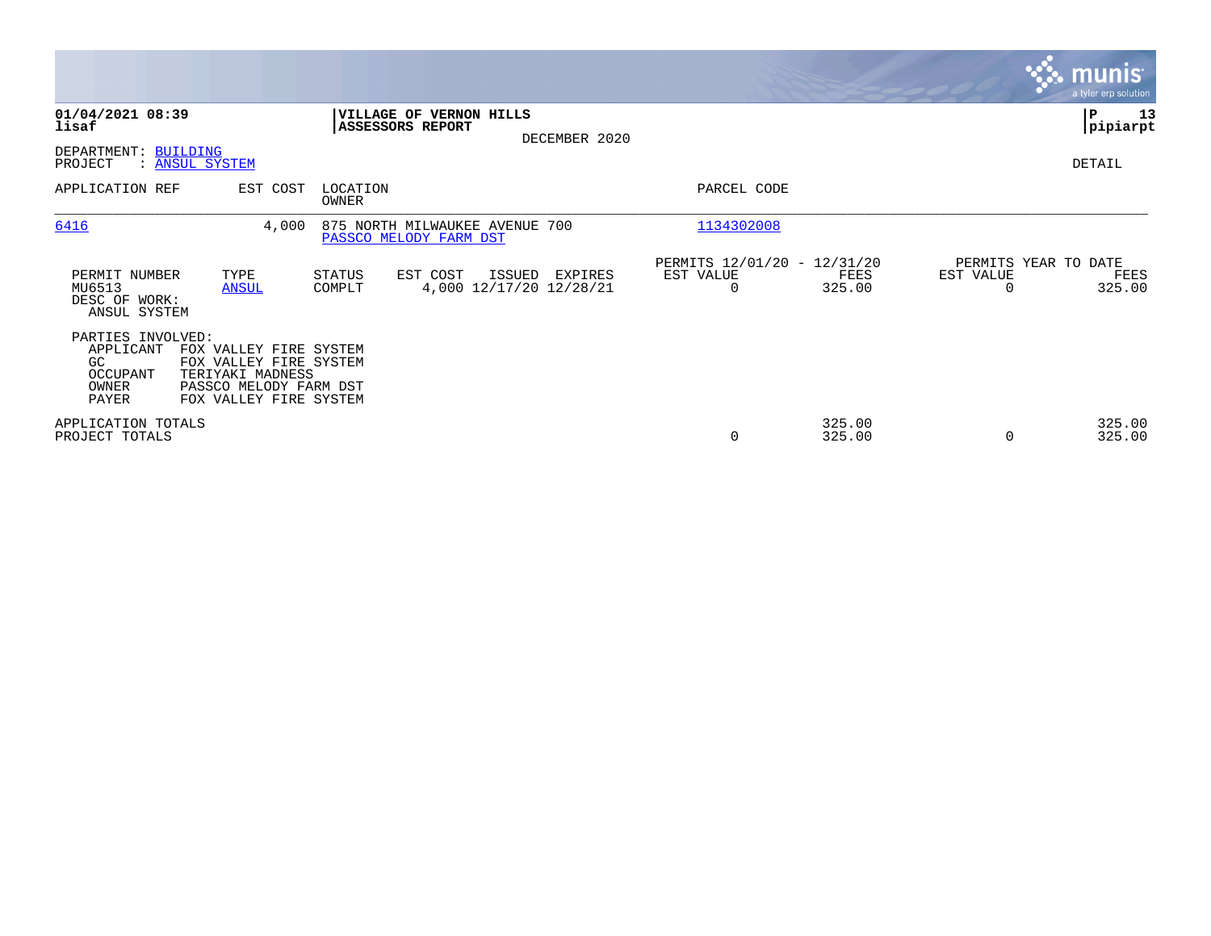**01/04/2021 08:39**
**lisaf**

**VILLAGE OF VERNON HILLS**
**ASSESSORS REPORT**
DECEMBER 2020

**P 13**
**pipiarpt**

DEPARTMENT: BUILDING
PROJECT : ANSUL SYSTEM

DETAIL

| APPLICATION REF | EST COST | LOCATION / OWNER | PARCEL CODE |
|---|---|---|---|
| 6416 | 4,000 | 875 NORTH MILWAUKEE AVENUE 700 / PASSCO MELODY FARM DST | 1134302008 |

| PERMIT NUMBER | TYPE | STATUS | EST COST | ISSUED | EXPIRES | PERMITS 12/01/20 - 12/31/20 EST VALUE | FEES | PERMITS YEAR TO DATE EST VALUE | FEES |
|---|---|---|---|---|---|---|---|---|---|
| MU6513 | ANSUL | COMPLT | 4,000 | 12/17/20 | 12/28/21 | 0 | 325.00 | 0 | 325.00 |

DESC OF WORK:
ANSUL SYSTEM

PARTIES INVOLVED:

| | |
|---|---|
| APPLICANT | FOX VALLEY FIRE SYSTEM |
| GC | FOX VALLEY FIRE SYSTEM |
| OCCUPANT | TERIYAKI MADNESS |
| OWNER | PASSCO MELODY FARM DST |
| PAYER | FOX VALLEY FIRE SYSTEM |

| | EST VALUE | FEES | EST VALUE | FEES |
|---|---|---|---|---|
| APPLICATION TOTALS | | 325.00 | | 325.00 |
| PROJECT TOTALS | 0 | 325.00 | 0 | 325.00 |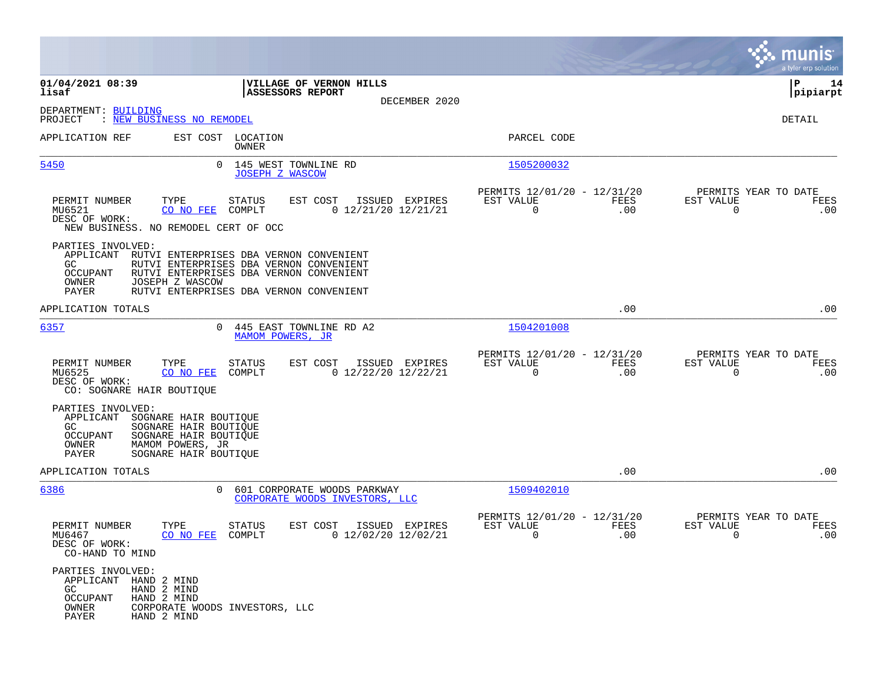**01/04/2021 08:39**
**lisaf**

**VILLAGE OF VERNON HILLS**
**ASSESSORS REPORT**
DECEMBER 2020

**P 14**
**pipiarpt**

DEPARTMENT: BUILDING
PROJECT : NEW BUSINESS NO REMODEL

DETAIL

| APPLICATION REF | EST COST | LOCATION / OWNER | PARCEL CODE |
|---|---|---|---|
| 5450 | 0 | 145 WEST TOWNLINE RD / JOSEPH Z WASCOW | 1505200032 |

| PERMIT NUMBER | TYPE | STATUS | EST COST | ISSUED | EXPIRES | PERMITS 12/01/20 - 12/31/20 EST VALUE | FEES | PERMITS YEAR TO DATE EST VALUE | FEES |
|---|---|---|---|---|---|---|---|---|---|
| MU6521 | CO NO FEE | COMPLT | 0 | 12/21/20 | 12/21/21 | 0 | .00 | 0 | .00 |

DESC OF WORK:
NEW BUSINESS. NO REMODEL CERT OF OCC

PARTIES INVOLVED:
- APPLICANT RUTVI ENTERPRISES DBA VERNON CONVENIENT
- GC RUTVI ENTERPRISES DBA VERNON CONVENIENT
- OCCUPANT RUTVI ENTERPRISES DBA VERNON CONVENIENT
- OWNER JOSEPH Z WASCOW
- PAYER RUTVI ENTERPRISES DBA VERNON CONVENIENT

APPLICATION TOTALS .00 .00

| APPLICATION REF | EST COST | LOCATION / OWNER | PARCEL CODE |
|---|---|---|---|
| 6357 | 0 | 445 EAST TOWNLINE RD A2 / MAMOM POWERS, JR | 1504201008 |

| PERMIT NUMBER | TYPE | STATUS | EST COST | ISSUED | EXPIRES | PERMITS 12/01/20 - 12/31/20 EST VALUE | FEES | PERMITS YEAR TO DATE EST VALUE | FEES |
|---|---|---|---|---|---|---|---|---|---|
| MU6525 | CO NO FEE | COMPLT | 0 | 12/22/20 | 12/22/21 | 0 | .00 | 0 | .00 |

DESC OF WORK:
CO: SOGNARE HAIR BOUTIQUE

PARTIES INVOLVED:
- APPLICANT SOGNARE HAIR BOUTIQUE
- GC SOGNARE HAIR BOUTIQUE
- OCCUPANT SOGNARE HAIR BOUTIQUE
- OWNER MAMOM POWERS, JR
- PAYER SOGNARE HAIR BOUTIQUE

APPLICATION TOTALS .00 .00

| APPLICATION REF | EST COST | LOCATION / OWNER | PARCEL CODE |
|---|---|---|---|
| 6386 | 0 | 601 CORPORATE WOODS PARKWAY / CORPORATE WOODS INVESTORS, LLC | 1509402010 |

| PERMIT NUMBER | TYPE | STATUS | EST COST | ISSUED | EXPIRES | PERMITS 12/01/20 - 12/31/20 EST VALUE | FEES | PERMITS YEAR TO DATE EST VALUE | FEES |
|---|---|---|---|---|---|---|---|---|---|
| MU6467 | CO NO FEE | COMPLT | 0 | 12/02/20 | 12/02/21 | 0 | .00 | 0 | .00 |

DESC OF WORK:
CO-HAND TO MIND

PARTIES INVOLVED:
- APPLICANT HAND 2 MIND
- GC HAND 2 MIND
- OCCUPANT HAND 2 MIND
- OWNER CORPORATE WOODS INVESTORS, LLC
- PAYER HAND 2 MIND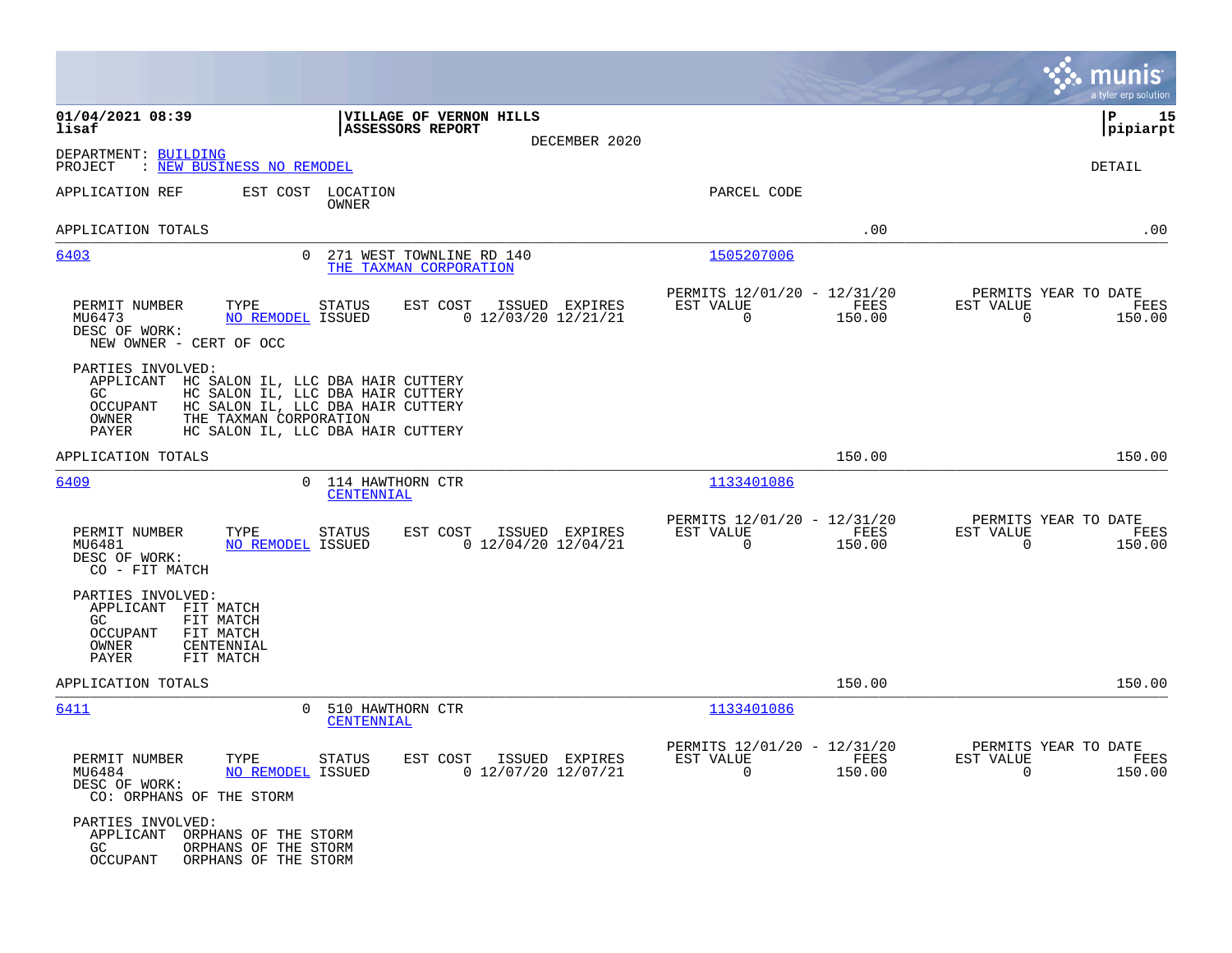**01/04/2021 08:39**
**lisaf**

**VILLAGE OF VERNON HILLS**
**ASSESSORS REPORT**
DECEMBER 2020

**P 15**
**pipiarpt**

DEPARTMENT: BUILDING
PROJECT : NEW BUSINESS NO REMODEL

DETAIL

| APPLICATION REF | EST COST | LOCATION / OWNER | PARCEL CODE | | |
|---|---|---|---|---|---|
| APPLICATION TOTALS | | | | .00 | .00 |

---

**6403** — EST COST: 0 — 271 WEST TOWNLINE RD 140 — THE TAXMAN CORPORATION — PARCEL CODE: 1505207006

| PERMIT NUMBER | TYPE | STATUS | EST COST | ISSUED | EXPIRES | PERMITS 12/01/20 - 12/31/20 EST VALUE | FEES | PERMITS YEAR TO DATE EST VALUE | FEES |
|---|---|---|---|---|---|---|---|---|---|
| MU6473 | NO REMODEL | ISSUED | 0 | 12/03/20 | 12/21/21 | 0 | 150.00 | 0 | 150.00 |

DESC OF WORK:
NEW OWNER - CERT OF OCC

PARTIES INVOLVED:
- APPLICANT: HC SALON IL, LLC DBA HAIR CUTTERY
- GC: HC SALON IL, LLC DBA HAIR CUTTERY
- OCCUPANT: HC SALON IL, LLC DBA HAIR CUTTERY
- OWNER: THE TAXMAN CORPORATION
- PAYER: HC SALON IL, LLC DBA HAIR CUTTERY

APPLICATION TOTALS: 150.00 | 150.00

---

**6409** — EST COST: 0 — 114 HAWTHORN CTR — CENTENNIAL — PARCEL CODE: 1133401086

| PERMIT NUMBER | TYPE | STATUS | EST COST | ISSUED | EXPIRES | PERMITS 12/01/20 - 12/31/20 EST VALUE | FEES | PERMITS YEAR TO DATE EST VALUE | FEES |
|---|---|---|---|---|---|---|---|---|---|
| MU6481 | NO REMODEL | ISSUED | 0 | 12/04/20 | 12/04/21 | 0 | 150.00 | 0 | 150.00 |

DESC OF WORK:
CO - FIT MATCH

PARTIES INVOLVED:
- APPLICANT: FIT MATCH
- GC: FIT MATCH
- OCCUPANT: FIT MATCH
- OWNER: CENTENNIAL
- PAYER: FIT MATCH

APPLICATION TOTALS: 150.00 | 150.00

---

**6411** — EST COST: 0 — 510 HAWTHORN CTR — CENTENNIAL — PARCEL CODE: 1133401086

| PERMIT NUMBER | TYPE | STATUS | EST COST | ISSUED | EXPIRES | PERMITS 12/01/20 - 12/31/20 EST VALUE | FEES | PERMITS YEAR TO DATE EST VALUE | FEES |
|---|---|---|---|---|---|---|---|---|---|
| MU6484 | NO REMODEL | ISSUED | 0 | 12/07/20 | 12/07/21 | 0 | 150.00 | 0 | 150.00 |

DESC OF WORK:
CO: ORPHANS OF THE STORM

PARTIES INVOLVED:
- APPLICANT: ORPHANS OF THE STORM
- GC: ORPHANS OF THE STORM
- OCCUPANT: ORPHANS OF THE STORM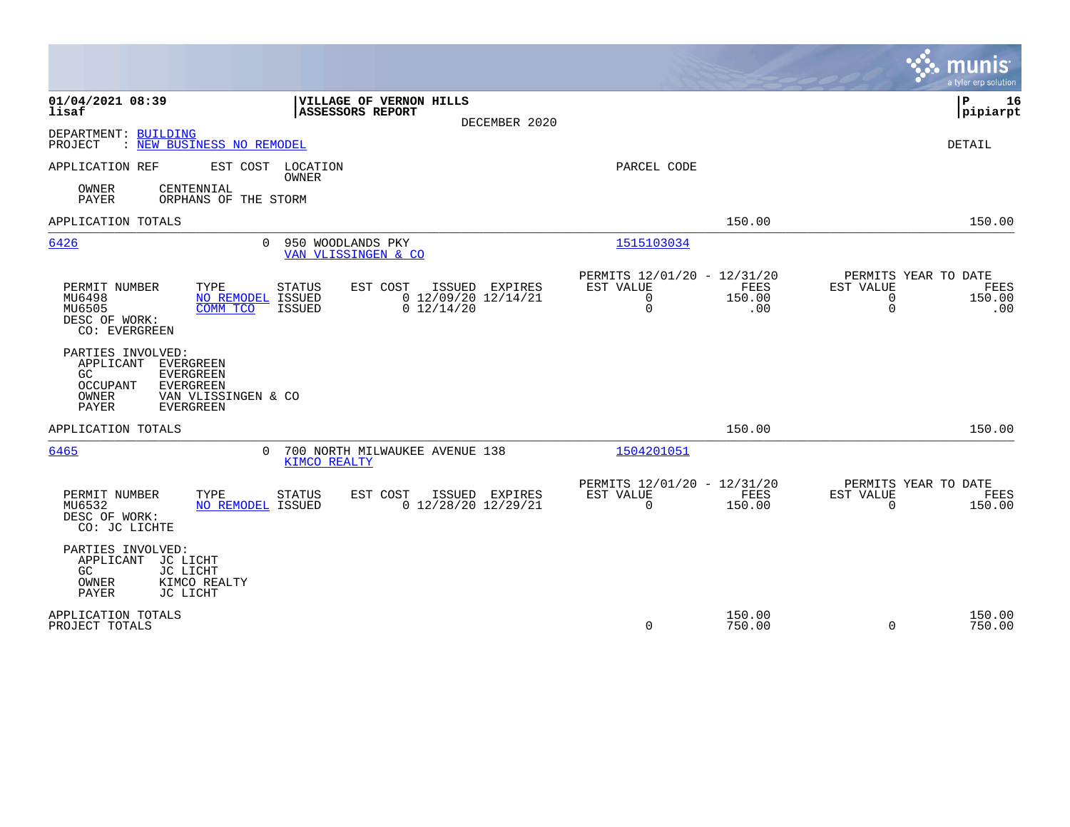01/04/2021 08:39
lisaf

**VILLAGE OF VERNON HILLS**
**ASSESSORS REPORT**

DECEMBER 2020

P 16
pipiarpt

DEPARTMENT: BUILDING
PROJECT : NEW BUSINESS NO REMODEL

DETAIL

| APPLICATION REF | EST COST | LOCATION / OWNER | PARCEL CODE |
|---|---|---|---|

OWNER CENTENNIAL
PAYER ORPHANS OF THE STORM

| APPLICATION TOTALS | | | | 150.00 | | 150.00 |
|---|---|---|---|---|---|---|

---

**6426** — 0 — 950 WOODLANDS PKY — VAN VLISSINGEN & CO — 1515103034

| PERMIT NUMBER | TYPE | STATUS | EST COST | ISSUED | EXPIRES | PERMITS 12/01/20 - 12/31/20 EST VALUE | FEES | PERMITS YEAR TO DATE EST VALUE | FEES |
|---|---|---|---|---|---|---|---|---|---|
| MU6498 | NO REMODEL | ISSUED | 0 | 12/09/20 | 12/14/21 | 0 | 150.00 | 0 | 150.00 |
| MU6505 | COMM TCO | ISSUED | 0 | 12/14/20 | | 0 | .00 | 0 | .00 |

DESC OF WORK:
CO: EVERGREEN

PARTIES INVOLVED:
APPLICANT EVERGREEN
GC EVERGREEN
OCCUPANT EVERGREEN
OWNER VAN VLISSINGEN & CO
PAYER EVERGREEN

| APPLICATION TOTALS | | | | 150.00 | | 150.00 |
|---|---|---|---|---|---|---|

---

**6465** — 0 — 700 NORTH MILWAUKEE AVENUE 138 — KIMCO REALTY — 1504201051

| PERMIT NUMBER | TYPE | STATUS | EST COST | ISSUED | EXPIRES | PERMITS 12/01/20 - 12/31/20 EST VALUE | FEES | PERMITS YEAR TO DATE EST VALUE | FEES |
|---|---|---|---|---|---|---|---|---|---|
| MU6532 | NO REMODEL | ISSUED | 0 | 12/28/20 | 12/29/21 | 0 | 150.00 | 0 | 150.00 |

DESC OF WORK:
CO: JC LICHTE

PARTIES INVOLVED:
APPLICANT JC LICHT
GC JC LICHT
OWNER KIMCO REALTY
PAYER JC LICHT

| | EST VALUE | FEES | EST VALUE | FEES |
|---|---|---|---|---|
| APPLICATION TOTALS | | 150.00 | | 150.00 |
| PROJECT TOTALS | 0 | 750.00 | 0 | 750.00 |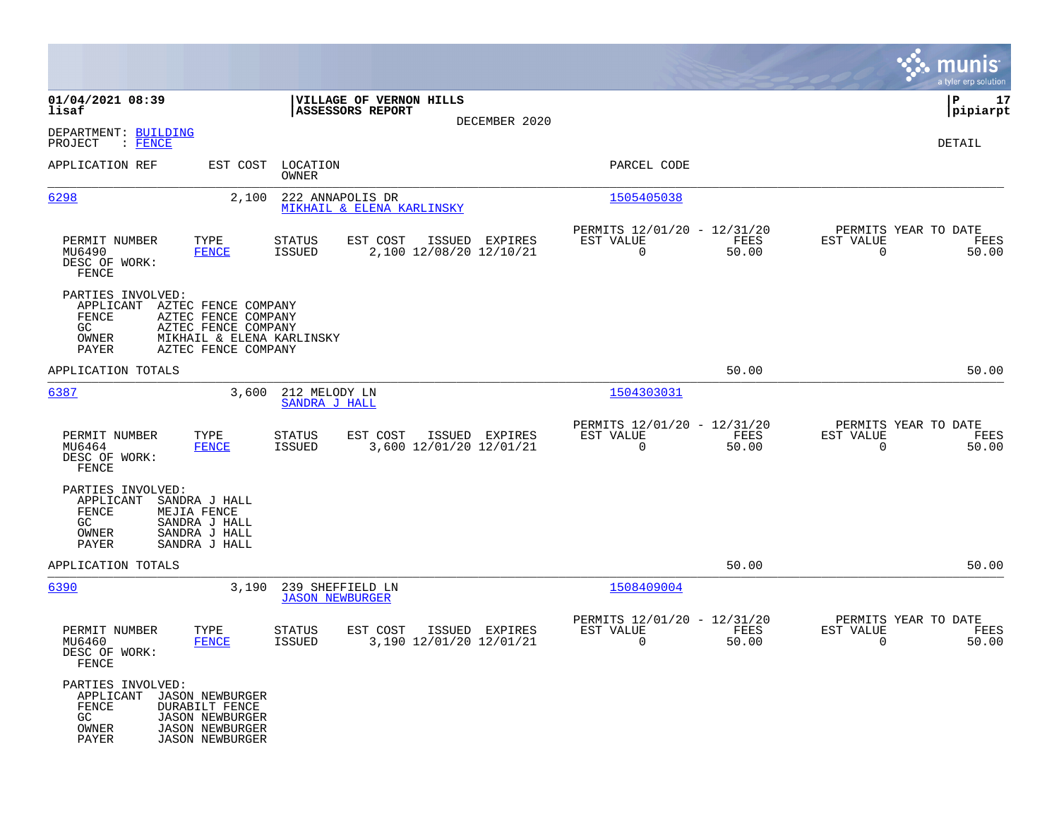**01/04/2021 08:39**
**lisaf**

**VILLAGE OF VERNON HILLS**
**ASSESSORS REPORT**

DECEMBER 2020

**P 17**
**pipiarpt**

DEPARTMENT: BUILDING
PROJECT : FENCE

DETAIL

| APPLICATION REF | EST COST | LOCATION / OWNER | PARCEL CODE |
|---|---|---|---|
| 6298 | 2,100 | 222 ANNAPOLIS DR / MIKHAIL & ELENA KARLINSKY | 1505405038 |

| PERMIT NUMBER | TYPE | STATUS | EST COST | ISSUED | EXPIRES | PERMITS 12/01/20 - 12/31/20 EST VALUE | FEES | PERMITS YEAR TO DATE EST VALUE | FEES |
|---|---|---|---|---|---|---|---|---|---|
| MU6490 | FENCE | ISSUED | 2,100 | 12/08/20 | 12/10/21 | 0 | 50.00 | 0 | 50.00 |

DESC OF WORK:
FENCE

PARTIES INVOLVED:
- APPLICANT AZTEC FENCE COMPANY
- FENCE AZTEC FENCE COMPANY
- GC AZTEC FENCE COMPANY
- OWNER MIKHAIL & ELENA KARLINSKY
- PAYER AZTEC FENCE COMPANY

APPLICATION TOTALS 50.00 50.00

| APPLICATION REF | EST COST | LOCATION / OWNER | PARCEL CODE |
|---|---|---|---|
| 6387 | 3,600 | 212 MELODY LN / SANDRA J HALL | 1504303031 |

| PERMIT NUMBER | TYPE | STATUS | EST COST | ISSUED | EXPIRES | PERMITS 12/01/20 - 12/31/20 EST VALUE | FEES | PERMITS YEAR TO DATE EST VALUE | FEES |
|---|---|---|---|---|---|---|---|---|---|
| MU6464 | FENCE | ISSUED | 3,600 | 12/01/20 | 12/01/21 | 0 | 50.00 | 0 | 50.00 |

DESC OF WORK:
FENCE

PARTIES INVOLVED:
- APPLICANT SANDRA J HALL
- FENCE MEJIA FENCE
- GC SANDRA J HALL
- OWNER SANDRA J HALL
- PAYER SANDRA J HALL

APPLICATION TOTALS 50.00 50.00

| APPLICATION REF | EST COST | LOCATION / OWNER | PARCEL CODE |
|---|---|---|---|
| 6390 | 3,190 | 239 SHEFFIELD LN / JASON NEWBURGER | 1508409004 |

| PERMIT NUMBER | TYPE | STATUS | EST COST | ISSUED | EXPIRES | PERMITS 12/01/20 - 12/31/20 EST VALUE | FEES | PERMITS YEAR TO DATE EST VALUE | FEES |
|---|---|---|---|---|---|---|---|---|---|
| MU6460 | FENCE | ISSUED | 3,190 | 12/01/20 | 12/01/21 | 0 | 50.00 | 0 | 50.00 |

DESC OF WORK:
FENCE

PARTIES INVOLVED:
- APPLICANT JASON NEWBURGER
- FENCE DURABILT FENCE
- GC JASON NEWBURGER
- OWNER JASON NEWBURGER
- PAYER JASON NEWBURGER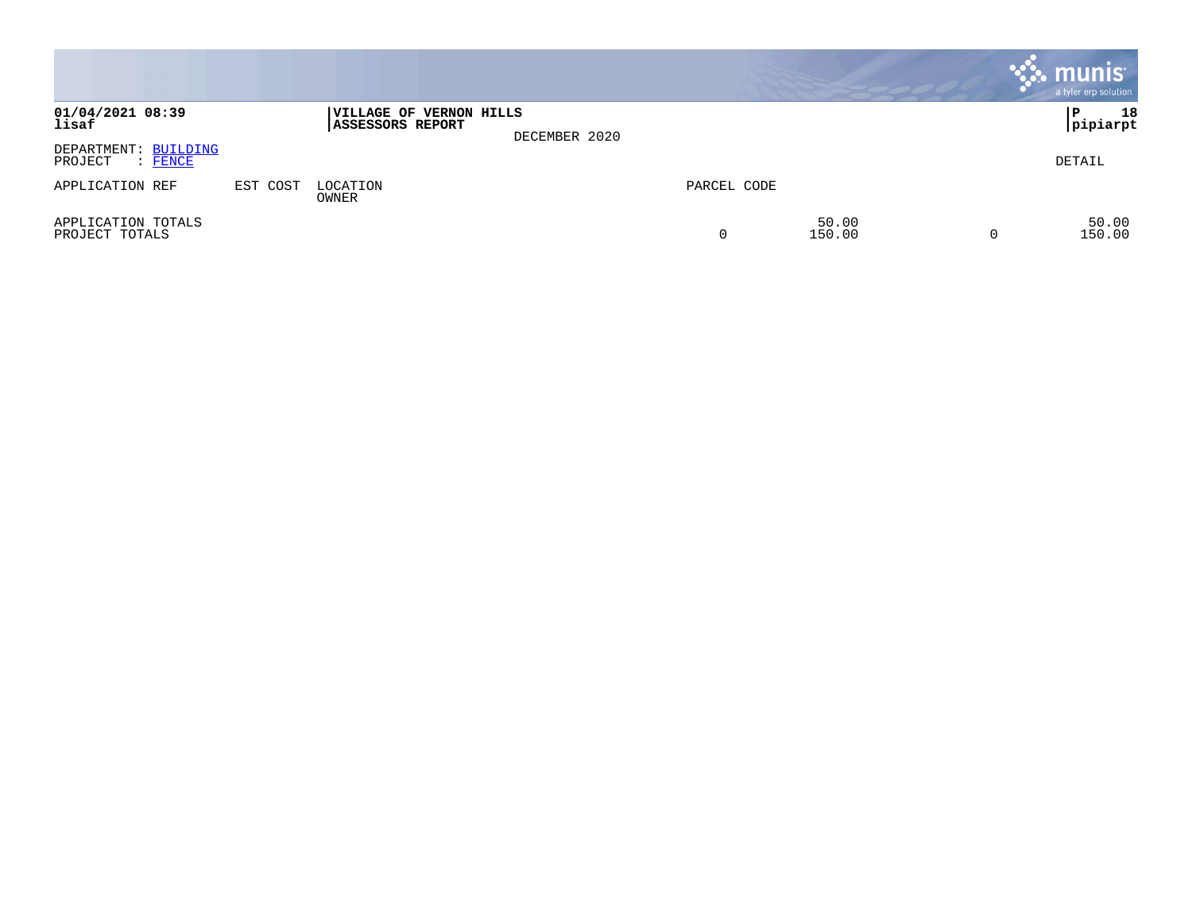**01/04/2021 08:39**
**lisaf**

**VILLAGE OF VERNON HILLS**
**ASSESSORS REPORT**

DECEMBER 2020

**P 18**
**pipiarpt**

DEPARTMENT: BUILDING
PROJECT : FENCE

DETAIL

| APPLICATION REF | EST COST | LOCATION<br>OWNER | PARCEL CODE | | | |
|---|---|---|---|---|---|---|
| APPLICATION TOTALS | | | | 50.00 | | 50.00 |
| PROJECT TOTALS | | | 0 | 150.00 | 0 | 150.00 |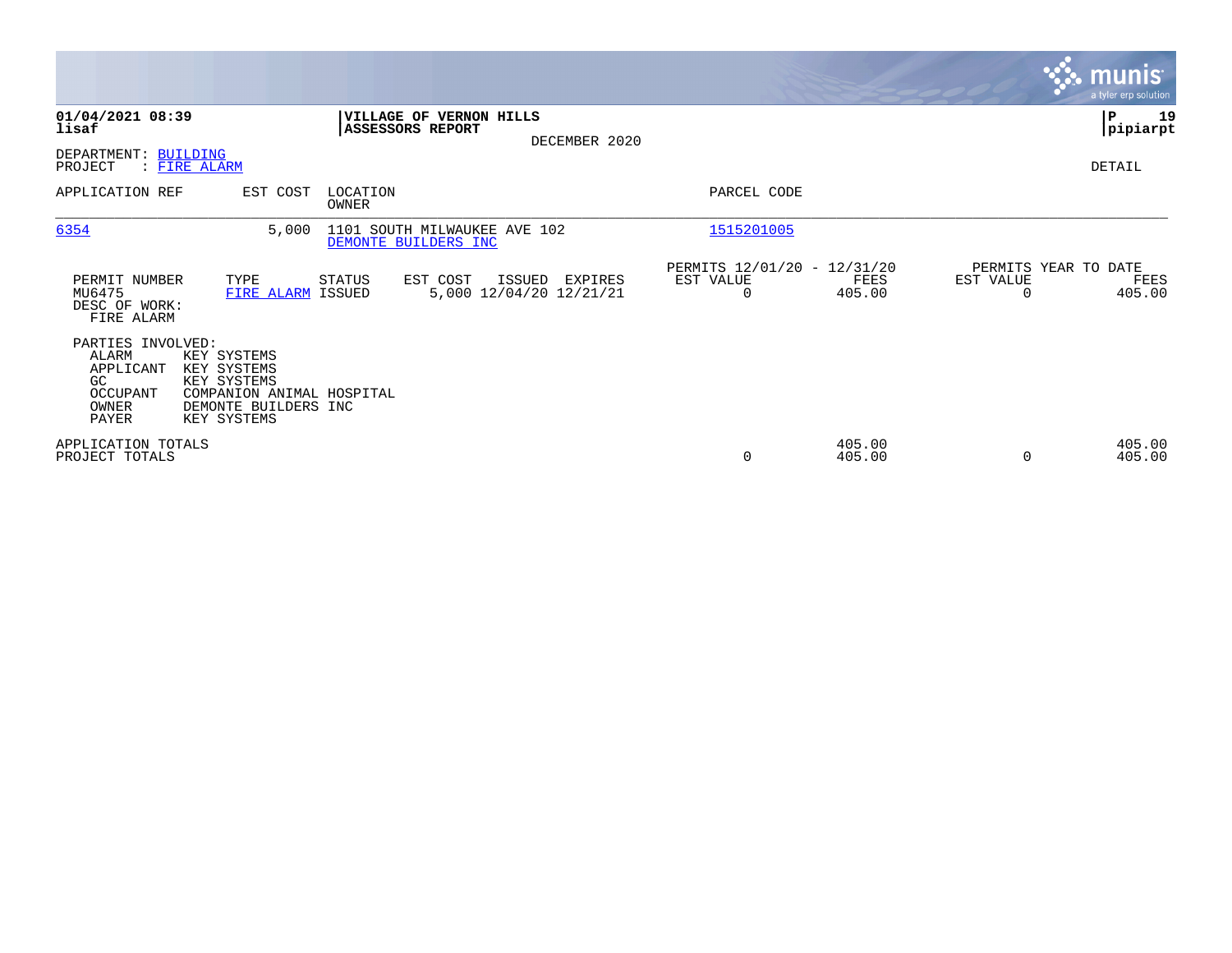**01/04/2021 08:39**
**lisaf**

**VILLAGE OF VERNON HILLS**
**ASSESSORS REPORT**
DECEMBER 2020

**P 19**
**pipiarpt**

DEPARTMENT: BUILDING
PROJECT : FIRE ALARM

DETAIL

| APPLICATION REF | EST COST | LOCATION / OWNER | PARCEL CODE |
|---|---|---|---|
| 6354 | 5,000 | 1101 SOUTH MILWAUKEE AVE 102 / DEMONTE BUILDERS INC | 1515201005 |

| PERMIT NUMBER | TYPE | STATUS | EST COST | ISSUED | EXPIRES | PERMITS 12/01/20 - 12/31/20 EST VALUE | FEES | PERMITS YEAR TO DATE EST VALUE | FEES |
|---|---|---|---|---|---|---|---|---|---|
| MU6475 | FIRE ALARM | ISSUED | 5,000 | 12/04/20 | 12/21/21 | 0 | 405.00 | 0 | 405.00 |

DESC OF WORK:
FIRE ALARM

PARTIES INVOLVED:

| Role | Name |
|---|---|
| ALARM | KEY SYSTEMS |
| APPLICANT | KEY SYSTEMS |
| GC | KEY SYSTEMS |
| OCCUPANT | COMPANION ANIMAL HOSPITAL |
| OWNER | DEMONTE BUILDERS INC |
| PAYER | KEY SYSTEMS |

| | EST VALUE | FEES | EST VALUE | FEES |
|---|---|---|---|---|
| APPLICATION TOTALS | | 405.00 | | 405.00 |
| PROJECT TOTALS | 0 | 405.00 | 0 | 405.00 |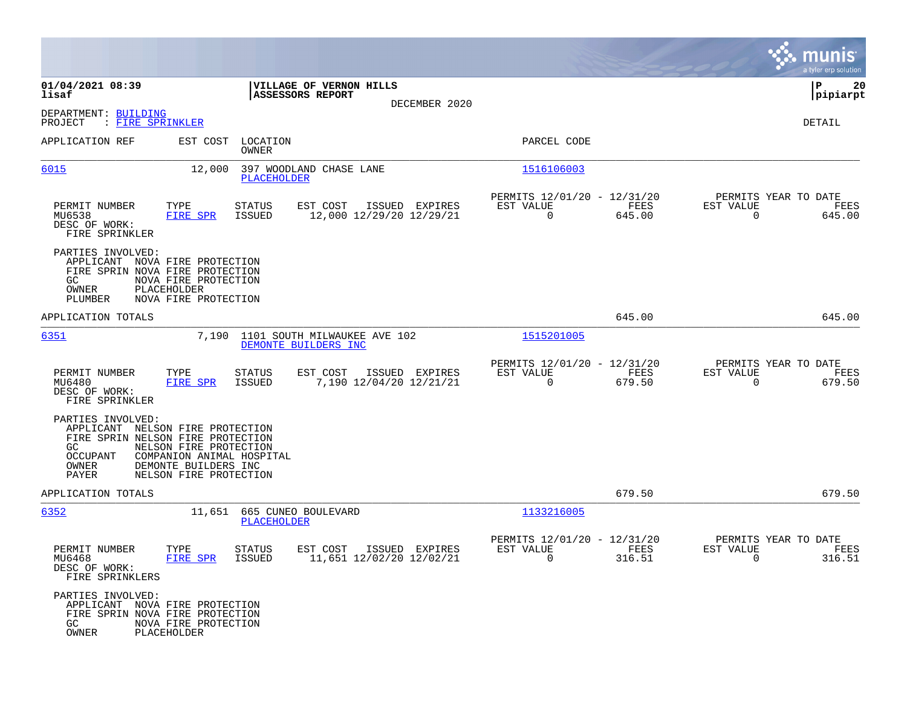01/04/2021 08:39
lisaf

**VILLAGE OF VERNON HILLS**
**ASSESSORS REPORT**
DECEMBER 2020

DEPARTMENT: BUILDING
PROJECT : FIRE SPRINKLER

DETAIL

| APPLICATION REF | EST COST | LOCATION / OWNER | PARCEL CODE |
|---|---|---|---|
| 6015 | 12,000 | 397 WOODLAND CHASE LANE / PLACEHOLDER | 1516106003 |

| PERMIT NUMBER | TYPE | STATUS | EST COST | ISSUED | EXPIRES | PERMITS 12/01/20 - 12/31/20 EST VALUE | FEES | PERMITS YEAR TO DATE EST VALUE | FEES |
|---|---|---|---|---|---|---|---|---|---|
| MU6538 | FIRE SPR | ISSUED | 12,000 | 12/29/20 | 12/29/21 | 0 | 645.00 | 0 | 645.00 |

DESC OF WORK:
FIRE SPRINKLER

PARTIES INVOLVED:
- APPLICANT NOVA FIRE PROTECTION
- FIRE SPRIN NOVA FIRE PROTECTION
- GC NOVA FIRE PROTECTION
- OWNER PLACEHOLDER
- PLUMBER NOVA FIRE PROTECTION

APPLICATION TOTALS 645.00 645.00

| APPLICATION REF | EST COST | LOCATION / OWNER | PARCEL CODE |
|---|---|---|---|
| 6351 | 7,190 | 1101 SOUTH MILWAUKEE AVE 102 / DEMONTE BUILDERS INC | 1515201005 |

| PERMIT NUMBER | TYPE | STATUS | EST COST | ISSUED | EXPIRES | PERMITS 12/01/20 - 12/31/20 EST VALUE | FEES | PERMITS YEAR TO DATE EST VALUE | FEES |
|---|---|---|---|---|---|---|---|---|---|
| MU6480 | FIRE SPR | ISSUED | 7,190 | 12/04/20 | 12/21/21 | 0 | 679.50 | 0 | 679.50 |

DESC OF WORK:
FIRE SPRINKLER

PARTIES INVOLVED:
- APPLICANT NELSON FIRE PROTECTION
- FIRE SPRIN NELSON FIRE PROTECTION
- GC NELSON FIRE PROTECTION
- OCCUPANT COMPANION ANIMAL HOSPITAL
- OWNER DEMONTE BUILDERS INC
- PAYER NELSON FIRE PROTECTION

APPLICATION TOTALS 679.50 679.50

| APPLICATION REF | EST COST | LOCATION / OWNER | PARCEL CODE |
|---|---|---|---|
| 6352 | 11,651 | 665 CUNEO BOULEVARD / PLACEHOLDER | 1133216005 |

| PERMIT NUMBER | TYPE | STATUS | EST COST | ISSUED | EXPIRES | PERMITS 12/01/20 - 12/31/20 EST VALUE | FEES | PERMITS YEAR TO DATE EST VALUE | FEES |
|---|---|---|---|---|---|---|---|---|---|
| MU6468 | FIRE SPR | ISSUED | 11,651 | 12/02/20 | 12/02/21 | 0 | 316.51 | 0 | 316.51 |

DESC OF WORK:
FIRE SPRINKLERS

PARTIES INVOLVED:
- APPLICANT NOVA FIRE PROTECTION
- FIRE SPRIN NOVA FIRE PROTECTION
- GC NOVA FIRE PROTECTION
- OWNER PLACEHOLDER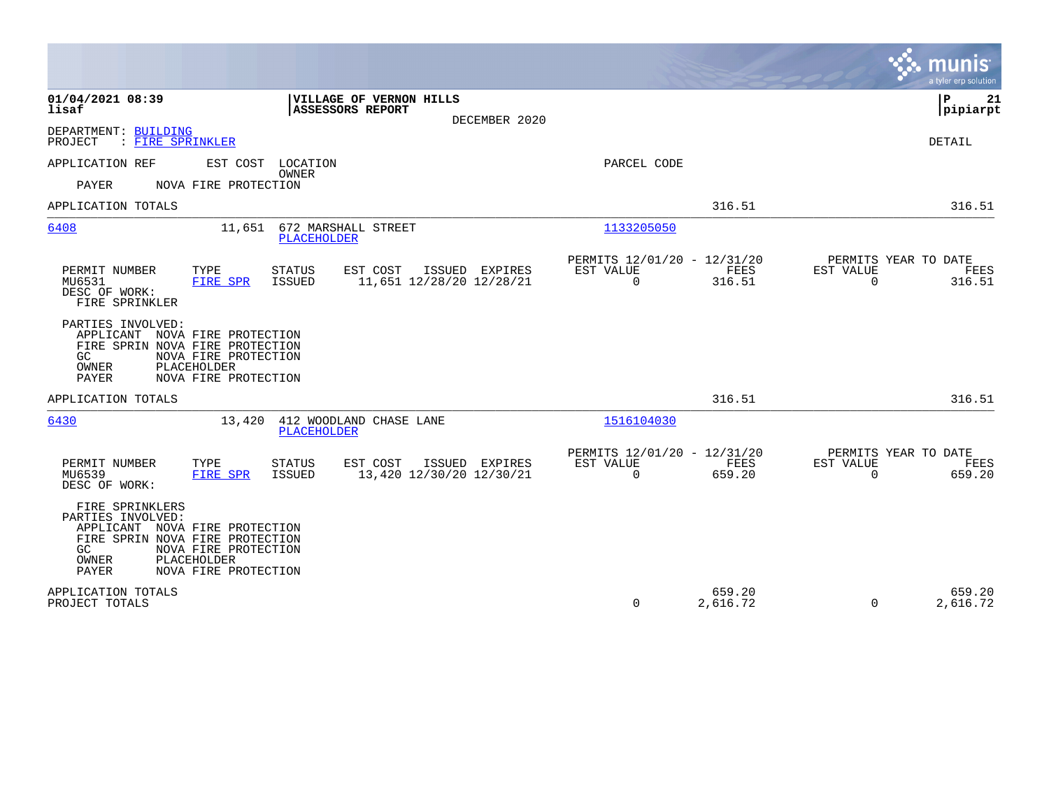01/04/2021 08:39
lisaf

**VILLAGE OF VERNON HILLS**
**ASSESSORS REPORT**
DECEMBER 2020

P 21
pipiarpt

DEPARTMENT: BUILDING
PROJECT : FIRE SPRINKLER

DETAIL

APPLICATION REF | EST COST | LOCATION / OWNER | PARCEL CODE

PAYER NOVA FIRE PROTECTION

APPLICATION TOTALS 316.51 316.51

---

**6408** 11,651 672 MARSHALL STREET — PLACEHOLDER — 1133205050

| PERMIT NUMBER | TYPE | STATUS | EST COST | ISSUED | EXPIRES | PERMITS 12/01/20 - 12/31/20 EST VALUE | FEES | PERMITS YEAR TO DATE EST VALUE | FEES |
|---|---|---|---|---|---|---|---|---|---|
| MU6531 | FIRE SPR | ISSUED | 11,651 | 12/28/20 | 12/28/21 | 0 | 316.51 | 0 | 316.51 |

DESC OF WORK:
FIRE SPRINKLER

PARTIES INVOLVED:
- APPLICANT NOVA FIRE PROTECTION
- FIRE SPRIN NOVA FIRE PROTECTION
- GC NOVA FIRE PROTECTION
- OWNER PLACEHOLDER
- PAYER NOVA FIRE PROTECTION

APPLICATION TOTALS 316.51 316.51

---

**6430** 13,420 412 WOODLAND CHASE LANE — PLACEHOLDER — 1516104030

| PERMIT NUMBER | TYPE | STATUS | EST COST | ISSUED | EXPIRES | PERMITS 12/01/20 - 12/31/20 EST VALUE | FEES | PERMITS YEAR TO DATE EST VALUE | FEES |
|---|---|---|---|---|---|---|---|---|---|
| MU6539 | FIRE SPR | ISSUED | 13,420 | 12/30/20 | 12/30/21 | 0 | 659.20 | 0 | 659.20 |

DESC OF WORK:

FIRE SPRINKLERS

PARTIES INVOLVED:
- APPLICANT NOVA FIRE PROTECTION
- FIRE SPRIN NOVA FIRE PROTECTION
- GC NOVA FIRE PROTECTION
- OWNER PLACEHOLDER
- PAYER NOVA FIRE PROTECTION

| | EST VALUE | FEES | YTD EST VALUE | YTD FEES |
|---|---|---|---|---|
| APPLICATION TOTALS | | 659.20 | | 659.20 |
| PROJECT TOTALS | 0 | 2,616.72 | 0 | 2,616.72 |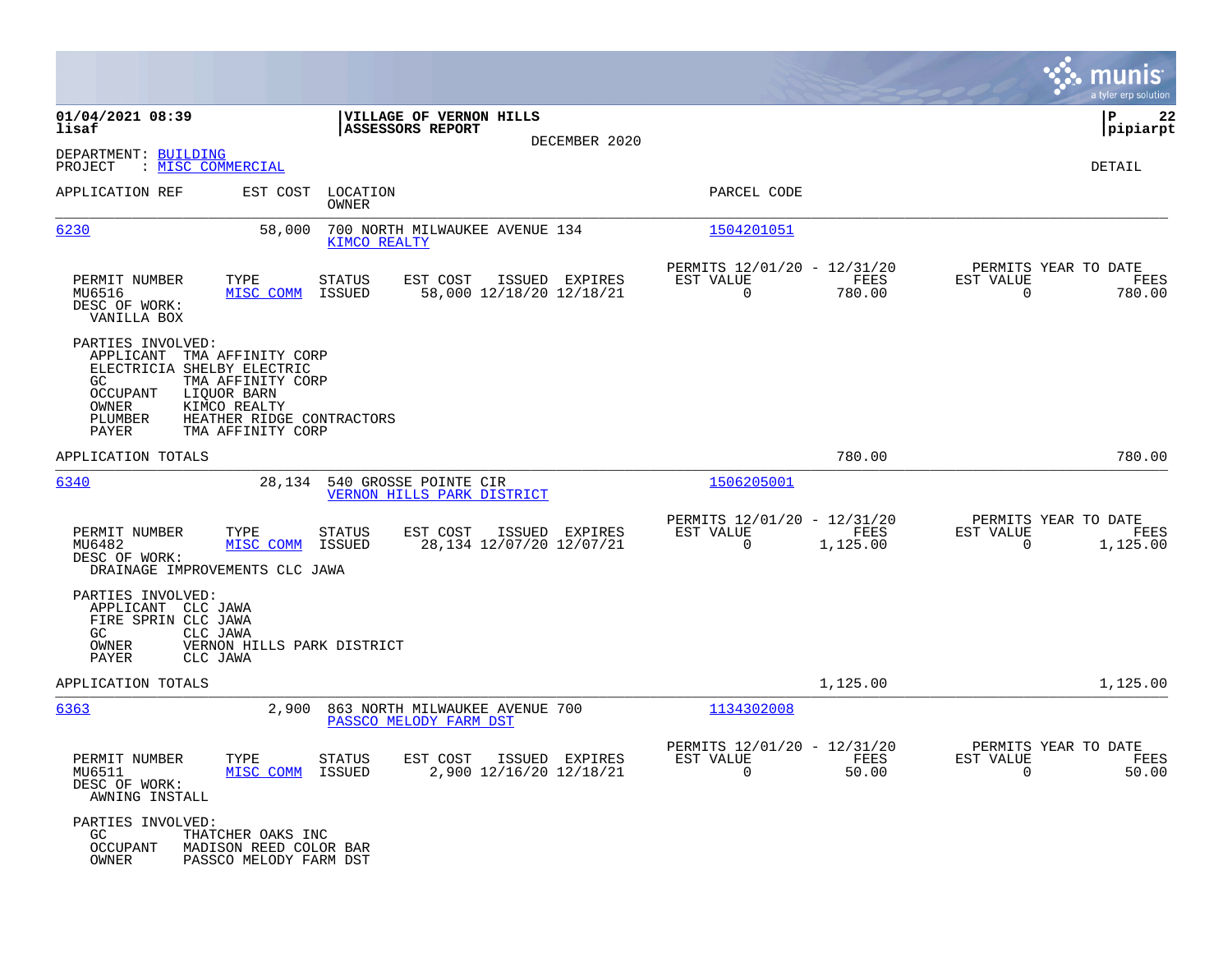**01/04/2021 08:39** | **VILLAGE OF VERNON HILLS** | **P 22**
**lisaf** | **ASSESSORS REPORT** | **pipiarpt**

DECEMBER 2020

DEPARTMENT: BUILDING
PROJECT : MISC COMMERCIAL

DETAIL

| APPLICATION REF | EST COST | LOCATION / OWNER | PARCEL CODE |
|---|---|---|---|
| 6230 | 58,000 | 700 NORTH MILWAUKEE AVENUE 134 / KIMCO REALTY | 1504201051 |

| PERMIT NUMBER | TYPE | STATUS | EST COST | ISSUED | EXPIRES | PERMITS 12/01/20 - 12/31/20 EST VALUE | FEES | PERMITS YEAR TO DATE EST VALUE | FEES |
|---|---|---|---|---|---|---|---|---|---|
| MU6516 | MISC COMM | ISSUED | 58,000 | 12/18/20 | 12/18/21 | 0 | 780.00 | 0 | 780.00 |

DESC OF WORK:
VANILLA BOX

PARTIES INVOLVED:
- APPLICANT TMA AFFINITY CORP
- ELECTRICIA SHELBY ELECTRIC
- GC TMA AFFINITY CORP
- OCCUPANT LIQUOR BARN
- OWNER KIMCO REALTY
- PLUMBER HEATHER RIDGE CONTRACTORS
- PAYER TMA AFFINITY CORP

APPLICATION TOTALS 780.00 780.00

| APPLICATION REF | EST COST | LOCATION / OWNER | PARCEL CODE |
|---|---|---|---|
| 6340 | 28,134 | 540 GROSSE POINTE CIR / VERNON HILLS PARK DISTRICT | 1506205001 |

| PERMIT NUMBER | TYPE | STATUS | EST COST | ISSUED | EXPIRES | PERMITS 12/01/20 - 12/31/20 EST VALUE | FEES | PERMITS YEAR TO DATE EST VALUE | FEES |
|---|---|---|---|---|---|---|---|---|---|
| MU6482 | MISC COMM | ISSUED | 28,134 | 12/07/20 | 12/07/21 | 0 | 1,125.00 | 0 | 1,125.00 |

DESC OF WORK:
DRAINAGE IMPROVEMENTS CLC JAWA

PARTIES INVOLVED:
- APPLICANT CLC JAWA
- FIRE SPRIN CLC JAWA
- GC CLC JAWA
- OWNER VERNON HILLS PARK DISTRICT
- PAYER CLC JAWA

APPLICATION TOTALS 1,125.00 1,125.00

| APPLICATION REF | EST COST | LOCATION / OWNER | PARCEL CODE |
|---|---|---|---|
| 6363 | 2,900 | 863 NORTH MILWAUKEE AVENUE 700 / PASSCO MELODY FARM DST | 1134302008 |

| PERMIT NUMBER | TYPE | STATUS | EST COST | ISSUED | EXPIRES | PERMITS 12/01/20 - 12/31/20 EST VALUE | FEES | PERMITS YEAR TO DATE EST VALUE | FEES |
|---|---|---|---|---|---|---|---|---|---|
| MU6511 | MISC COMM | ISSUED | 2,900 | 12/16/20 | 12/18/21 | 0 | 50.00 | 0 | 50.00 |

DESC OF WORK:
AWNING INSTALL

PARTIES INVOLVED:
- GC THATCHER OAKS INC
- OCCUPANT MADISON REED COLOR BAR
- OWNER PASSCO MELODY FARM DST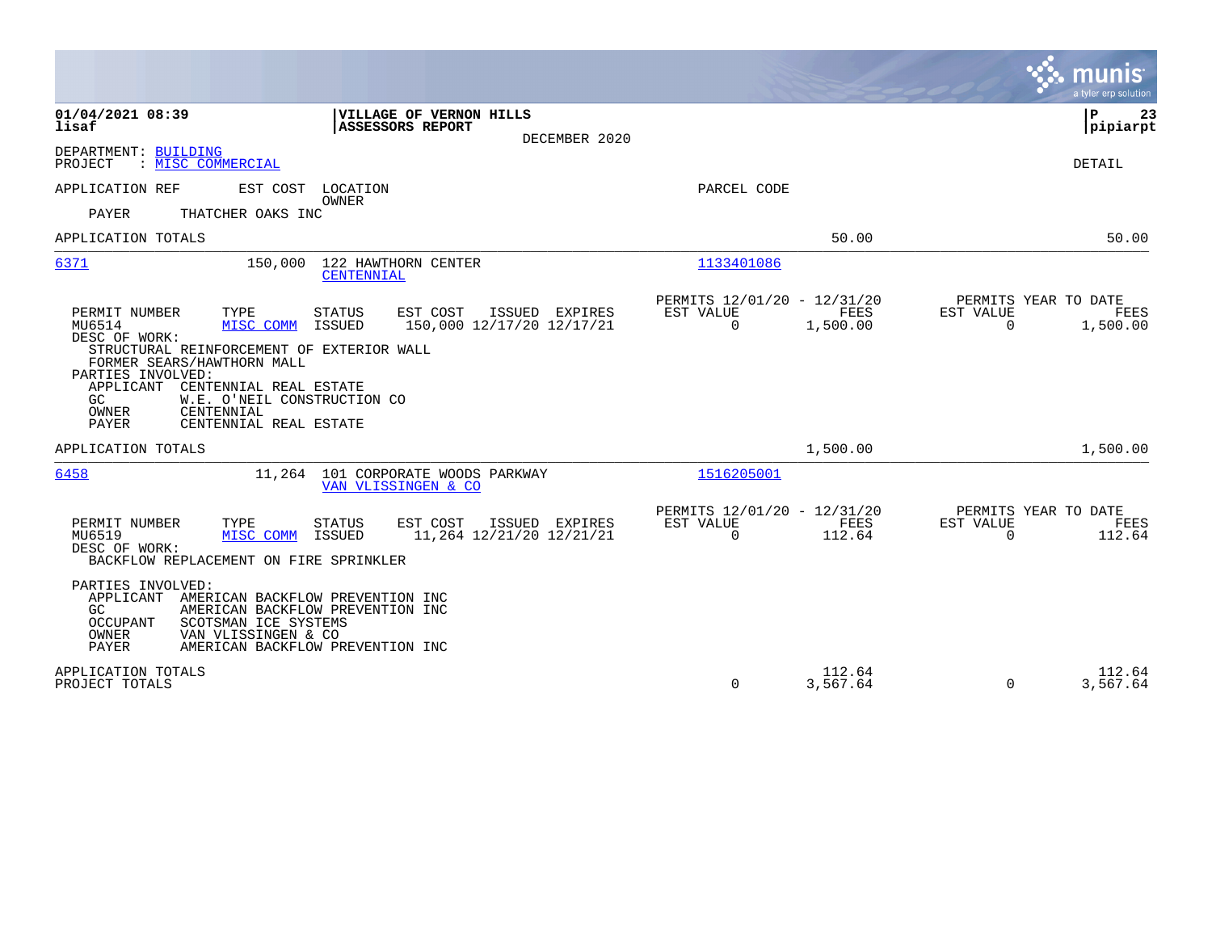01/04/2021 08:39
lisaf

**VILLAGE OF VERNON HILLS**
**ASSESSORS REPORT**
DECEMBER 2020

P 23
pipiarpt

DEPARTMENT: BUILDING
PROJECT : MISC COMMERCIAL

DETAIL

| APPLICATION REF | EST COST | LOCATION / OWNER | PARCEL CODE | | |
|---|---|---|---|---|---|
| PAYER | THATCHER OAKS INC | | | | |
| APPLICATION TOTALS | | | | 50.00 | 50.00 |
| 6371 | 150,000 | 122 HAWTHORN CENTER / CENTENNIAL | 1133401086 | | |

| PERMIT NUMBER | TYPE | STATUS | EST COST | ISSUED | EXPIRES | PERMITS 12/01/20 - 12/31/20 EST VALUE | FEES | PERMITS YEAR TO DATE EST VALUE | FEES |
|---|---|---|---|---|---|---|---|---|---|
| MU6514 | MISC COMM | ISSUED | 150,000 | 12/17/20 | 12/17/21 | 0 | 1,500.00 | 0 | 1,500.00 |

DESC OF WORK:
STRUCTURAL REINFORCEMENT OF EXTERIOR WALL
FORMER SEARS/HAWTHORN MALL

PARTIES INVOLVED:
- APPLICANT CENTENNIAL REAL ESTATE
- GC W.E. O'NEIL CONSTRUCTION CO
- OWNER CENTENNIAL
- PAYER CENTENNIAL REAL ESTATE

| | | | | | |
|---|---|---|---|---|---|
| APPLICATION TOTALS | | | | 1,500.00 | 1,500.00 |
| 6458 | 11,264 | 101 CORPORATE WOODS PARKWAY / VAN VLISSINGEN & CO | 1516205001 | | |

| PERMIT NUMBER | TYPE | STATUS | EST COST | ISSUED | EXPIRES | PERMITS 12/01/20 - 12/31/20 EST VALUE | FEES | PERMITS YEAR TO DATE EST VALUE | FEES |
|---|---|---|---|---|---|---|---|---|---|
| MU6519 | MISC COMM | ISSUED | 11,264 | 12/21/20 | 12/21/21 | 0 | 112.64 | 0 | 112.64 |

DESC OF WORK:
BACKFLOW REPLACEMENT ON FIRE SPRINKLER

PARTIES INVOLVED:
- APPLICANT AMERICAN BACKFLOW PREVENTION INC
- GC AMERICAN BACKFLOW PREVENTION INC
- OCCUPANT SCOTSMAN ICE SYSTEMS
- OWNER VAN VLISSINGEN & CO
- PAYER AMERICAN BACKFLOW PREVENTION INC

| | EST VALUE | FEES | EST VALUE | FEES |
|---|---|---|---|---|
| APPLICATION TOTALS | | 112.64 | | 112.64 |
| PROJECT TOTALS | 0 | 3,567.64 | 0 | 3,567.64 |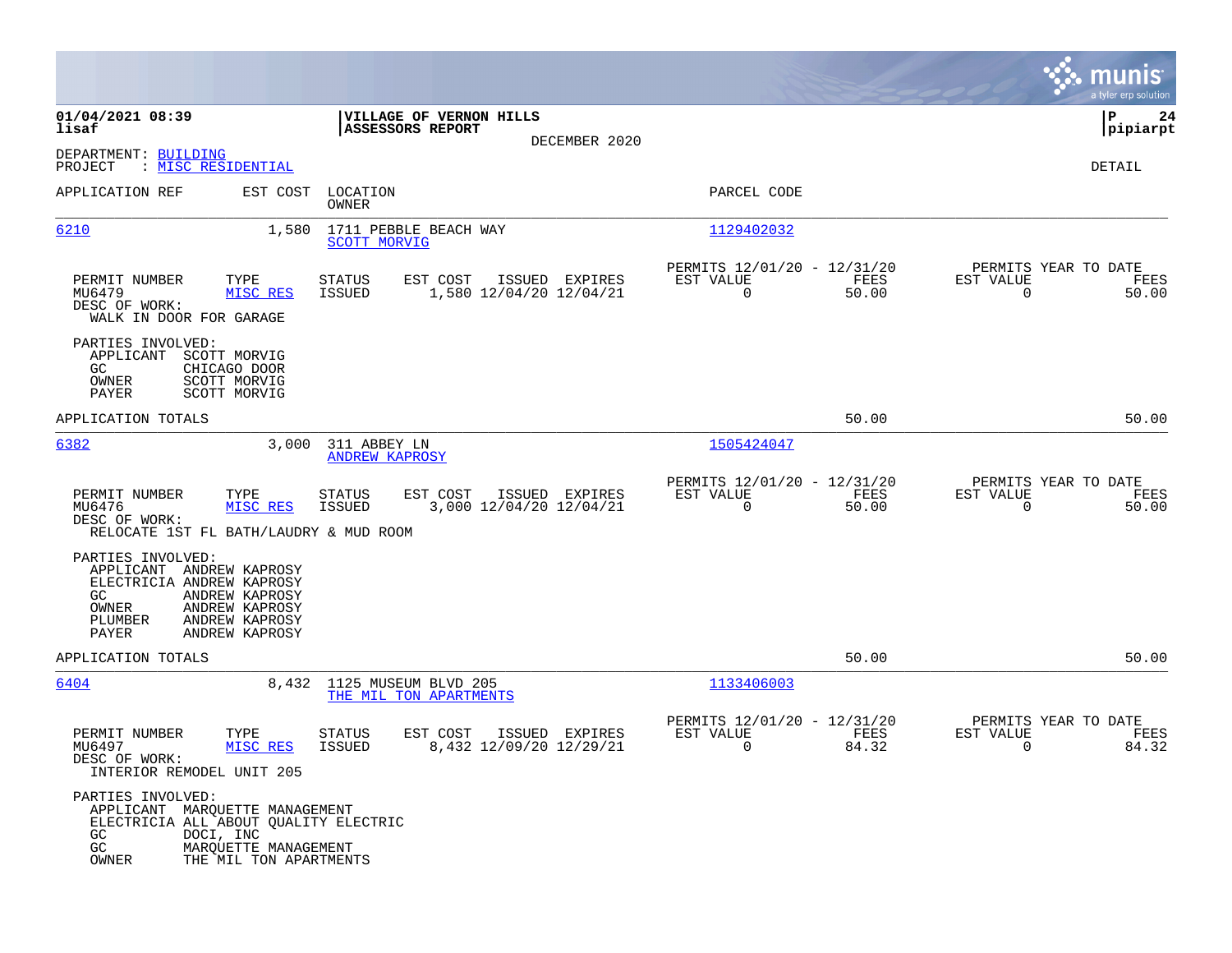01/04/2021 08:39
lisaf

**VILLAGE OF VERNON HILLS**
**ASSESSORS REPORT**
DECEMBER 2020

P 24
pipiarpt

DEPARTMENT: BUILDING
PROJECT : MISC RESIDENTIAL

DETAIL

| APPLICATION REF | EST COST | LOCATION / OWNER | PARCEL CODE |
|---|---|---|---|
| 6210 | 1,580 | 1711 PEBBLE BEACH WAY / SCOTT MORVIG | 1129402032 |

| PERMIT NUMBER | TYPE | STATUS | EST COST | ISSUED | EXPIRES | PERMITS 12/01/20 - 12/31/20 EST VALUE | FEES | PERMITS YEAR TO DATE EST VALUE | FEES |
|---|---|---|---|---|---|---|---|---|---|
| MU6479 | MISC RES | ISSUED | 1,580 | 12/04/20 | 12/04/21 | 0 | 50.00 | 0 | 50.00 |

DESC OF WORK:
WALK IN DOOR FOR GARAGE

PARTIES INVOLVED:
- APPLICANT SCOTT MORVIG
- GC CHICAGO DOOR
- OWNER SCOTT MORVIG
- PAYER SCOTT MORVIG

APPLICATION TOTALS 50.00 50.00

| APPLICATION REF | EST COST | LOCATION / OWNER | PARCEL CODE |
|---|---|---|---|
| 6382 | 3,000 | 311 ABBEY LN / ANDREW KAPROSY | 1505424047 |

| PERMIT NUMBER | TYPE | STATUS | EST COST | ISSUED | EXPIRES | PERMITS 12/01/20 - 12/31/20 EST VALUE | FEES | PERMITS YEAR TO DATE EST VALUE | FEES |
|---|---|---|---|---|---|---|---|---|---|
| MU6476 | MISC RES | ISSUED | 3,000 | 12/04/20 | 12/04/21 | 0 | 50.00 | 0 | 50.00 |

DESC OF WORK:
RELOCATE 1ST FL BATH/LAUDRY & MUD ROOM

PARTIES INVOLVED:
- APPLICANT ANDREW KAPROSY
- ELECTRICIA ANDREW KAPROSY
- GC ANDREW KAPROSY
- OWNER ANDREW KAPROSY
- PLUMBER ANDREW KAPROSY
- PAYER ANDREW KAPROSY

APPLICATION TOTALS 50.00 50.00

| APPLICATION REF | EST COST | LOCATION / OWNER | PARCEL CODE |
|---|---|---|---|
| 6404 | 8,432 | 1125 MUSEUM BLVD 205 / THE MIL TON APARTMENTS | 1133406003 |

| PERMIT NUMBER | TYPE | STATUS | EST COST | ISSUED | EXPIRES | PERMITS 12/01/20 - 12/31/20 EST VALUE | FEES | PERMITS YEAR TO DATE EST VALUE | FEES |
|---|---|---|---|---|---|---|---|---|---|
| MU6497 | MISC RES | ISSUED | 8,432 | 12/09/20 | 12/29/21 | 0 | 84.32 | 0 | 84.32 |

DESC OF WORK:
INTERIOR REMODEL UNIT 205

PARTIES INVOLVED:
- APPLICANT MARQUETTE MANAGEMENT
- ELECTRICIA ALL ABOUT QUALITY ELECTRIC
- GC DOCI, INC
- GC MARQUETTE MANAGEMENT
- OWNER THE MIL TON APARTMENTS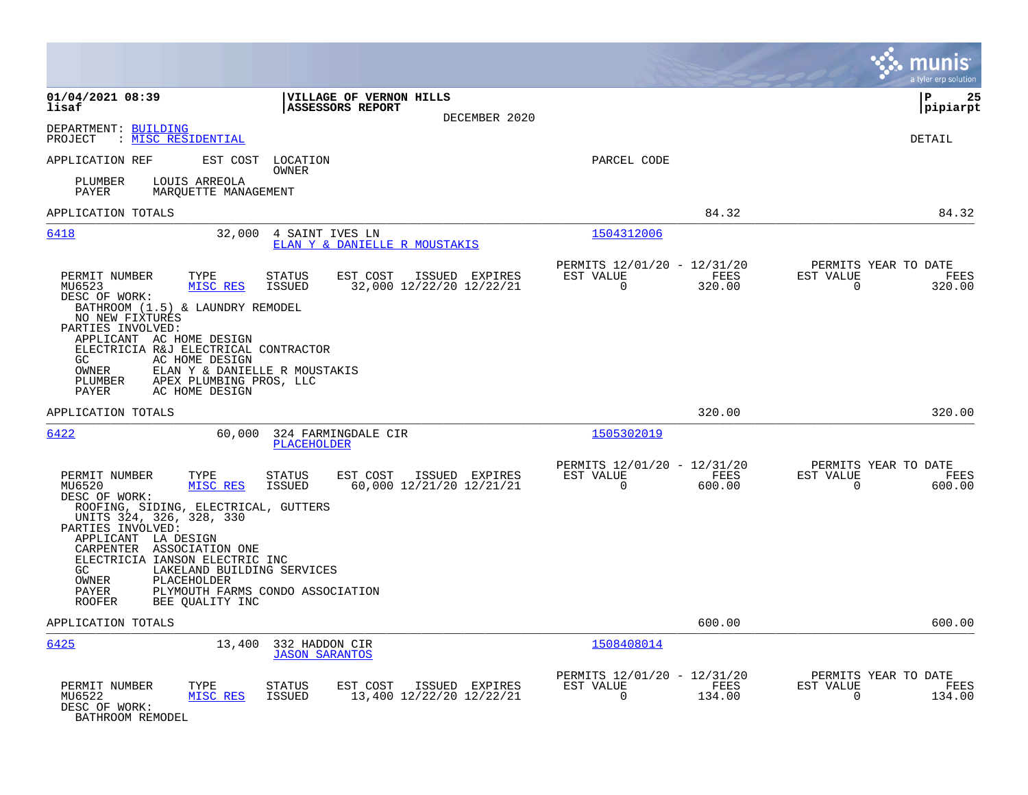**01/04/2021 08:39**
**lisaf**

**VILLAGE OF VERNON HILLS**
**ASSESSORS REPORT**

DECEMBER 2020

**P 25**
**pipiarpt**

DEPARTMENT: BUILDING
PROJECT : MISC RESIDENTIAL

DETAIL

| APPLICATION REF | EST COST | LOCATION / OWNER | PARCEL CODE |
|---|---|---|---|

PLUMBER LOUIS ARREOLA
PAYER MARQUETTE MANAGEMENT

APPLICATION TOTALS — 84.32 — 84.32

---

**6418** — 32,000 — 4 SAINT IVES LN — ELAN Y & DANIELLE R MOUSTAKIS — 1504312006

| PERMIT NUMBER | TYPE | STATUS | EST COST | ISSUED | EXPIRES | PERMITS 12/01/20 - 12/31/20 EST VALUE | FEES | PERMITS YEAR TO DATE EST VALUE | FEES |
|---|---|---|---|---|---|---|---|---|---|
| MU6523 | MISC RES | ISSUED | 32,000 | 12/22/20 | 12/22/21 | 0 | 320.00 | 0 | 320.00 |

DESC OF WORK:
BATHROOM (1.5) & LAUNDRY REMODEL
NO NEW FIXTURES

PARTIES INVOLVED:
- APPLICANT AC HOME DESIGN
- ELECTRICIA R&J ELECTRICAL CONTRACTOR
- GC AC HOME DESIGN
- OWNER ELAN Y & DANIELLE R MOUSTAKIS
- PLUMBER APEX PLUMBING PROS, LLC
- PAYER AC HOME DESIGN

APPLICATION TOTALS — 320.00 — 320.00

---

**6422** — 60,000 — 324 FARMINGDALE CIR — PLACEHOLDER — 1505302019

| PERMIT NUMBER | TYPE | STATUS | EST COST | ISSUED | EXPIRES | PERMITS 12/01/20 - 12/31/20 EST VALUE | FEES | PERMITS YEAR TO DATE EST VALUE | FEES |
|---|---|---|---|---|---|---|---|---|---|
| MU6520 | MISC RES | ISSUED | 60,000 | 12/21/20 | 12/21/21 | 0 | 600.00 | 0 | 600.00 |

DESC OF WORK:
ROOFING, SIDING, ELECTRICAL, GUTTERS
UNITS 324, 326, 328, 330

PARTIES INVOLVED:
- APPLICANT LA DESIGN
- CARPENTER ASSOCIATION ONE
- ELECTRICIA IANSON ELECTRIC INC
- GC LAKELAND BUILDING SERVICES
- OWNER PLACEHOLDER
- PAYER PLYMOUTH FARMS CONDO ASSOCIATION
- ROOFER BEE QUALITY INC

APPLICATION TOTALS — 600.00 — 600.00

---

**6425** — 13,400 — 332 HADDON CIR — JASON SARANTOS — 1508408014

| PERMIT NUMBER | TYPE | STATUS | EST COST | ISSUED | EXPIRES | PERMITS 12/01/20 - 12/31/20 EST VALUE | FEES | PERMITS YEAR TO DATE EST VALUE | FEES |
|---|---|---|---|---|---|---|---|---|---|
| MU6522 | MISC RES | ISSUED | 13,400 | 12/22/20 | 12/22/21 | 0 | 134.00 | 0 | 134.00 |

DESC OF WORK:
BATHROOM REMODEL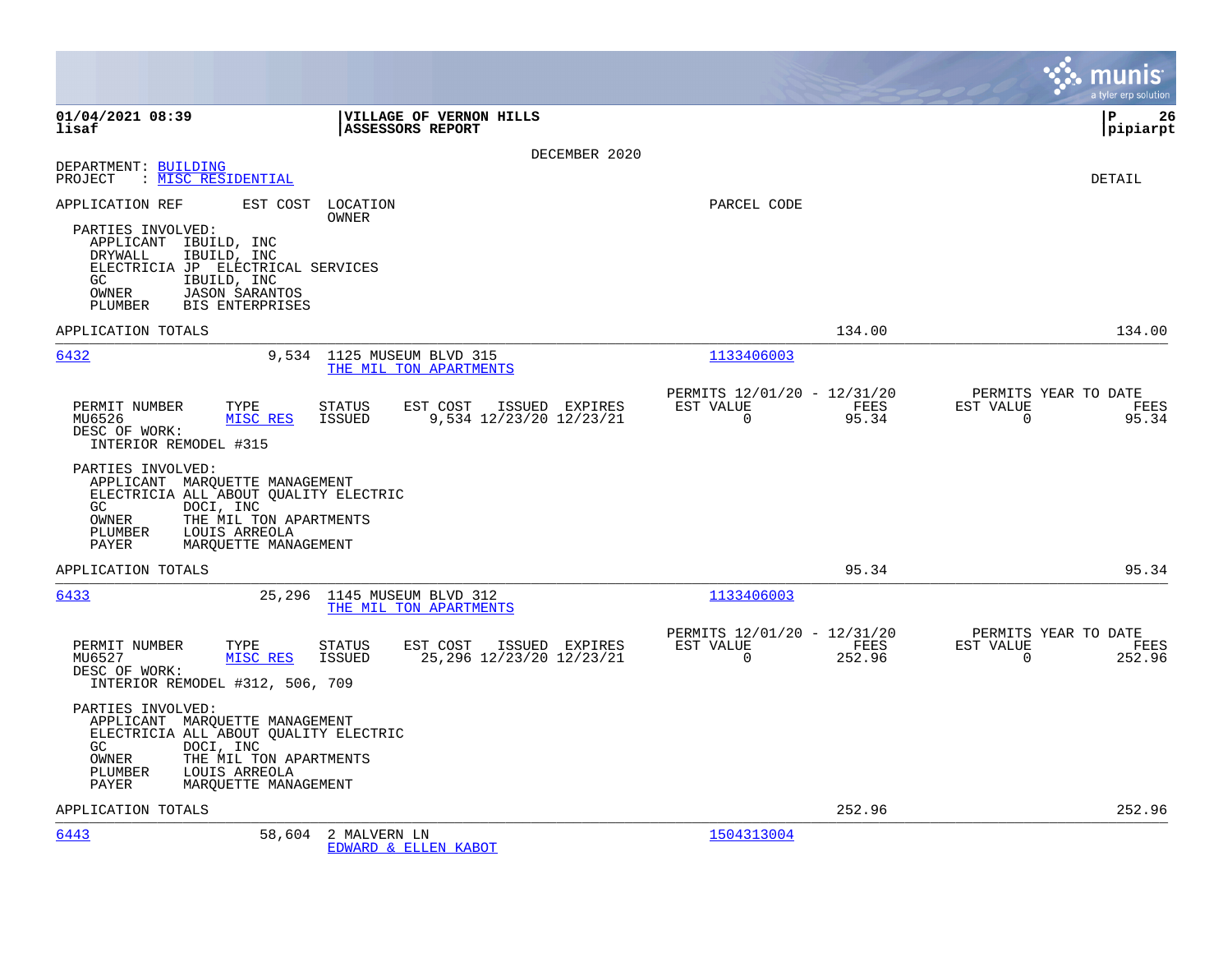**01/04/2021 08:39** — **VILLAGE OF VERNON HILLS** — **P 26**
**lisaf** — **ASSESSORS REPORT** — **pipiarpt**

DECEMBER 2020

DEPARTMENT: BUILDING
PROJECT : MISC RESIDENTIAL

DETAIL

APPLICATION REF    EST COST    LOCATION / OWNER    PARCEL CODE

PARTIES INVOLVED:
- APPLICANT IBUILD, INC
- DRYWALL IBUILD, INC
- ELECTRICIA JP ELECTRICAL SERVICES
- GC IBUILD, INC
- OWNER JASON SARANTOS
- PLUMBER BIS ENTERPRISES

APPLICATION TOTALS — 134.00 — 134.00

---

**6432** — 9,534 — 1125 MUSEUM BLVD 315 — THE MIL TON APARTMENTS — 1133406003

| PERMIT NUMBER | TYPE | STATUS | EST COST | ISSUED | EXPIRES | PERMITS 12/01/20 - 12/31/20 EST VALUE | FEES | PERMITS YEAR TO DATE EST VALUE | FEES |
|---|---|---|---|---|---|---|---|---|---|
| MU6526 | MISC RES | ISSUED | 9,534 | 12/23/20 | 12/23/21 | 0 | 95.34 | 0 | 95.34 |

DESC OF WORK:
INTERIOR REMODEL #315

PARTIES INVOLVED:
- APPLICANT MARQUETTE MANAGEMENT
- ELECTRICIA ALL ABOUT QUALITY ELECTRIC
- GC DOCI, INC
- OWNER THE MIL TON APARTMENTS
- PLUMBER LOUIS ARREOLA
- PAYER MARQUETTE MANAGEMENT

APPLICATION TOTALS — 95.34 — 95.34

---

**6433** — 25,296 — 1145 MUSEUM BLVD 312 — THE MIL TON APARTMENTS — 1133406003

| PERMIT NUMBER | TYPE | STATUS | EST COST | ISSUED | EXPIRES | PERMITS 12/01/20 - 12/31/20 EST VALUE | FEES | PERMITS YEAR TO DATE EST VALUE | FEES |
|---|---|---|---|---|---|---|---|---|---|
| MU6527 | MISC RES | ISSUED | 25,296 | 12/23/20 | 12/23/21 | 0 | 252.96 | 0 | 252.96 |

DESC OF WORK:
INTERIOR REMODEL #312, 506, 709

PARTIES INVOLVED:
- APPLICANT MARQUETTE MANAGEMENT
- ELECTRICIA ALL ABOUT QUALITY ELECTRIC
- GC DOCI, INC
- OWNER THE MIL TON APARTMENTS
- PLUMBER LOUIS ARREOLA
- PAYER MARQUETTE MANAGEMENT

APPLICATION TOTALS — 252.96 — 252.96

---

**6443** — 58,604 — 2 MALVERN LN — EDWARD & ELLEN KABOT — 1504313004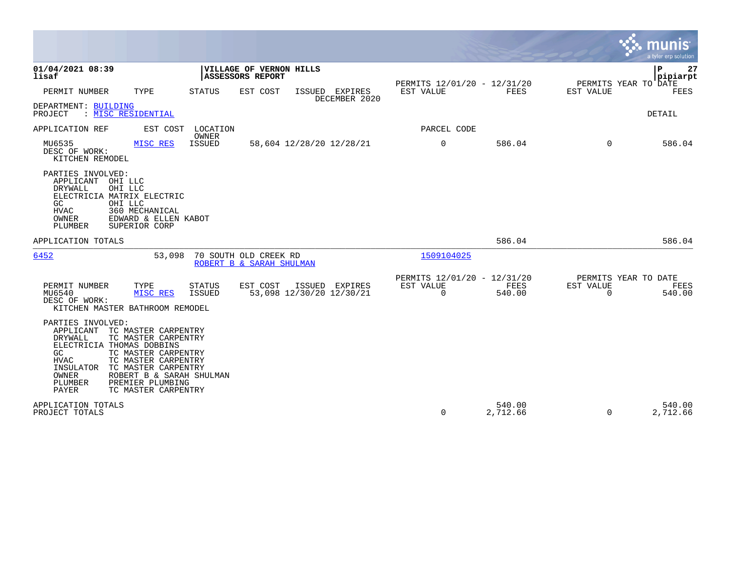**01/04/2021 08:39**
**lisaf**

**VILLAGE OF VERNON HILLS**
**ASSESSORS REPORT**

**P 27**
**pipiarpt**

| PERMIT NUMBER | TYPE | STATUS | EST COST | ISSUED | EXPIRES | PERMITS 12/01/20 - 12/31/20 EST VALUE | FEES | PERMITS YEAR TO DATE EST VALUE | FEES |
|---|---|---|---|---|---|---|---|---|---|
| | | | | DECEMBER 2020 | | | | | |

DEPARTMENT: BUILDING
PROJECT : MISC RESIDENTIAL

DETAIL

APPLICATION REF | EST COST | LOCATION / OWNER | PARCEL CODE

| PERMIT NUMBER | TYPE | STATUS | EST COST | ISSUED | EXPIRES | EST VALUE | FEES | EST VALUE | FEES |
|---|---|---|---|---|---|---|---|---|---|
| MU6535 | MISC RES | ISSUED | 58,604 | 12/28/20 | 12/28/21 | 0 | 586.04 | 0 | 586.04 |

DESC OF WORK:
KITCHEN REMODEL

PARTIES INVOLVED:
- APPLICANT OHI LLC
- DRYWALL OHI LLC
- ELECTRICIA MATRIX ELECTRIC
- GC OHI LLC
- HVAC 360 MECHANICAL
- OWNER EDWARD & ELLEN KABOT
- PLUMBER SUPERIOR CORP

APPLICATION TOTALS — 586.04 — 586.04

---

**6452** | 53,098 | 70 SOUTH OLD CREEK RD / ROBERT B & SARAH SHULMAN | 1509104025

| PERMIT NUMBER | TYPE | STATUS | EST COST | ISSUED | EXPIRES | PERMITS 12/01/20 - 12/31/20 EST VALUE | FEES | PERMITS YEAR TO DATE EST VALUE | FEES |
|---|---|---|---|---|---|---|---|---|---|
| MU6540 | MISC RES | ISSUED | 53,098 | 12/30/20 | 12/30/21 | 0 | 540.00 | 0 | 540.00 |

DESC OF WORK:
KITCHEN MASTER BATHROOM REMODEL

PARTIES INVOLVED:
- APPLICANT TC MASTER CARPENTRY
- DRYWALL TC MASTER CARPENTRY
- ELECTRICIA THOMAS DOBBINS
- GC TC MASTER CARPENTRY
- HVAC TC MASTER CARPENTRY
- INSULATOR TC MASTER CARPENTRY
- OWNER ROBERT B & SARAH SHULMAN
- PLUMBER PREMIER PLUMBING
- PAYER TC MASTER CARPENTRY

| | EST VALUE | FEES | EST VALUE | FEES |
|---|---|---|---|---|
| APPLICATION TOTALS | | 540.00 | | 540.00 |
| PROJECT TOTALS | 0 | 2,712.66 | 0 | 2,712.66 |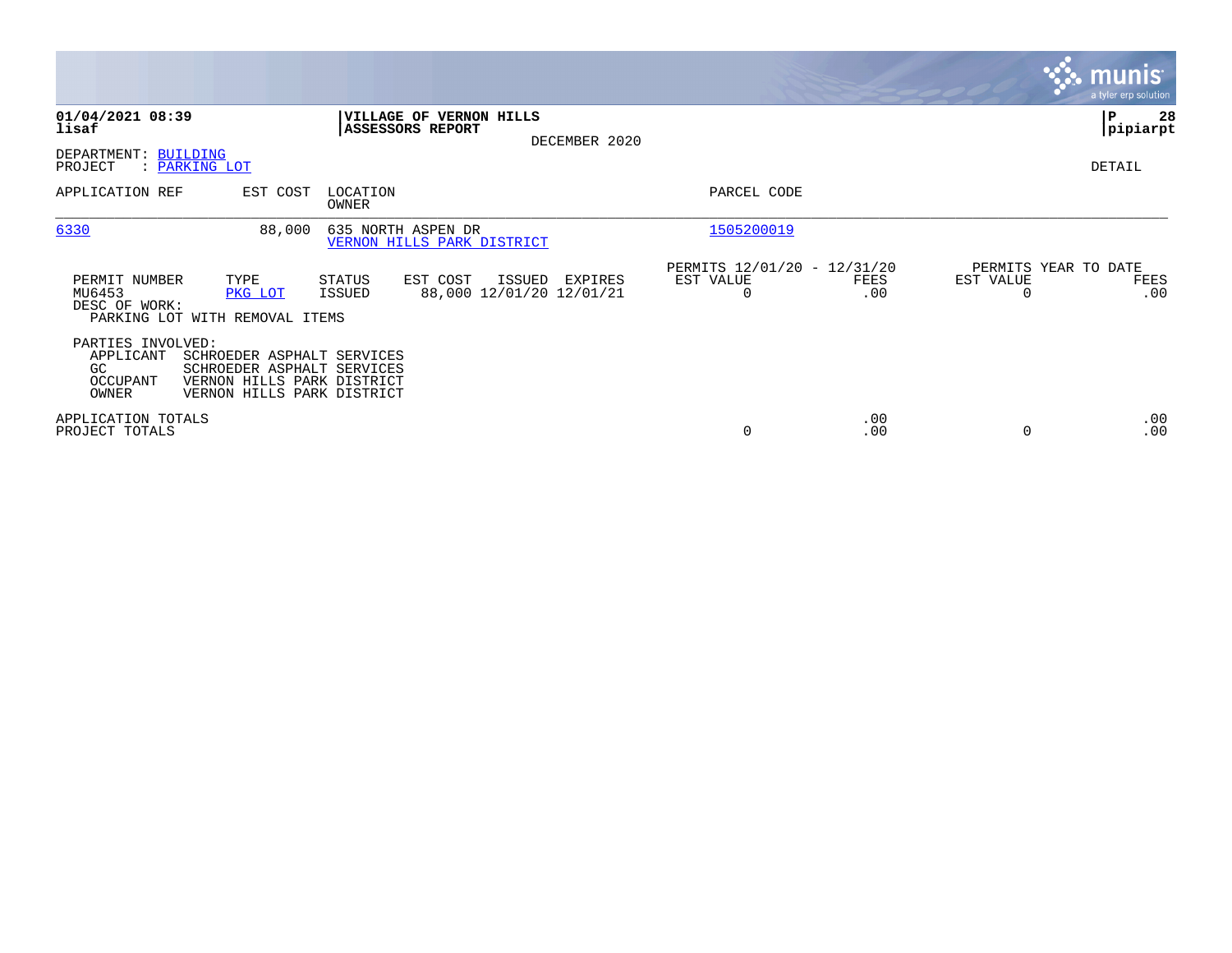**01/04/2021 08:39**
**lisaf**

**VILLAGE OF VERNON HILLS**
**ASSESSORS REPORT**
DECEMBER 2020

**P 28**
**pipiarpt**

DEPARTMENT: BUILDING
PROJECT : PARKING LOT

DETAIL

| APPLICATION REF | EST COST | LOCATION / OWNER | PARCEL CODE |
|---|---|---|---|
| 6330 | 88,000 | 635 NORTH ASPEN DR / VERNON HILLS PARK DISTRICT | 1505200019 |

| PERMIT NUMBER | TYPE | STATUS | EST COST | ISSUED | EXPIRES | PERMITS 12/01/20 - 12/31/20 EST VALUE | FEES | PERMITS YEAR TO DATE EST VALUE | FEES |
|---|---|---|---|---|---|---|---|---|---|
| MU6453 | PKG LOT | ISSUED | 88,000 | 12/01/20 | 12/01/21 | 0 | .00 | 0 | .00 |

DESC OF WORK:
PARKING LOT WITH REMOVAL ITEMS

PARTIES INVOLVED:

| | |
|---|---|
| APPLICANT | SCHROEDER ASPHALT SERVICES |
| GC | SCHROEDER ASPHALT SERVICES |
| OCCUPANT | VERNON HILLS PARK DISTRICT |
| OWNER | VERNON HILLS PARK DISTRICT |

| | EST VALUE | FEES | EST VALUE | FEES |
|---|---|---|---|---|
| APPLICATION TOTALS | | .00 | | .00 |
| PROJECT TOTALS | 0 | .00 | 0 | .00 |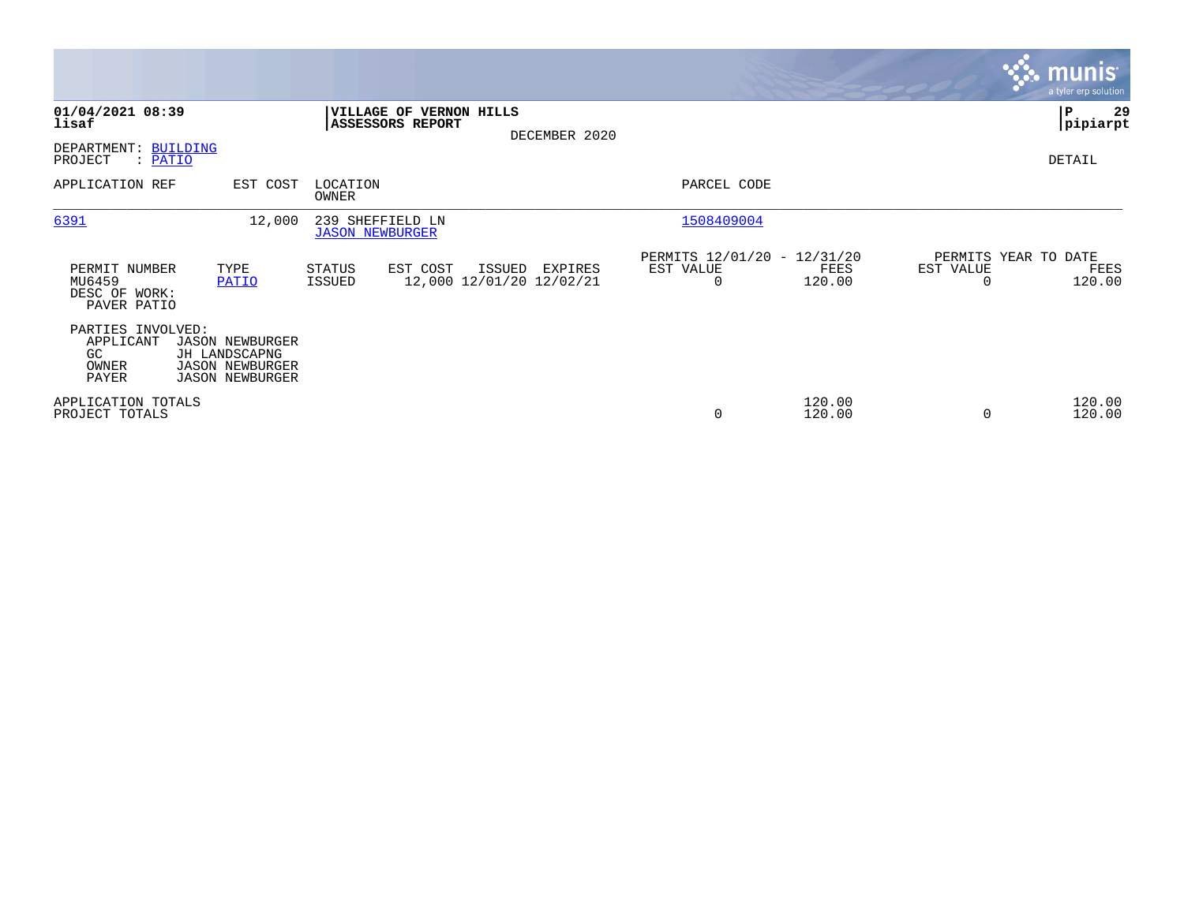01/04/2021 08:39
lisaf

**VILLAGE OF VERNON HILLS**
**ASSESSORS REPORT**
DECEMBER 2020

P 29
pipiarpt

DEPARTMENT: BUILDING
PROJECT : PATIO

DETAIL

| APPLICATION REF | EST COST | LOCATION / OWNER | PARCEL CODE |
|---|---|---|---|
| 6391 | 12,000 | 239 SHEFFIELD LN / JASON NEWBURGER | 1508409004 |

| PERMIT NUMBER | TYPE | STATUS | EST COST | ISSUED | EXPIRES | PERMITS 12/01/20 - 12/31/20 EST VALUE | FEES | PERMITS YEAR TO DATE EST VALUE | FEES |
|---|---|---|---|---|---|---|---|---|---|
| MU6459 | PATIO | ISSUED | 12,000 | 12/01/20 | 12/02/21 | 0 | 120.00 | 0 | 120.00 |

DESC OF WORK:
PAVER PATIO

PARTIES INVOLVED:
- APPLICANT JASON NEWBURGER
- GC JH LANDSCAPNG
- OWNER JASON NEWBURGER
- PAYER JASON NEWBURGER

| | EST VALUE | FEES | YTD EST VALUE | YTD FEES |
|---|---|---|---|---|
| APPLICATION TOTALS | | 120.00 | | 120.00 |
| PROJECT TOTALS | 0 | 120.00 | 0 | 120.00 |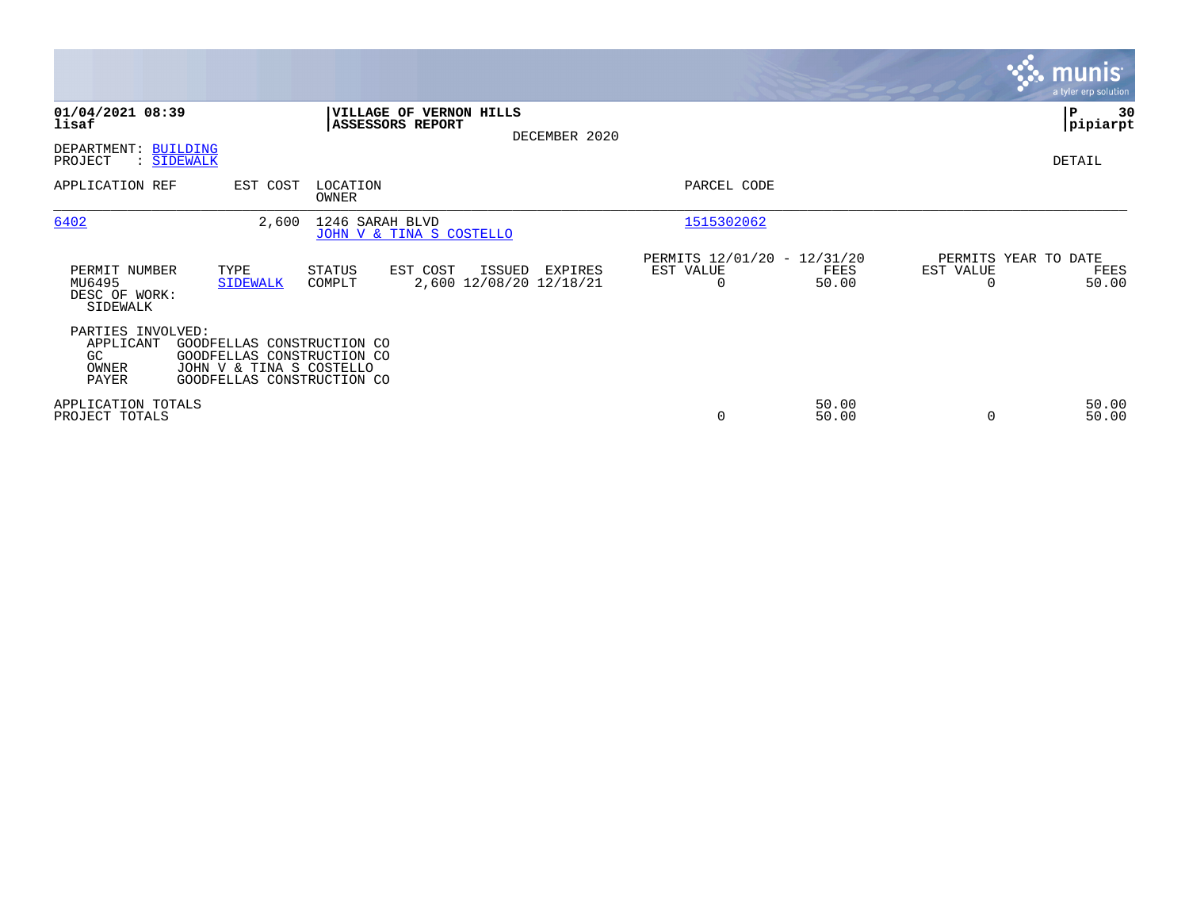**01/04/2021 08:39**
**lisaf**

**VILLAGE OF VERNON HILLS**
**ASSESSORS REPORT**
DECEMBER 2020

**P 30**
**pipiarpt**

DEPARTMENT: BUILDING
PROJECT : SIDEWALK

DETAIL

| APPLICATION REF | EST COST | LOCATION / OWNER | PARCEL CODE |
|---|---|---|---|
| 6402 | 2,600 | 1246 SARAH BLVD<br>JOHN V & TINA S COSTELLO | 1515302062 |

| PERMIT NUMBER | TYPE | STATUS | EST COST | ISSUED | EXPIRES | PERMITS 12/01/20 - 12/31/20 EST VALUE | FEES | PERMITS YEAR TO DATE EST VALUE | FEES |
|---|---|---|---|---|---|---|---|---|---|
| MU6495 | SIDEWALK | COMPLT | 2,600 | 12/08/20 | 12/18/21 | 0 | 50.00 | 0 | 50.00 |

DESC OF WORK:
SIDEWALK

PARTIES INVOLVED:

| | |
|---|---|
| APPLICANT | GOODFELLAS CONSTRUCTION CO |
| GC | GOODFELLAS CONSTRUCTION CO |
| OWNER | JOHN V & TINA S COSTELLO |
| PAYER | GOODFELLAS CONSTRUCTION CO |

| | EST VALUE | FEES | EST VALUE | FEES |
|---|---|---|---|---|
| APPLICATION TOTALS | | 50.00 | | 50.00 |
| PROJECT TOTALS | 0 | 50.00 | 0 | 50.00 |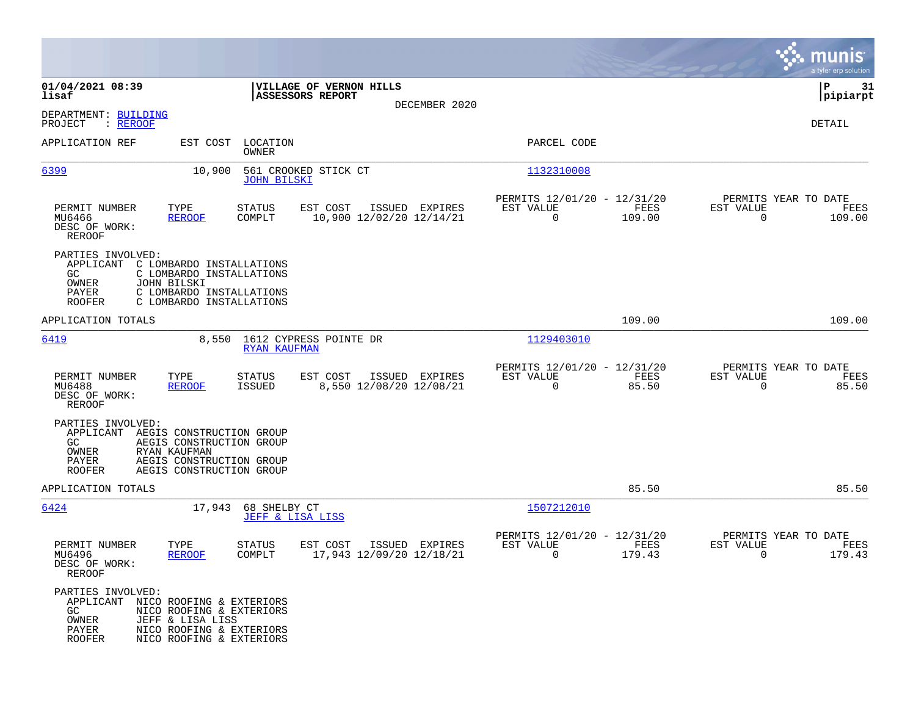01/04/2021 08:39
lisaf

**VILLAGE OF VERNON HILLS**
**ASSESSORS REPORT**
DECEMBER 2020

P 31
pipiarpt

DEPARTMENT: BUILDING
PROJECT : REROOF

DETAIL

| APPLICATION REF | EST COST | LOCATION / OWNER | PARCEL CODE |
|---|---|---|---|
| 6399 | 10,900 | 561 CROOKED STICK CT / JOHN BILSKI | 1132310008 |

| PERMIT NUMBER | TYPE | STATUS | EST COST | ISSUED | EXPIRES | PERMITS 12/01/20 - 12/31/20 EST VALUE | FEES | PERMITS YEAR TO DATE EST VALUE | FEES |
|---|---|---|---|---|---|---|---|---|---|
| MU6466 | REROOF | COMPLT | 10,900 | 12/02/20 | 12/14/21 | 0 | 109.00 | 0 | 109.00 |

DESC OF WORK:
REROOF

PARTIES INVOLVED:
- APPLICANT C LOMBARDO INSTALLATIONS
- GC C LOMBARDO INSTALLATIONS
- OWNER JOHN BILSKI
- PAYER C LOMBARDO INSTALLATIONS
- ROOFER C LOMBARDO INSTALLATIONS

APPLICATION TOTALS 109.00 109.00

| APPLICATION REF | EST COST | LOCATION / OWNER | PARCEL CODE |
|---|---|---|---|
| 6419 | 8,550 | 1612 CYPRESS POINTE DR / RYAN KAUFMAN | 1129403010 |

| PERMIT NUMBER | TYPE | STATUS | EST COST | ISSUED | EXPIRES | PERMITS 12/01/20 - 12/31/20 EST VALUE | FEES | PERMITS YEAR TO DATE EST VALUE | FEES |
|---|---|---|---|---|---|---|---|---|---|
| MU6488 | REROOF | ISSUED | 8,550 | 12/08/20 | 12/08/21 | 0 | 85.50 | 0 | 85.50 |

DESC OF WORK:
REROOF

PARTIES INVOLVED:
- APPLICANT AEGIS CONSTRUCTION GROUP
- GC AEGIS CONSTRUCTION GROUP
- OWNER RYAN KAUFMAN
- PAYER AEGIS CONSTRUCTION GROUP
- ROOFER AEGIS CONSTRUCTION GROUP

APPLICATION TOTALS 85.50 85.50

| APPLICATION REF | EST COST | LOCATION / OWNER | PARCEL CODE |
|---|---|---|---|
| 6424 | 17,943 | 68 SHELBY CT / JEFF & LISA LISS | 1507212010 |

| PERMIT NUMBER | TYPE | STATUS | EST COST | ISSUED | EXPIRES | PERMITS 12/01/20 - 12/31/20 EST VALUE | FEES | PERMITS YEAR TO DATE EST VALUE | FEES |
|---|---|---|---|---|---|---|---|---|---|
| MU6496 | REROOF | COMPLT | 17,943 | 12/09/20 | 12/18/21 | 0 | 179.43 | 0 | 179.43 |

DESC OF WORK:
REROOF

PARTIES INVOLVED:
- APPLICANT NICO ROOFING & EXTERIORS
- GC NICO ROOFING & EXTERIORS
- OWNER JEFF & LISA LISS
- PAYER NICO ROOFING & EXTERIORS
- ROOFER NICO ROOFING & EXTERIORS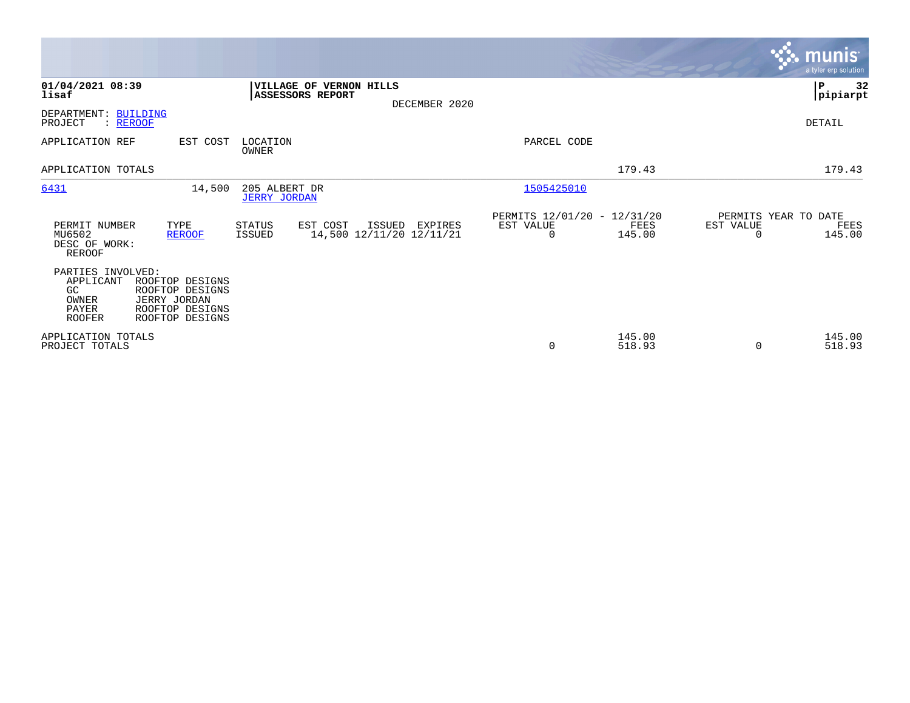**01/04/2021 08:39**
**lisaf**

**VILLAGE OF VERNON HILLS**
**ASSESSORS REPORT**
DECEMBER 2020

**P 32**
**pipiarpt**

DEPARTMENT: BUILDING
PROJECT : REROOF

DETAIL

| APPLICATION REF | EST COST | LOCATION / OWNER | PARCEL CODE | | |
|---|---|---|---|---|---|
| APPLICATION TOTALS | | | | 179.43 | 179.43 |
| 6431 | 14,500 | 205 ALBERT DR / JERRY JORDAN | 1505425010 | | |

| PERMIT NUMBER | TYPE | STATUS | EST COST | ISSUED | EXPIRES | PERMITS 12/01/20 - 12/31/20 EST VALUE | FEES | PERMITS YEAR TO DATE EST VALUE | FEES |
|---|---|---|---|---|---|---|---|---|---|
| MU6502 | REROOF | ISSUED | 14,500 | 12/11/20 | 12/11/21 | 0 | 145.00 | 0 | 145.00 |

DESC OF WORK:
REROOF

PARTIES INVOLVED:

| | |
|---|---|
| APPLICANT | ROOFTOP DESIGNS |
| GC | ROOFTOP DESIGNS |
| OWNER | JERRY JORDAN |
| PAYER | ROOFTOP DESIGNS |
| ROOFER | ROOFTOP DESIGNS |

| | EST VALUE | FEES | EST VALUE | FEES |
|---|---|---|---|---|
| APPLICATION TOTALS | | 145.00 | | 145.00 |
| PROJECT TOTALS | 0 | 518.93 | 0 | 518.93 |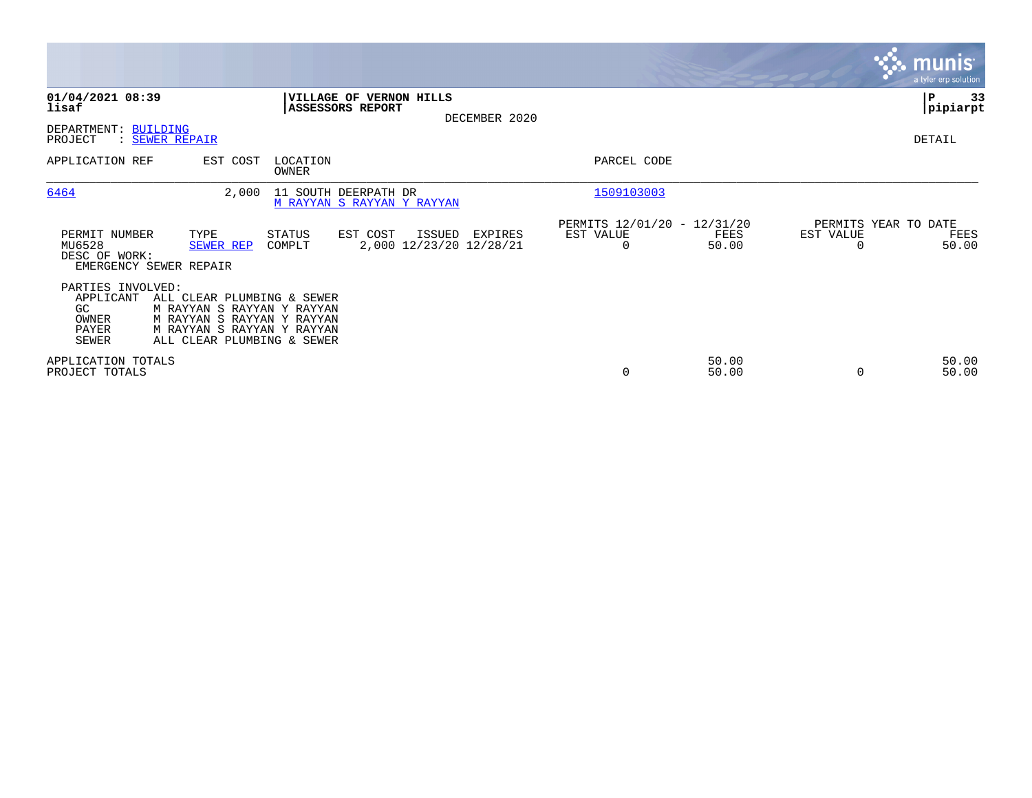**01/04/2021 08:39**
**lisaf**

**VILLAGE OF VERNON HILLS**
**ASSESSORS REPORT**
DECEMBER 2020

**P 33**
**pipiarpt**

DEPARTMENT: BUILDING
PROJECT : SEWER REPAIR

DETAIL

| APPLICATION REF | EST COST | LOCATION / OWNER | PARCEL CODE |
|---|---|---|---|
| 6464 | 2,000 | 11 SOUTH DEERPATH DR / M RAYYAN S RAYYAN Y RAYYAN | 1509103003 |

| PERMIT NUMBER | TYPE | STATUS | EST COST | ISSUED | EXPIRES | PERMITS 12/01/20 - 12/31/20 EST VALUE | FEES | PERMITS YEAR TO DATE EST VALUE | FEES |
|---|---|---|---|---|---|---|---|---|---|
| MU6528 | SEWER REP | COMPLT | 2,000 | 12/23/20 | 12/28/21 | 0 | 50.00 | 0 | 50.00 |

DESC OF WORK:
EMERGENCY SEWER REPAIR

PARTIES INVOLVED:

| | |
|---|---|
| APPLICANT | ALL CLEAR PLUMBING & SEWER |
| GC | M RAYYAN S RAYYAN Y RAYYAN |
| OWNER | M RAYYAN S RAYYAN Y RAYYAN |
| PAYER | M RAYYAN S RAYYAN Y RAYYAN |
| SEWER | ALL CLEAR PLUMBING & SEWER |

| | EST VALUE | FEES | EST VALUE | FEES |
|---|---|---|---|---|
| APPLICATION TOTALS | | 50.00 | | 50.00 |
| PROJECT TOTALS | 0 | 50.00 | 0 | 50.00 |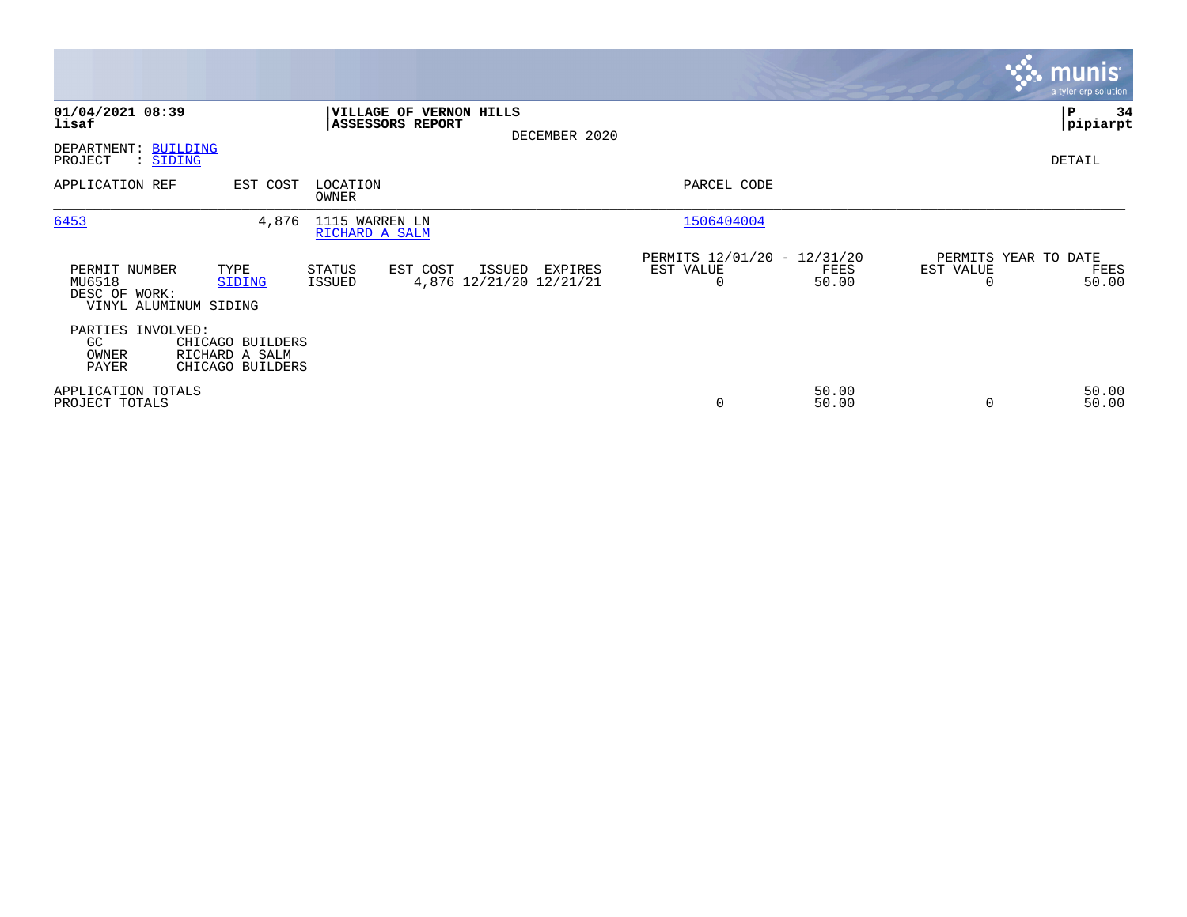**01/04/2021 08:39**
**lisaf**

**VILLAGE OF VERNON HILLS**
**ASSESSORS REPORT**

DECEMBER 2020

**P 34**
**pipiarpt**

DEPARTMENT: BUILDING
PROJECT : SIDING

DETAIL

| APPLICATION REF | EST COST | LOCATION / OWNER | PARCEL CODE |
|---|---|---|---|
| 6453 | 4,876 | 1115 WARREN LN / RICHARD A SALM | 1506404004 |

| PERMIT NUMBER | TYPE | STATUS | EST COST | ISSUED | EXPIRES | PERMITS 12/01/20 - 12/31/20 EST VALUE | FEES | PERMITS YEAR TO DATE EST VALUE | FEES |
|---|---|---|---|---|---|---|---|---|---|
| MU6518 | SIDING | ISSUED | 4,876 | 12/21/20 | 12/21/21 | 0 | 50.00 | 0 | 50.00 |

DESC OF WORK:
VINYL ALUMINUM SIDING

PARTIES INVOLVED:

| | |
|---|---|
| GC | CHICAGO BUILDERS |
| OWNER | RICHARD A SALM |
| PAYER | CHICAGO BUILDERS |

| | EST VALUE | FEES | EST VALUE | FEES |
|---|---|---|---|---|
| APPLICATION TOTALS | | 50.00 | | 50.00 |
| PROJECT TOTALS | 0 | 50.00 | 0 | 50.00 |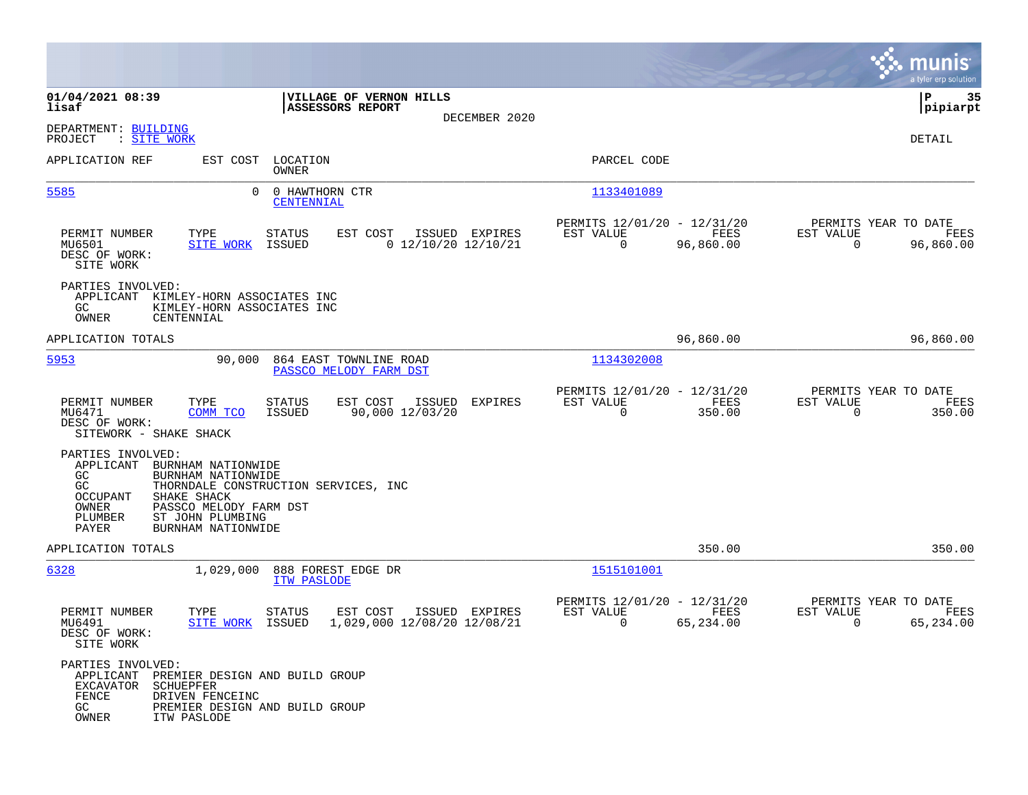01/04/2021 08:39
lisaf

**VILLAGE OF VERNON HILLS**
**ASSESSORS REPORT**
DECEMBER 2020

pipiarpt

DEPARTMENT: BUILDING
PROJECT : SITE WORK

DETAIL

| APPLICATION REF | EST COST | LOCATION / OWNER | PARCEL CODE |
|---|---|---|---|
| 5585 | 0 | 0 HAWTHORN CTR / CENTENNIAL | 1133401089 |

| PERMIT NUMBER | TYPE | STATUS | EST COST | ISSUED | EXPIRES | PERMITS 12/01/20 - 12/31/20 EST VALUE | FEES | PERMITS YEAR TO DATE EST VALUE | FEES |
|---|---|---|---|---|---|---|---|---|---|
| MU6501 | SITE WORK | ISSUED | 0 | 12/10/20 | 12/10/21 | 0 | 96,860.00 | 0 | 96,860.00 |

DESC OF WORK:
SITE WORK

PARTIES INVOLVED:
APPLICANT KIMLEY-HORN ASSOCIATES INC
GC KIMLEY-HORN ASSOCIATES INC
OWNER CENTENNIAL

APPLICATION TOTALS 96,860.00 96,860.00

| APPLICATION REF | EST COST | LOCATION / OWNER | PARCEL CODE |
|---|---|---|---|
| 5953 | 90,000 | 864 EAST TOWNLINE ROAD / PASSCO MELODY FARM DST | 1134302008 |

| PERMIT NUMBER | TYPE | STATUS | EST COST | ISSUED | EXPIRES | PERMITS 12/01/20 - 12/31/20 EST VALUE | FEES | PERMITS YEAR TO DATE EST VALUE | FEES |
|---|---|---|---|---|---|---|---|---|---|
| MU6471 | COMM TCO | ISSUED | 90,000 | 12/03/20 | | 0 | 350.00 | 0 | 350.00 |

DESC OF WORK:
SITEWORK - SHAKE SHACK

PARTIES INVOLVED:
APPLICANT BURNHAM NATIONWIDE
GC BURNHAM NATIONWIDE
GC THORNDALE CONSTRUCTION SERVICES, INC
OCCUPANT SHAKE SHACK
OWNER PASSCO MELODY FARM DST
PLUMBER ST JOHN PLUMBING
PAYER BURNHAM NATIONWIDE

APPLICATION TOTALS 350.00 350.00

| APPLICATION REF | EST COST | LOCATION / OWNER | PARCEL CODE |
|---|---|---|---|
| 6328 | 1,029,000 | 888 FOREST EDGE DR / ITW PASLODE | 1515101001 |

| PERMIT NUMBER | TYPE | STATUS | EST COST | ISSUED | EXPIRES | PERMITS 12/01/20 - 12/31/20 EST VALUE | FEES | PERMITS YEAR TO DATE EST VALUE | FEES |
|---|---|---|---|---|---|---|---|---|---|
| MU6491 | SITE WORK | ISSUED | 1,029,000 | 12/08/20 | 12/08/21 | 0 | 65,234.00 | 0 | 65,234.00 |

DESC OF WORK:
SITE WORK

PARTIES INVOLVED:
APPLICANT PREMIER DESIGN AND BUILD GROUP
EXCAVATOR SCHUEPFER
FENCE DRIVEN FENCEINC
GC PREMIER DESIGN AND BUILD GROUP
OWNER ITW PASLODE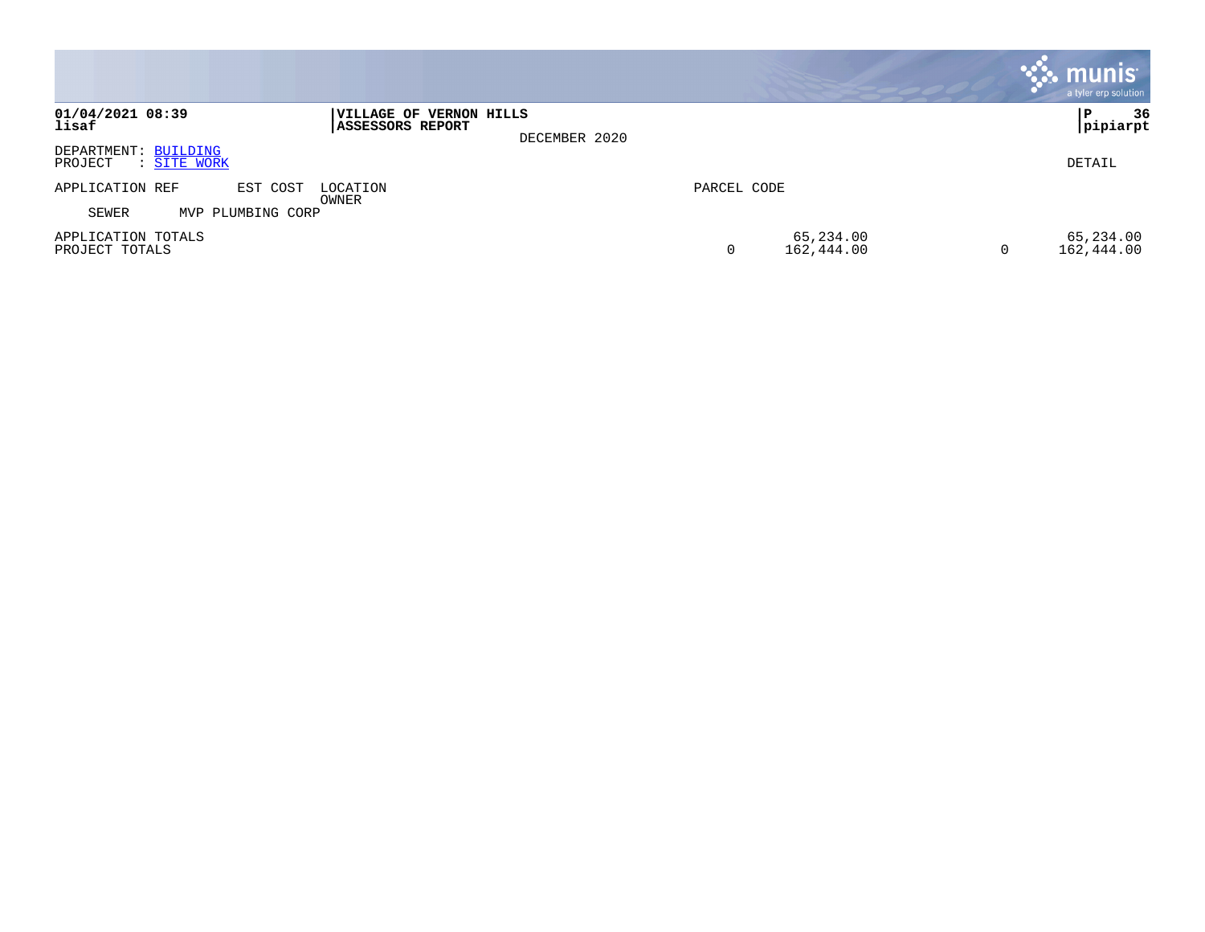**01/04/2021 08:39**
**lisaf**

**VILLAGE OF VERNON HILLS**
**ASSESSORS REPORT**

DECEMBER 2020

**P 36**
**pipiarpt**

DEPARTMENT: BUILDING
PROJECT : SITE WORK

DETAIL

| APPLICATION REF | EST COST | LOCATION / OWNER | PARCEL CODE | | | |
|---|---|---|---|---|---|---|
| SEWER | | MVP PLUMBING CORP | | | | |
| APPLICATION TOTALS | | | | 65,234.00 | | 65,234.00 |
| PROJECT TOTALS | | | 0 | 162,444.00 | 0 | 162,444.00 |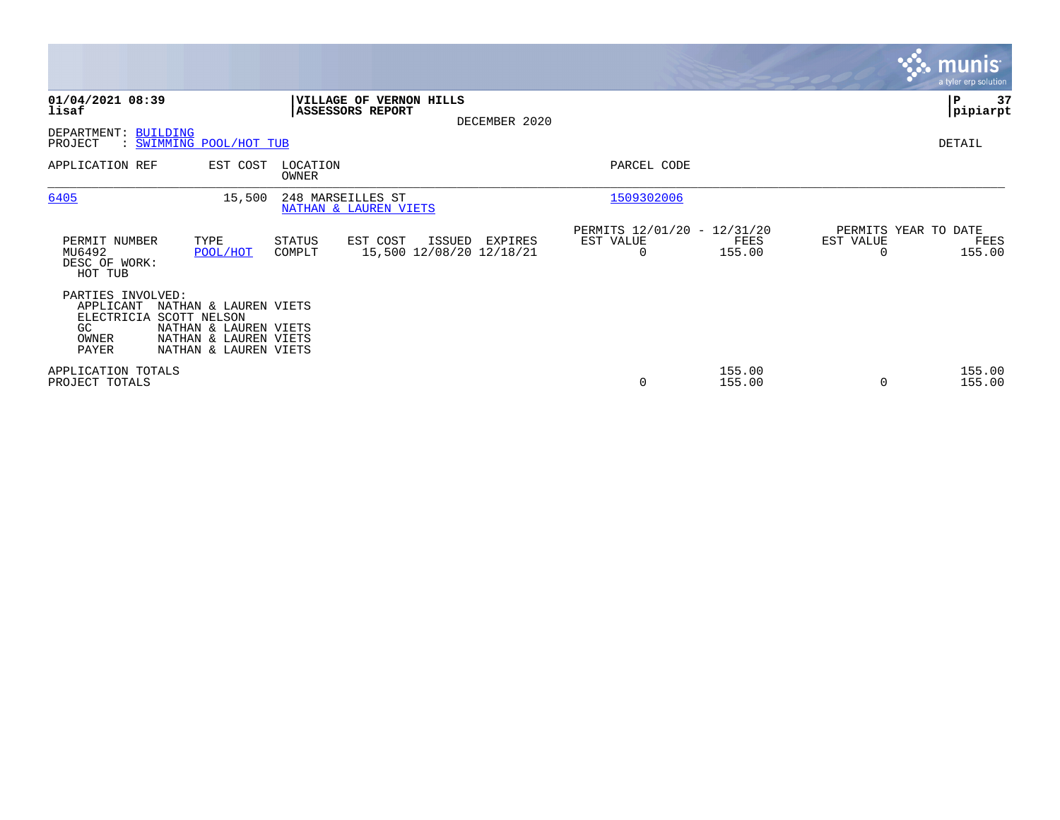**01/04/2021 08:39**
**lisaf**

**VILLAGE OF VERNON HILLS**
**ASSESSORS REPORT**
DECEMBER 2020

**P 37**
**pipiarpt**

DEPARTMENT: BUILDING
PROJECT : SWIMMING POOL/HOT TUB

DETAIL

| APPLICATION REF | EST COST | LOCATION / OWNER | PARCEL CODE |
|---|---|---|---|
| 6405 | 15,500 | 248 MARSEILLES ST / NATHAN & LAUREN VIETS | 1509302006 |

| PERMIT NUMBER | TYPE | STATUS | EST COST | ISSUED | EXPIRES | PERMITS 12/01/20 - 12/31/20 EST VALUE | FEES | PERMITS YEAR TO DATE EST VALUE | FEES |
|---|---|---|---|---|---|---|---|---|---|
| MU6492 | POOL/HOT | COMPLT | 15,500 | 12/08/20 | 12/18/21 | 0 | 155.00 | 0 | 155.00 |

DESC OF WORK:
HOT TUB

PARTIES INVOLVED:

| | |
|---|---|
| APPLICANT | NATHAN & LAUREN VIETS |
| ELECTRICIA | SCOTT NELSON |
| GC | NATHAN & LAUREN VIETS |
| OWNER | NATHAN & LAUREN VIETS |
| PAYER | NATHAN & LAUREN VIETS |

| | EST VALUE | FEES | EST VALUE | FEES |
|---|---|---|---|---|
| APPLICATION TOTALS | | 155.00 | | 155.00 |
| PROJECT TOTALS | 0 | 155.00 | 0 | 155.00 |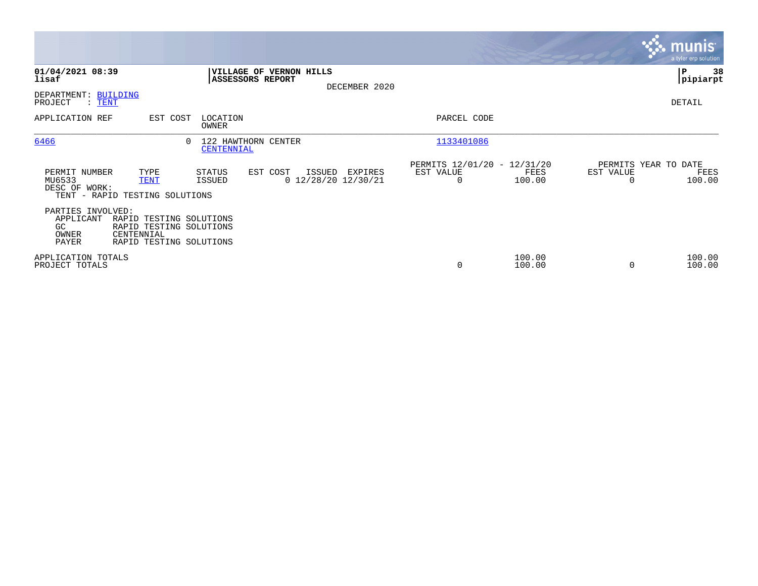**01/04/2021 08:39**
**lisaf**

**VILLAGE OF VERNON HILLS**
**ASSESSORS REPORT**

DECEMBER 2020

**P 38**
**pipiarpt**

DEPARTMENT: BUILDING
PROJECT : TENT

DETAIL

| APPLICATION REF | EST COST | LOCATION / OWNER | PARCEL CODE |
|---|---|---|---|
| 6466 | 0 | 122 HAWTHORN CENTER / CENTENNIAL | 1133401086 |

| PERMIT NUMBER | TYPE | STATUS | EST COST | ISSUED | EXPIRES | PERMITS 12/01/20 - 12/31/20 EST VALUE | FEES | PERMITS YEAR TO DATE EST VALUE | FEES |
|---|---|---|---|---|---|---|---|---|---|
| MU6533 | TENT | ISSUED | 0 | 12/28/20 | 12/30/21 | 0 | 100.00 | 0 | 100.00 |

DESC OF WORK:
TENT - RAPID TESTING SOLUTIONS

PARTIES INVOLVED:

| | |
|---|---|
| APPLICANT | RAPID TESTING SOLUTIONS |
| GC | RAPID TESTING SOLUTIONS |
| OWNER | CENTENNIAL |
| PAYER | RAPID TESTING SOLUTIONS |

| | EST VALUE | FEES | EST VALUE | FEES |
|---|---|---|---|---|
| APPLICATION TOTALS | | 100.00 | | 100.00 |
| PROJECT TOTALS | 0 | 100.00 | 0 | 100.00 |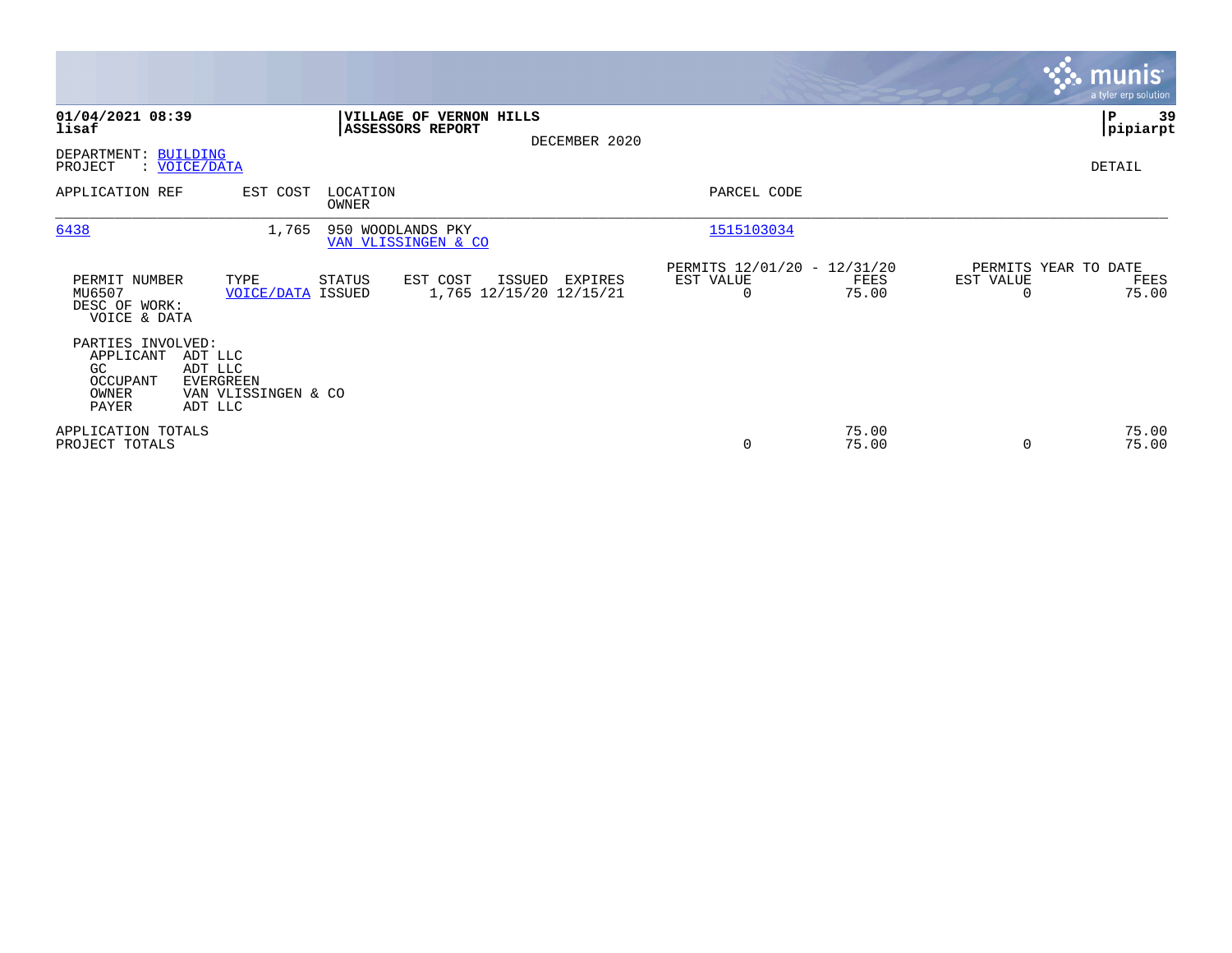**01/04/2021 08:39**
**lisaf**

**VILLAGE OF VERNON HILLS**
**ASSESSORS REPORT**
DECEMBER 2020

**P 39**
**pipiarpt**

DEPARTMENT: BUILDING
PROJECT : VOICE/DATA

DETAIL

| APPLICATION REF | EST COST | LOCATION / OWNER | PARCEL CODE |
|---|---|---|---|
| 6438 | 1,765 | 950 WOODLANDS PKY / VAN VLISSINGEN & CO | 1515103034 |

| PERMIT NUMBER | TYPE | STATUS | EST COST | ISSUED | EXPIRES | PERMITS 12/01/20 - 12/31/20 EST VALUE | FEES | PERMITS YEAR TO DATE EST VALUE | FEES |
|---|---|---|---|---|---|---|---|---|---|
| MU6507 | VOICE/DATA | ISSUED | 1,765 | 12/15/20 | 12/15/21 | 0 | 75.00 | 0 | 75.00 |

DESC OF WORK:
VOICE & DATA

PARTIES INVOLVED:

| Role | Name |
|---|---|
| APPLICANT | ADT LLC |
| GC | ADT LLC |
| OCCUPANT | EVERGREEN |
| OWNER | VAN VLISSINGEN & CO |
| PAYER | ADT LLC |

| | EST VALUE | FEES | EST VALUE | FEES |
|---|---|---|---|---|
| APPLICATION TOTALS | | 75.00 | | 75.00 |
| PROJECT TOTALS | 0 | 75.00 | 0 | 75.00 |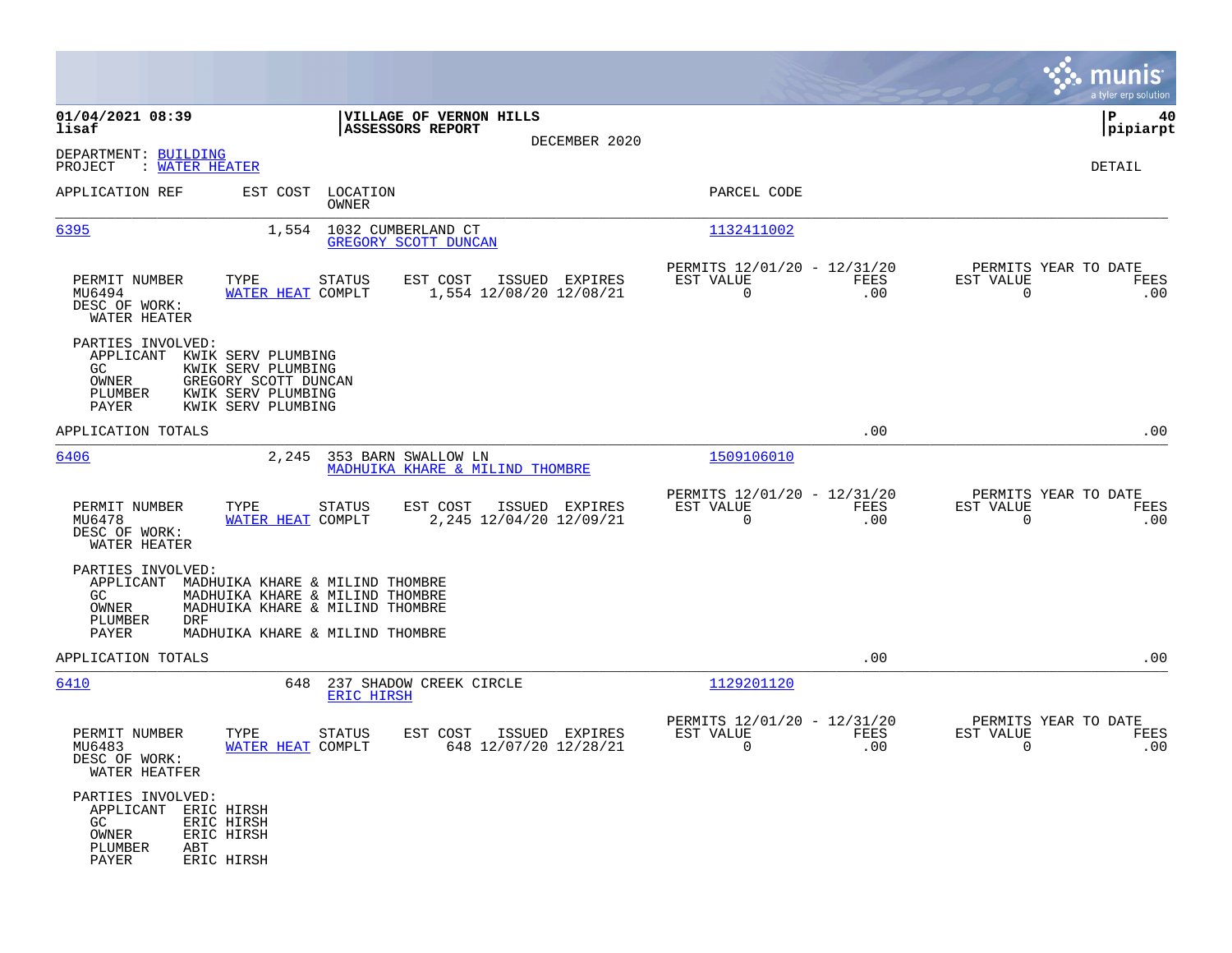**01/04/2021 08:39** | **VILLAGE OF VERNON HILLS** | **P 40**
**lisaf** | **ASSESSORS REPORT** | **pipiarpt**

DECEMBER 2020

DEPARTMENT: BUILDING
PROJECT : WATER HEATER

DETAIL

| APPLICATION REF | EST COST | LOCATION / OWNER | PARCEL CODE |
|---|---|---|---|
| 6395 | 1,554 | 1032 CUMBERLAND CT / GREGORY SCOTT DUNCAN | 1132411002 |

| PERMIT NUMBER | TYPE | STATUS | EST COST | ISSUED | EXPIRES | PERMITS 12/01/20 - 12/31/20 EST VALUE | FEES | PERMITS YEAR TO DATE EST VALUE | FEES |
|---|---|---|---|---|---|---|---|---|---|
| MU6494 | WATER HEAT | COMPLT | 1,554 | 12/08/20 | 12/08/21 | 0 | .00 | 0 | .00 |

DESC OF WORK:
WATER HEATER

PARTIES INVOLVED:
- APPLICANT KWIK SERV PLUMBING
- GC KWIK SERV PLUMBING
- OWNER GREGORY SCOTT DUNCAN
- PLUMBER KWIK SERV PLUMBING
- PAYER KWIK SERV PLUMBING

APPLICATION TOTALS .00 .00

| APPLICATION REF | EST COST | LOCATION / OWNER | PARCEL CODE |
|---|---|---|---|
| 6406 | 2,245 | 353 BARN SWALLOW LN / MADHUIKA KHARE & MILIND THOMBRE | 1509106010 |

| PERMIT NUMBER | TYPE | STATUS | EST COST | ISSUED | EXPIRES | PERMITS 12/01/20 - 12/31/20 EST VALUE | FEES | PERMITS YEAR TO DATE EST VALUE | FEES |
|---|---|---|---|---|---|---|---|---|---|
| MU6478 | WATER HEAT | COMPLT | 2,245 | 12/04/20 | 12/09/21 | 0 | .00 | 0 | .00 |

DESC OF WORK:
WATER HEATER

PARTIES INVOLVED:
- APPLICANT MADHUIKA KHARE & MILIND THOMBRE
- GC MADHUIKA KHARE & MILIND THOMBRE
- OWNER MADHUIKA KHARE & MILIND THOMBRE
- PLUMBER DRF
- PAYER MADHUIKA KHARE & MILIND THOMBRE

APPLICATION TOTALS .00 .00

| APPLICATION REF | EST COST | LOCATION / OWNER | PARCEL CODE |
|---|---|---|---|
| 6410 | 648 | 237 SHADOW CREEK CIRCLE / ERIC HIRSH | 1129201120 |

| PERMIT NUMBER | TYPE | STATUS | EST COST | ISSUED | EXPIRES | PERMITS 12/01/20 - 12/31/20 EST VALUE | FEES | PERMITS YEAR TO DATE EST VALUE | FEES |
|---|---|---|---|---|---|---|---|---|---|
| MU6483 | WATER HEAT | COMPLT | 648 | 12/07/20 | 12/28/21 | 0 | .00 | 0 | .00 |

DESC OF WORK:
WATER HEATFER

PARTIES INVOLVED:
- APPLICANT ERIC HIRSH
- GC ERIC HIRSH
- OWNER ERIC HIRSH
- PLUMBER ABT
- PAYER ERIC HIRSH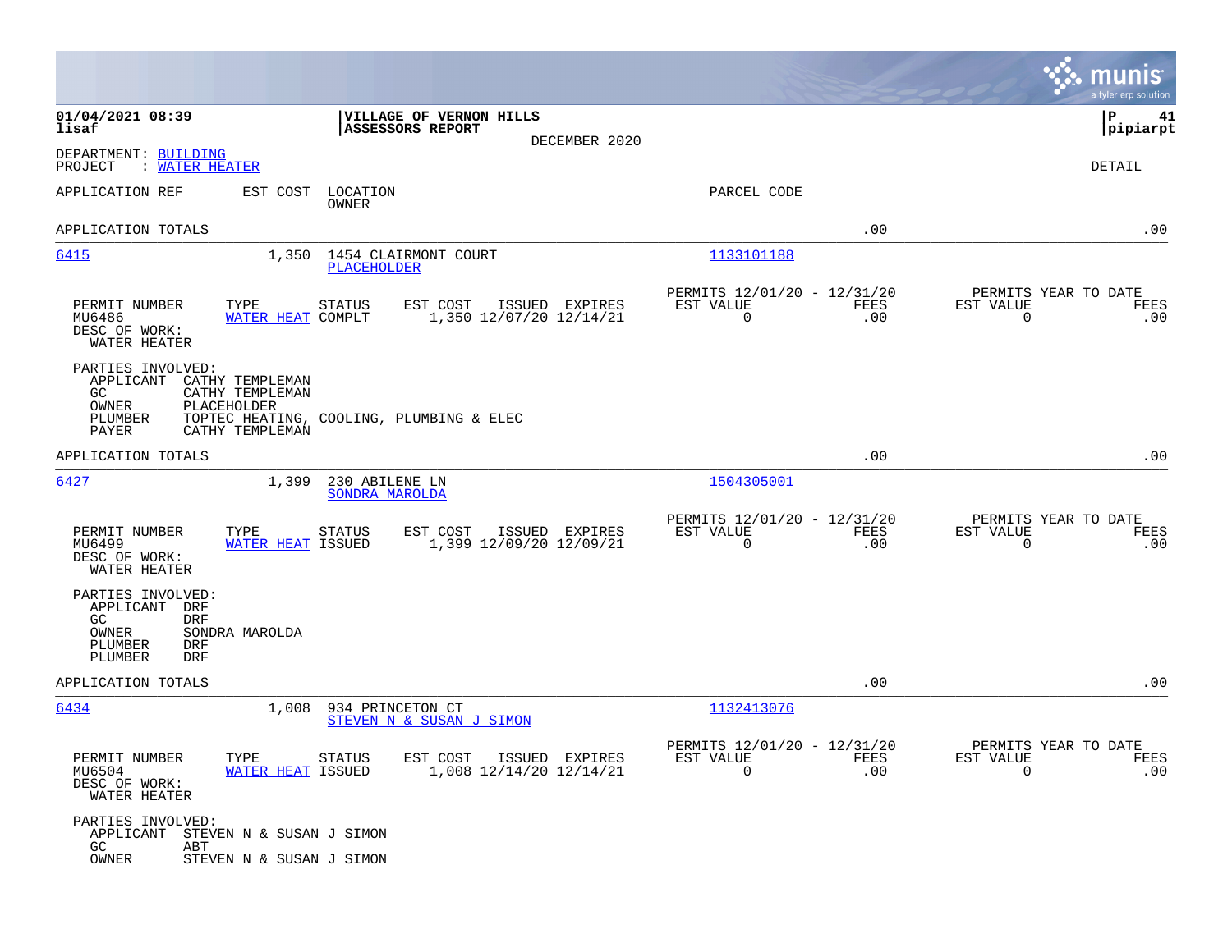**01/04/2021 08:39**
**lisaf**

**VILLAGE OF VERNON HILLS**
**ASSESSORS REPORT**
DECEMBER 2020

**P 41**
**pipiarpt**

DEPARTMENT: BUILDING
PROJECT : WATER HEATER

DETAIL

| APPLICATION REF | EST COST | LOCATION / OWNER | PARCEL CODE | | |
|---|---|---|---|---|---|
| APPLICATION TOTALS | | | | .00 | .00 |

---

**6415** — EST COST: 1,350 — 1454 CLAIRMONT COURT — PLACEHOLDER — PARCEL CODE: 1133101188

| PERMIT NUMBER | TYPE | STATUS | EST COST | ISSUED | EXPIRES | PERMITS 12/01/20 - 12/31/20 EST VALUE | FEES | PERMITS YEAR TO DATE EST VALUE | FEES |
|---|---|---|---|---|---|---|---|---|---|
| MU6486 | WATER HEAT | COMPLT | 1,350 | 12/07/20 | 12/14/21 | 0 | .00 | 0 | .00 |

DESC OF WORK:
WATER HEATER

PARTIES INVOLVED:
- APPLICANT CATHY TEMPLEMAN
- GC CATHY TEMPLEMAN
- OWNER PLACEHOLDER
- PLUMBER TOPTEC HEATING, COOLING, PLUMBING & ELEC
- PAYER CATHY TEMPLEMAN

APPLICATION TOTALS .00 .00

---

**6427** — EST COST: 1,399 — 230 ABILENE LN — SONDRA MAROLDA — PARCEL CODE: 1504305001

| PERMIT NUMBER | TYPE | STATUS | EST COST | ISSUED | EXPIRES | PERMITS 12/01/20 - 12/31/20 EST VALUE | FEES | PERMITS YEAR TO DATE EST VALUE | FEES |
|---|---|---|---|---|---|---|---|---|---|
| MU6499 | WATER HEAT | ISSUED | 1,399 | 12/09/20 | 12/09/21 | 0 | .00 | 0 | .00 |

DESC OF WORK:
WATER HEATER

PARTIES INVOLVED:
- APPLICANT DRF
- GC DRF
- OWNER SONDRA MAROLDA
- PLUMBER DRF
- PLUMBER DRF

APPLICATION TOTALS .00 .00

---

**6434** — EST COST: 1,008 — 934 PRINCETON CT — STEVEN N & SUSAN J SIMON — PARCEL CODE: 1132413076

| PERMIT NUMBER | TYPE | STATUS | EST COST | ISSUED | EXPIRES | PERMITS 12/01/20 - 12/31/20 EST VALUE | FEES | PERMITS YEAR TO DATE EST VALUE | FEES |
|---|---|---|---|---|---|---|---|---|---|
| MU6504 | WATER HEAT | ISSUED | 1,008 | 12/14/20 | 12/14/21 | 0 | .00 | 0 | .00 |

DESC OF WORK:
WATER HEATER

PARTIES INVOLVED:
- APPLICANT STEVEN N & SUSAN J SIMON
- GC ABT
- OWNER STEVEN N & SUSAN J SIMON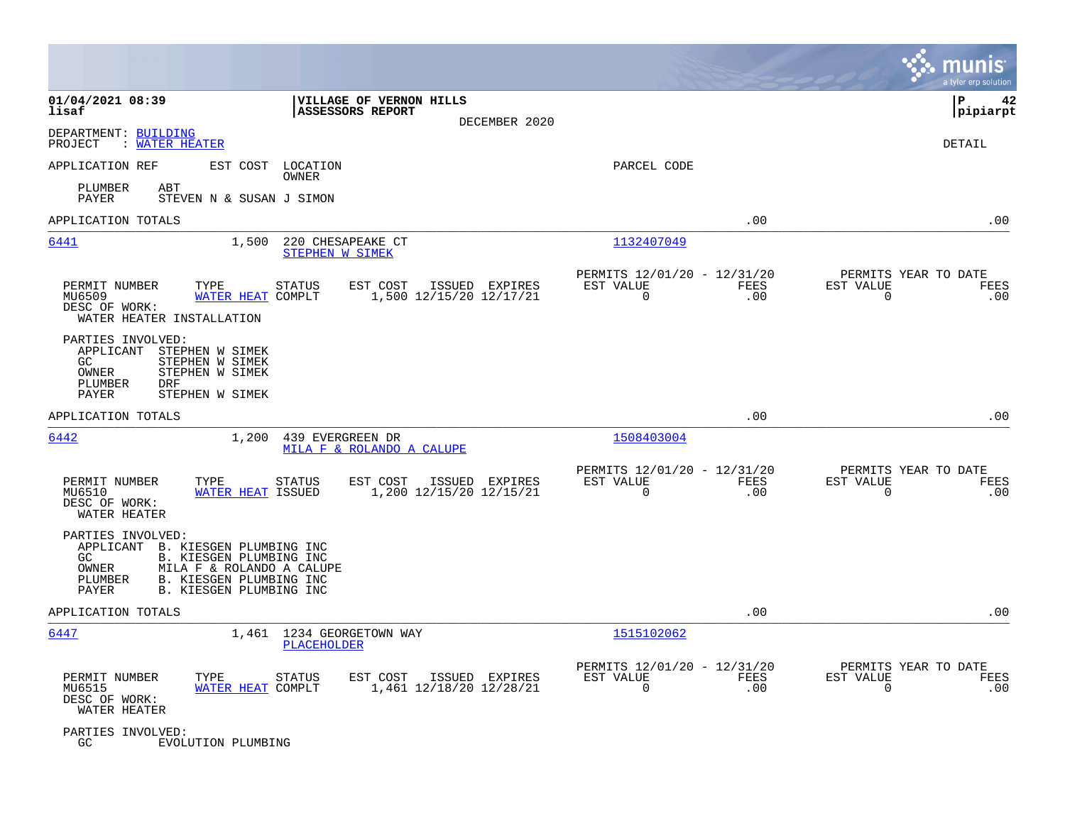01/04/2021 08:39 lisaf | VILLAGE OF VERNON HILLS ASSESSORS REPORT | DECEMBER 2020 | pipiarpt

DEPARTMENT: BUILDING
PROJECT : WATER HEATER

DETAIL

APPLICATION REF | EST COST | LOCATION / OWNER | PARCEL CODE

PLUMBER ABT
PAYER STEVEN N & SUSAN J SIMON

APPLICATION TOTALS .00 .00

---

**6441** | 1,500 | 220 CHESAPEAKE CT / STEPHEN W SIMEK | 1132407049

| PERMIT NUMBER | TYPE | STATUS | EST COST | ISSUED | EXPIRES | PERMITS 12/01/20 - 12/31/20 EST VALUE | FEES | PERMITS YEAR TO DATE EST VALUE | FEES |
|---|---|---|---|---|---|---|---|---|---|
| MU6509 | WATER HEAT | COMPLT | 1,500 | 12/15/20 | 12/17/21 | 0 | .00 | 0 | .00 |

DESC OF WORK:
WATER HEATER INSTALLATION

PARTIES INVOLVED:
- APPLICANT STEPHEN W SIMEK
- GC STEPHEN W SIMEK
- OWNER STEPHEN W SIMEK
- PLUMBER DRF
- PAYER STEPHEN W SIMEK

APPLICATION TOTALS .00 .00

---

**6442** | 1,200 | 439 EVERGREEN DR / MILA F & ROLANDO A CALUPE | 1508403004

| PERMIT NUMBER | TYPE | STATUS | EST COST | ISSUED | EXPIRES | PERMITS 12/01/20 - 12/31/20 EST VALUE | FEES | PERMITS YEAR TO DATE EST VALUE | FEES |
|---|---|---|---|---|---|---|---|---|---|
| MU6510 | WATER HEAT | ISSUED | 1,200 | 12/15/20 | 12/15/21 | 0 | .00 | 0 | .00 |

DESC OF WORK:
WATER HEATER

PARTIES INVOLVED:
- APPLICANT B. KIESGEN PLUMBING INC
- GC B. KIESGEN PLUMBING INC
- OWNER MILA F & ROLANDO A CALUPE
- PLUMBER B. KIESGEN PLUMBING INC
- PAYER B. KIESGEN PLUMBING INC

APPLICATION TOTALS .00 .00

---

**6447** | 1,461 | 1234 GEORGETOWN WAY / PLACEHOLDER | 1515102062

| PERMIT NUMBER | TYPE | STATUS | EST COST | ISSUED | EXPIRES | PERMITS 12/01/20 - 12/31/20 EST VALUE | FEES | PERMITS YEAR TO DATE EST VALUE | FEES |
|---|---|---|---|---|---|---|---|---|---|
| MU6515 | WATER HEAT | COMPLT | 1,461 | 12/18/20 | 12/28/21 | 0 | .00 | 0 | .00 |

DESC OF WORK:
WATER HEATER

PARTIES INVOLVED:
- GC EVOLUTION PLUMBING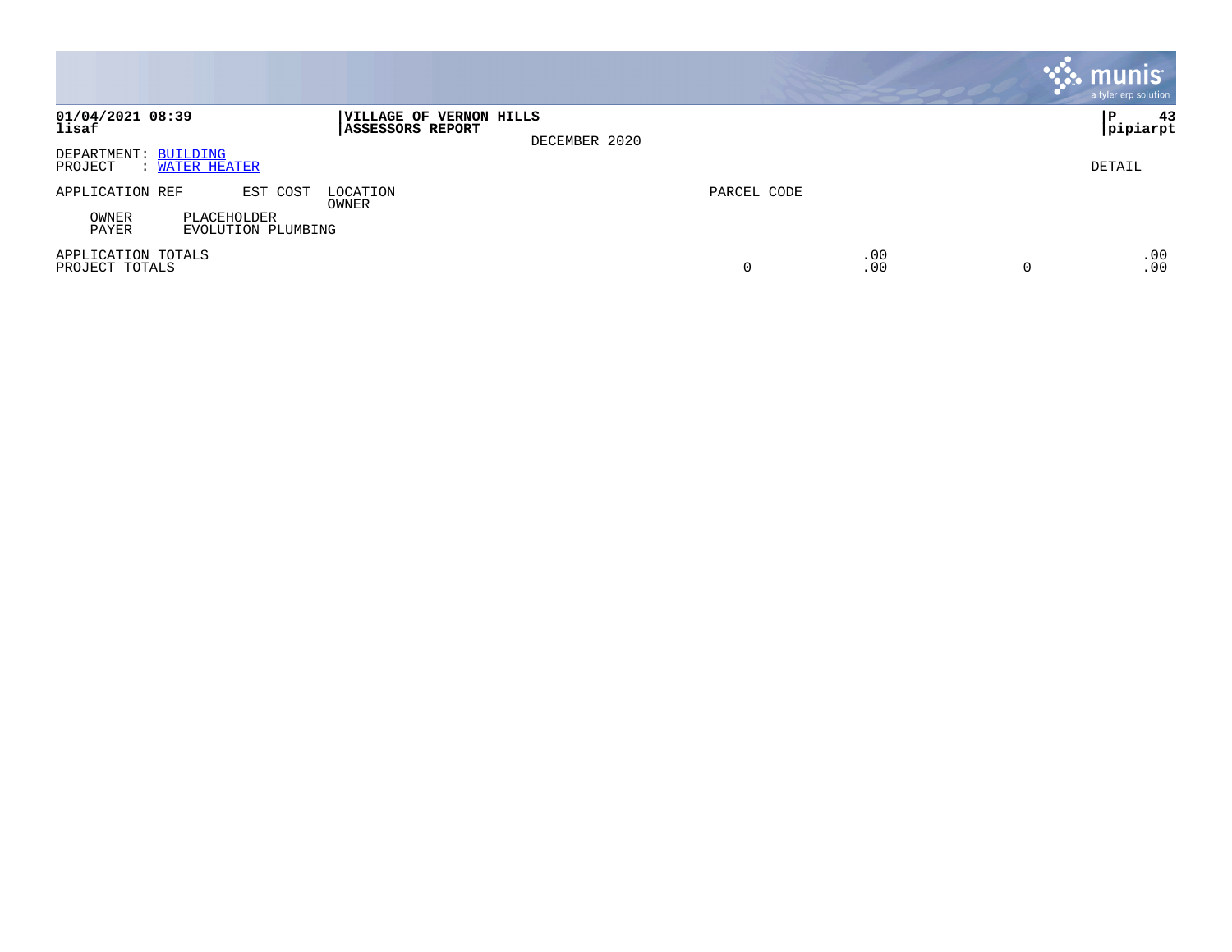**VILLAGE OF VERNON HILLS**
**ASSESSORS REPORT**

DECEMBER 2020

DEPARTMENT: BUILDING
PROJECT : WATER HEATER

DETAIL

| APPLICATION REF | EST COST | LOCATION / OWNER | PARCEL CODE | | | |
|---|---|---|---|---|---|---|
| OWNER | PLACEHOLDER | | | | | |
| PAYER | EVOLUTION PLUMBING | | | | | |
| APPLICATION TOTALS | | | | .00 | | .00 |
| PROJECT TOTALS | | | 0 | .00 | 0 | .00 |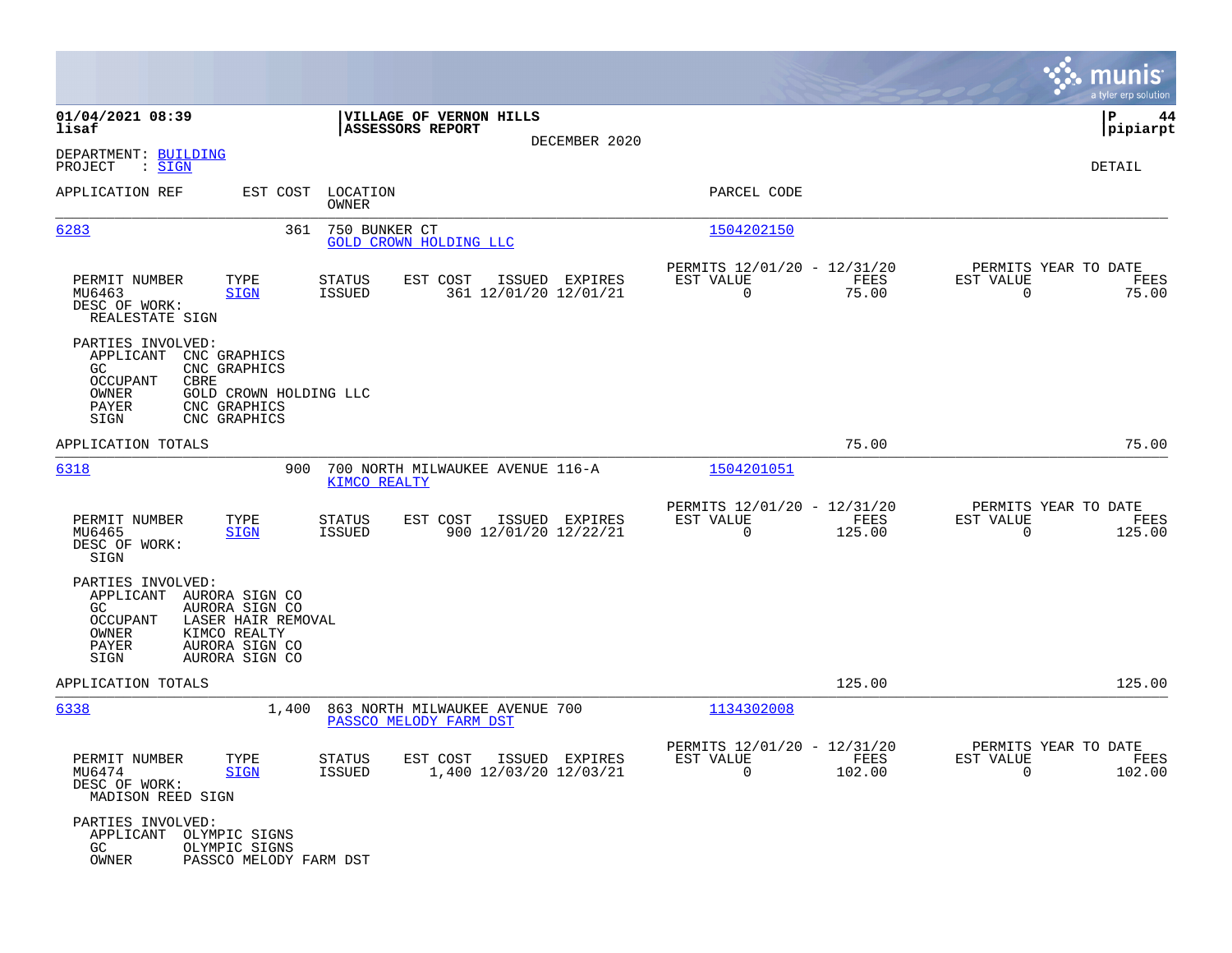**01/04/2021 08:39** | **VILLAGE OF VERNON HILLS** | **P 44**
**lisaf** | **ASSESSORS REPORT** | **pipiarpt**

DECEMBER 2020

DEPARTMENT: BUILDING
PROJECT : SIGN

DETAIL

| APPLICATION REF | EST COST | LOCATION / OWNER | PARCEL CODE |
|---|---|---|---|
| 6283 | 361 | 750 BUNKER CT / GOLD CROWN HOLDING LLC | 1504202150 |

| PERMIT NUMBER | TYPE | STATUS | EST COST | ISSUED | EXPIRES | PERMITS 12/01/20 - 12/31/20 EST VALUE | FEES | PERMITS YEAR TO DATE EST VALUE | FEES |
|---|---|---|---|---|---|---|---|---|---|
| MU6463 | SIGN | ISSUED | 361 | 12/01/20 | 12/01/21 | 0 | 75.00 | 0 | 75.00 |

DESC OF WORK:
REALESTATE SIGN

PARTIES INVOLVED:
- APPLICANT CNC GRAPHICS
- GC CNC GRAPHICS
- OCCUPANT CBRE
- OWNER GOLD CROWN HOLDING LLC
- PAYER CNC GRAPHICS
- SIGN CNC GRAPHICS

APPLICATION TOTALS 75.00 75.00

| APPLICATION REF | EST COST | LOCATION / OWNER | PARCEL CODE |
|---|---|---|---|
| 6318 | 900 | 700 NORTH MILWAUKEE AVENUE 116-A / KIMCO REALTY | 1504201051 |

| PERMIT NUMBER | TYPE | STATUS | EST COST | ISSUED | EXPIRES | PERMITS 12/01/20 - 12/31/20 EST VALUE | FEES | PERMITS YEAR TO DATE EST VALUE | FEES |
|---|---|---|---|---|---|---|---|---|---|
| MU6465 | SIGN | ISSUED | 900 | 12/01/20 | 12/22/21 | 0 | 125.00 | 0 | 125.00 |

DESC OF WORK:
SIGN

PARTIES INVOLVED:
- APPLICANT AURORA SIGN CO
- GC AURORA SIGN CO
- OCCUPANT LASER HAIR REMOVAL
- OWNER KIMCO REALTY
- PAYER AURORA SIGN CO
- SIGN AURORA SIGN CO

APPLICATION TOTALS 125.00 125.00

| APPLICATION REF | EST COST | LOCATION / OWNER | PARCEL CODE |
|---|---|---|---|
| 6338 | 1,400 | 863 NORTH MILWAUKEE AVENUE 700 / PASSCO MELODY FARM DST | 1134302008 |

| PERMIT NUMBER | TYPE | STATUS | EST COST | ISSUED | EXPIRES | PERMITS 12/01/20 - 12/31/20 EST VALUE | FEES | PERMITS YEAR TO DATE EST VALUE | FEES |
|---|---|---|---|---|---|---|---|---|---|
| MU6474 | SIGN | ISSUED | 1,400 | 12/03/20 | 12/03/21 | 0 | 102.00 | 0 | 102.00 |

DESC OF WORK:
MADISON REED SIGN

PARTIES INVOLVED:
- APPLICANT OLYMPIC SIGNS
- GC OLYMPIC SIGNS
- OWNER PASSCO MELODY FARM DST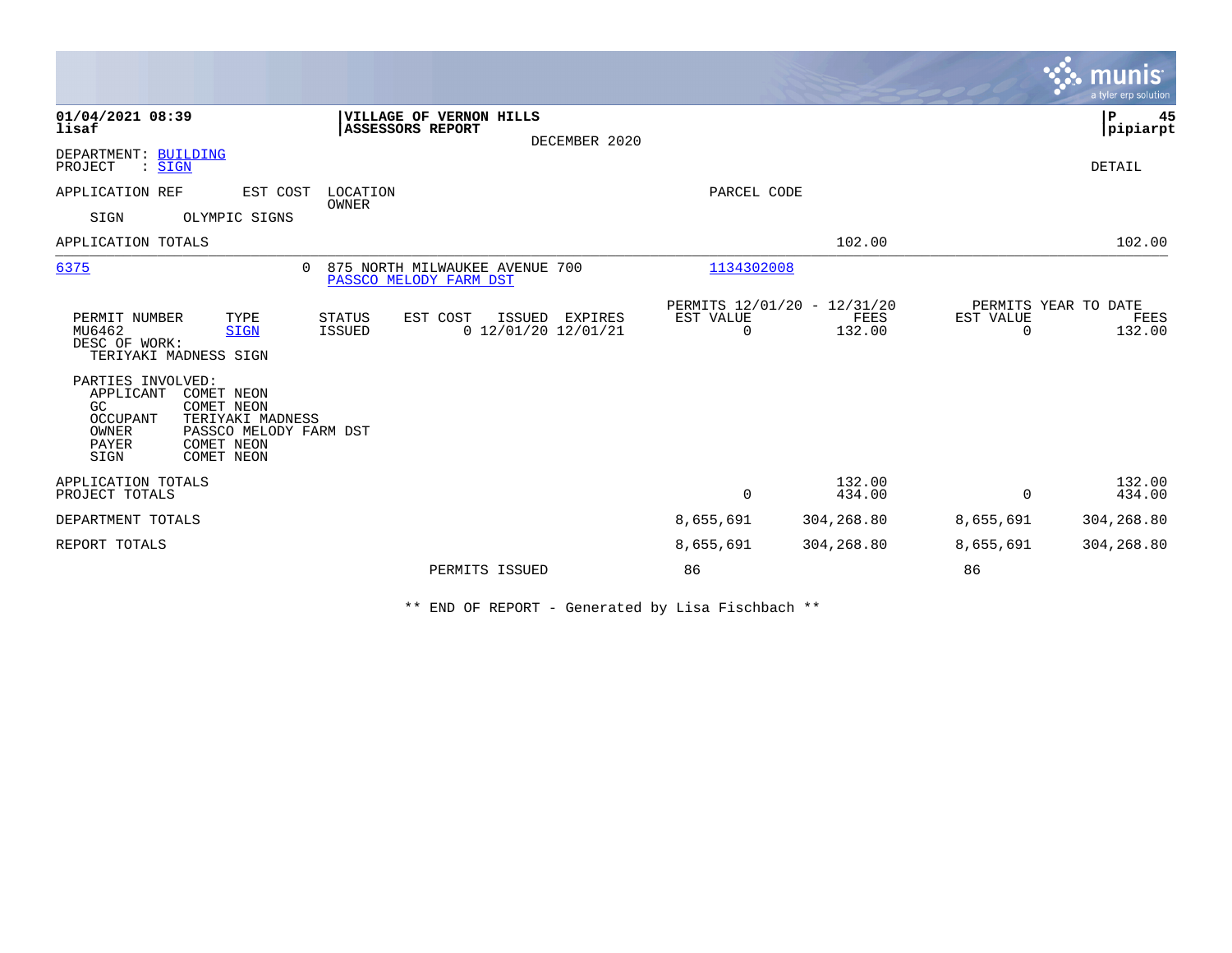01/04/2021 08:39
lisaf

**VILLAGE OF VERNON HILLS**
**ASSESSORS REPORT**

DECEMBER 2020

P 45
pipiarpt

DEPARTMENT: BUILDING
PROJECT : SIGN

DETAIL

| APPLICATION REF | EST COST | LOCATION / OWNER | PARCEL CODE | | | | |
|---|---|---|---|---|---|---|---|
| SIGN | OLYMPIC SIGNS | | | | | | |
| APPLICATION TOTALS | | | | | 102.00 | | 102.00 |
| 6375 | 0 | 875 NORTH MILWAUKEE AVENUE 700 / PASSCO MELODY FARM DST | 1134302008 | | | | |

| PERMIT NUMBER | TYPE | STATUS | EST COST | ISSUED | EXPIRES | PERMITS 12/01/20 - 12/31/20 EST VALUE | FEES | PERMITS YEAR TO DATE EST VALUE | FEES |
|---|---|---|---|---|---|---|---|---|---|
| MU6462 | SIGN | ISSUED | 0 | 12/01/20 | 12/01/21 | 0 | 132.00 | 0 | 132.00 |

DESC OF WORK:
TERIYAKI MADNESS SIGN

PARTIES INVOLVED:

| | |
|---|---|
| APPLICANT | COMET NEON |
| GC | COMET NEON |
| OCCUPANT | TERIYAKI MADNESS |
| OWNER | PASSCO MELODY FARM DST |
| PAYER | COMET NEON |
| SIGN | COMET NEON |

| | EST VALUE | FEES | EST VALUE | FEES |
|---|---|---|---|---|
| APPLICATION TOTALS | | 132.00 | | 132.00 |
| PROJECT TOTALS | 0 | 434.00 | 0 | 434.00 |
| DEPARTMENT TOTALS | 8,655,691 | 304,268.80 | 8,655,691 | 304,268.80 |
| REPORT TOTALS | 8,655,691 | 304,268.80 | 8,655,691 | 304,268.80 |
| PERMITS ISSUED | 86 | | 86 | |

** END OF REPORT - Generated by Lisa Fischbach **